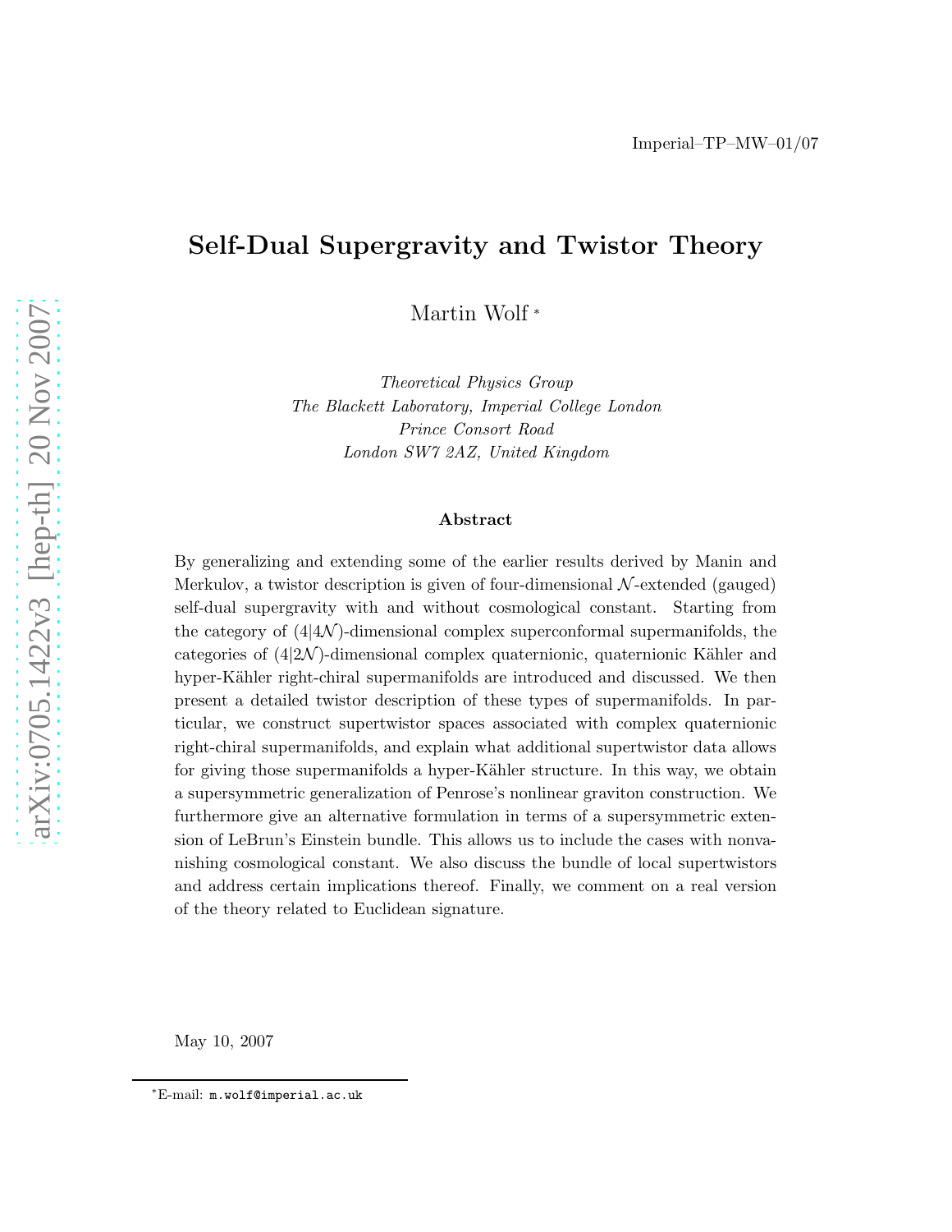Imperial–TP–MW–01/07

# Self-Dual Supergravity and Twistor Theory

Martin Wolf [*]

*Theoretical Physics Group*
*The Blackett Laboratory, Imperial College London*
*Prince Consort Road*
*London SW7 2AZ, United Kingdom*

### Abstract

By generalizing and extending some of the earlier results derived by Manin and Merkulov, a twistor description is given of four-dimensional $\mathcal{N}$-extended (gauged) self-dual supergravity with and without cosmological constant. Starting from the category of $(4|4\mathcal{N})$-dimensional complex superconformal supermanifolds, the categories of $(4|2\mathcal{N})$-dimensional complex quaternionic, quaternionic Kähler and hyper-Kähler right-chiral supermanifolds are introduced and discussed. We then present a detailed twistor description of these types of supermanifolds. In particular, we construct supertwistor spaces associated with complex quaternionic right-chiral supermanifolds, and explain what additional supertwistor data allows for giving those supermanifolds a hyper-Kähler structure. In this way, we obtain a supersymmetric generalization of Penrose's nonlinear graviton construction. We furthermore give an alternative formulation in terms of a supersymmetric extension of LeBrun's Einstein bundle. This allows us to include the cases with nonvanishing cosmological constant. We also discuss the bundle of local supertwistors and address certain implications thereof. Finally, we comment on a real version of the theory related to Euclidean signature.

May 10, 2007

[*] E-mail: m.wolf@imperial.ac.uk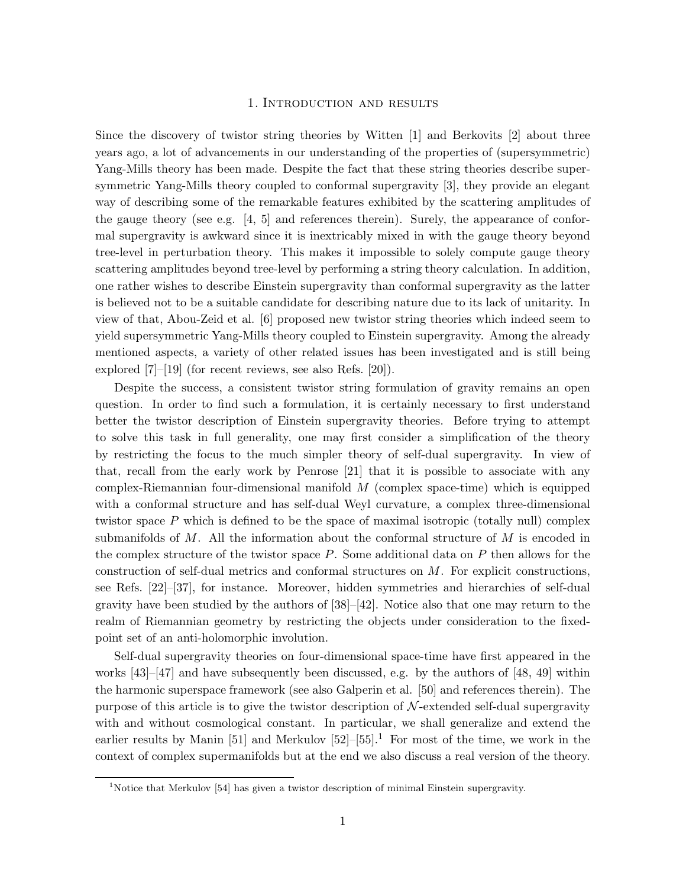# 1. Introduction and results

Since the discovery of twistor string theories by Witten [1] and Berkovits [2] about three years ago, a lot of advancements in our understanding of the properties of (supersymmetric) Yang-Mills theory has been made. Despite the fact that these string theories describe supersymmetric Yang-Mills theory coupled to conformal supergravity [3], they provide an elegant way of describing some of the remarkable features exhibited by the scattering amplitudes of the gauge theory (see e.g. [4, 5] and references therein). Surely, the appearance of conformal supergravity is awkward since it is inextricably mixed in with the gauge theory beyond tree-level in perturbation theory. This makes it impossible to solely compute gauge theory scattering amplitudes beyond tree-level by performing a string theory calculation. In addition, one rather wishes to describe Einstein supergravity than conformal supergravity as the latter is believed not to be a suitable candidate for describing nature due to its lack of unitarity. In view of that, Abou-Zeid et al. [6] proposed new twistor string theories which indeed seem to yield supersymmetric Yang-Mills theory coupled to Einstein supergravity. Among the already mentioned aspects, a variety of other related issues has been investigated and is still being explored [7]–[19] (for recent reviews, see also Refs. [20]).

Despite the success, a consistent twistor string formulation of gravity remains an open question. In order to find such a formulation, it is certainly necessary to first understand better the twistor description of Einstein supergravity theories. Before trying to attempt to solve this task in full generality, one may first consider a simplification of the theory by restricting the focus to the much simpler theory of self-dual supergravity. In view of that, recall from the early work by Penrose [21] that it is possible to associate with any complex-Riemannian four-dimensional manifold $M$ (complex space-time) which is equipped with a conformal structure and has self-dual Weyl curvature, a complex three-dimensional twistor space $P$ which is defined to be the space of maximal isotropic (totally null) complex submanifolds of $M$. All the information about the conformal structure of $M$ is encoded in the complex structure of the twistor space $P$. Some additional data on $P$ then allows for the construction of self-dual metrics and conformal structures on $M$. For explicit constructions, see Refs. [22]–[37], for instance. Moreover, hidden symmetries and hierarchies of self-dual gravity have been studied by the authors of [38]–[42]. Notice also that one may return to the realm of Riemannian geometry by restricting the objects under consideration to the fixed-point set of an anti-holomorphic involution.

Self-dual supergravity theories on four-dimensional space-time have first appeared in the works [43]–[47] and have subsequently been discussed, e.g. by the authors of [48, 49] within the harmonic superspace framework (see also Galperin et al. [50] and references therein). The purpose of this article is to give the twistor description of $\mathcal{N}$-extended self-dual supergravity with and without cosmological constant. In particular, we shall generalize and extend the earlier results by Manin [51] and Merkulov [52]–[55].[1] For most of the time, we work in the context of complex supermanifolds but at the end we also discuss a real version of the theory.

[1] Notice that Merkulov [54] has given a twistor description of minimal Einstein supergravity.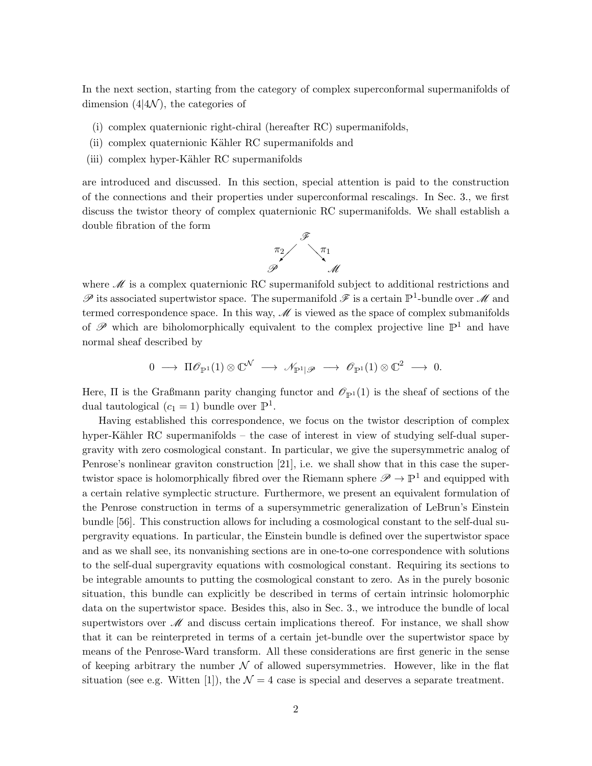In the next section, starting from the category of complex superconformal supermanifolds of dimension $(4|4\mathcal{N})$, the categories of

(i) complex quaternionic right-chiral (hereafter RC) supermanifolds,

(ii) complex quaternionic Kähler RC supermanifolds and

(iii) complex hyper-Kähler RC supermanifolds

are introduced and discussed. In this section, special attention is paid to the construction of the connections and their properties under superconformal rescalings. In Sec. 3., we first discuss the twistor theory of complex quaternionic RC supermanifolds. We shall establish a double fibration of the form

$$
\begin{array}{ccc}
 & \mathscr{F} & \\
\pi_2 \swarrow & & \searrow \pi_1 \\
\mathscr{P} & & \mathscr{M}
\end{array}
$$

where $\mathscr{M}$ is a complex quaternionic RC supermanifold subject to additional restrictions and $\mathscr{P}$ its associated supertwistor space. The supermanifold $\mathscr{F}$ is a certain $\mathbb{P}^1$-bundle over $\mathscr{M}$ and termed correspondence space. In this way, $\mathscr{M}$ is viewed as the space of complex submanifolds of $\mathscr{P}$ which are biholomorphically equivalent to the complex projective line $\mathbb{P}^1$ and have normal sheaf described by

$$
0 \longrightarrow \Pi\mathscr{O}_{\mathbb{P}^1}(1) \otimes \mathbb{C}^{\mathcal{N}} \longrightarrow \mathscr{N}_{\mathbb{P}^1|\mathscr{P}} \longrightarrow \mathscr{O}_{\mathbb{P}^1}(1) \otimes \mathbb{C}^2 \longrightarrow 0.
$$

Here, $\Pi$ is the Graßmann parity changing functor and $\mathscr{O}_{\mathbb{P}^1}(1)$ is the sheaf of sections of the dual tautological ($c_1 = 1$) bundle over $\mathbb{P}^1$.

Having established this correspondence, we focus on the twistor description of complex hyper-Kähler RC supermanifolds – the case of interest in view of studying self-dual supergravity with zero cosmological constant. In particular, we give the supersymmetric analog of Penrose's nonlinear graviton construction [21], i.e. we shall show that in this case the supertwistor space is holomorphically fibred over the Riemann sphere $\mathscr{P} \to \mathbb{P}^1$ and equipped with a certain relative symplectic structure. Furthermore, we present an equivalent formulation of the Penrose construction in terms of a supersymmetric generalization of LeBrun's Einstein bundle [56]. This construction allows for including a cosmological constant to the self-dual supergravity equations. In particular, the Einstein bundle is defined over the supertwistor space and as we shall see, its nonvanishing sections are in one-to-one correspondence with solutions to the self-dual supergravity equations with cosmological constant. Requiring its sections to be integrable amounts to putting the cosmological constant to zero. As in the purely bosonic situation, this bundle can explicitly be described in terms of certain intrinsic holomorphic data on the supertwistor space. Besides this, also in Sec. 3., we introduce the bundle of local supertwistors over $\mathscr{M}$ and discuss certain implications thereof. For instance, we shall show that it can be reinterpreted in terms of a certain jet-bundle over the supertwistor space by means of the Penrose-Ward transform. All these considerations are first generic in the sense of keeping arbitrary the number $\mathcal{N}$ of allowed supersymmetries. However, like in the flat situation (see e.g. Witten [1]), the $\mathcal{N} = 4$ case is special and deserves a separate treatment.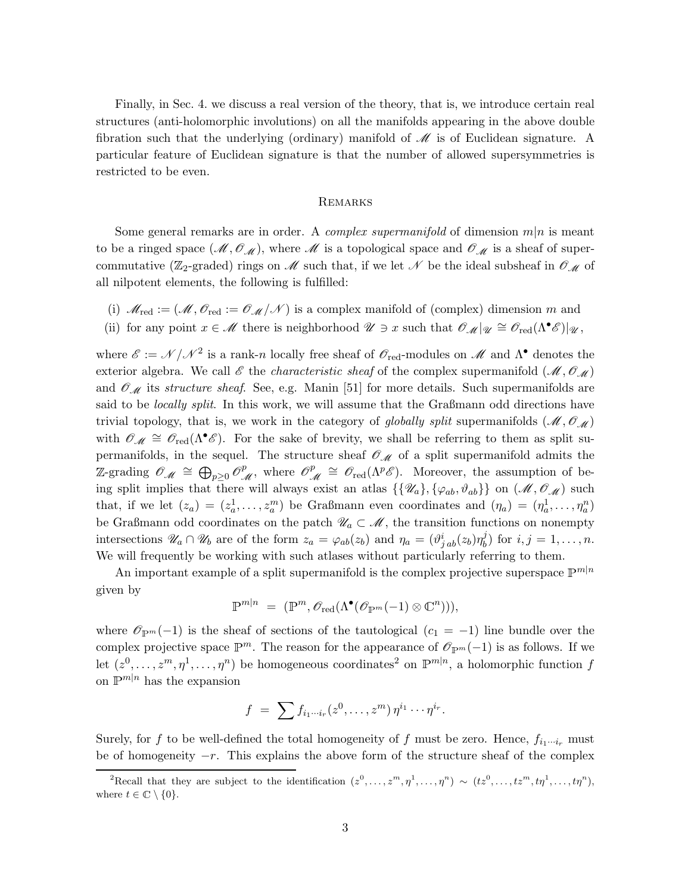Finally, in Sec. 4. we discuss a real version of the theory, that is, we introduce certain real structures (anti-holomorphic involutions) on all the manifolds appearing in the above double fibration such that the underlying (ordinary) manifold of $\mathscr{M}$ is of Euclidean signature. A particular feature of Euclidean signature is that the number of allowed supersymmetries is restricted to be even.

## Remarks

Some general remarks are in order. A *complex supermanifold* of dimension $m|n$ is meant to be a ringed space $(\mathscr{M}, \mathscr{O}_{\mathscr{M}})$, where $\mathscr{M}$ is a topological space and $\mathscr{O}_{\mathscr{M}}$ is a sheaf of supercommutative ($\mathbb{Z}_2$-graded) rings on $\mathscr{M}$ such that, if we let $\mathscr{N}$ be the ideal subsheaf in $\mathscr{O}_{\mathscr{M}}$ of all nilpotent elements, the following is fulfilled:

(i) $\mathscr{M}_{\rm red} := (\mathscr{M}, \mathscr{O}_{\rm red} := \mathscr{O}_{\mathscr{M}}/\mathscr{N})$ is a complex manifold of (complex) dimension $m$ and

(ii) for any point $x \in \mathscr{M}$ there is neighborhood $\mathscr{U} \ni x$ such that $\mathscr{O}_{\mathscr{M}}|_{\mathscr{U}} \cong \mathscr{O}_{\rm red}(\Lambda^\bullet \mathscr{E})|_{\mathscr{U}}$,

where $\mathscr{E} := \mathscr{N}/\mathscr{N}^2$ is a rank-$n$ locally free sheaf of $\mathscr{O}_{\rm red}$-modules on $\mathscr{M}$ and $\Lambda^\bullet$ denotes the exterior algebra. We call $\mathscr{E}$ the *characteristic sheaf* of the complex supermanifold $(\mathscr{M}, \mathscr{O}_{\mathscr{M}})$ and $\mathscr{O}_{\mathscr{M}}$ its *structure sheaf*. See, e.g. Manin [51] for more details. Such supermanifolds are said to be *locally split*. In this work, we will assume that the Graßmann odd directions have trivial topology, that is, we work in the category of *globally split* supermanifolds $(\mathscr{M}, \mathscr{O}_{\mathscr{M}})$ with $\mathscr{O}_{\mathscr{M}} \cong \mathscr{O}_{\rm red}(\Lambda^\bullet \mathscr{E})$. For the sake of brevity, we shall be referring to them as split supermanifolds, in the sequel. The structure sheaf $\mathscr{O}_{\mathscr{M}}$ of a split supermanifold admits the $\mathbb{Z}$-grading $\mathscr{O}_{\mathscr{M}} \cong \bigoplus_{p\geq 0} \mathscr{O}^p_{\mathscr{M}}$, where $\mathscr{O}^p_{\mathscr{M}} \cong \mathscr{O}_{\rm red}(\Lambda^p \mathscr{E})$. Moreover, the assumption of being split implies that there will always exist an atlas $\{\{\mathscr{U}_a\}, \{\varphi_{ab}, \vartheta_{ab}\}\}$ on $(\mathscr{M}, \mathscr{O}_{\mathscr{M}})$ such that, if we let $(z_a) = (z^1_a, \ldots, z^m_a)$ be Graßmann even coordinates and $(\eta_a) = (\eta^1_a, \ldots, \eta^n_a)$ be Graßmann odd coordinates on the patch $\mathscr{U}_a \subset \mathscr{M}$, the transition functions on nonempty intersections $\mathscr{U}_a \cap \mathscr{U}_b$ are of the form $z_a = \varphi_{ab}(z_b)$ and $\eta_a = (\vartheta^i_{j\,ab}(z_b)\eta^j_b)$ for $i, j = 1, \ldots, n$. We will frequently be working with such atlases without particularly referring to them.

An important example of a split supermanifold is the complex projective superspace $\mathbb{P}^{m|n}$ given by

$$\mathbb{P}^{m|n} \;=\; (\mathbb{P}^m, \mathscr{O}_{\rm red}(\Lambda^\bullet(\mathscr{O}_{\mathbb{P}^m}(-1) \otimes \mathbb{C}^n))),$$

where $\mathscr{O}_{\mathbb{P}^m}(-1)$ is the sheaf of sections of the tautological ($c_1 = -1$) line bundle over the complex projective space $\mathbb{P}^m$. The reason for the appearance of $\mathscr{O}_{\mathbb{P}^m}(-1)$ is as follows. If we let $(z^0, \ldots, z^m, \eta^1, \ldots, \eta^n)$ be homogeneous coordinates[2] on $\mathbb{P}^{m|n}$, a holomorphic function $f$ on $\mathbb{P}^{m|n}$ has the expansion

$$f \;=\; \sum f_{i_1\cdots i_r}(z^0, \ldots, z^m)\, \eta^{i_1} \cdots \eta^{i_r}.$$

Surely, for $f$ to be well-defined the total homogeneity of $f$ must be zero. Hence, $f_{i_1\cdots i_r}$ must be of homogeneity $-r$. This explains the above form of the structure sheaf of the complex

[2] Recall that they are subject to the identification $(z^0, \ldots, z^m, \eta^1, \ldots, \eta^n) \sim (tz^0, \ldots, tz^m, t\eta^1, \ldots, t\eta^n)$, where $t \in \mathbb{C} \setminus \{0\}$.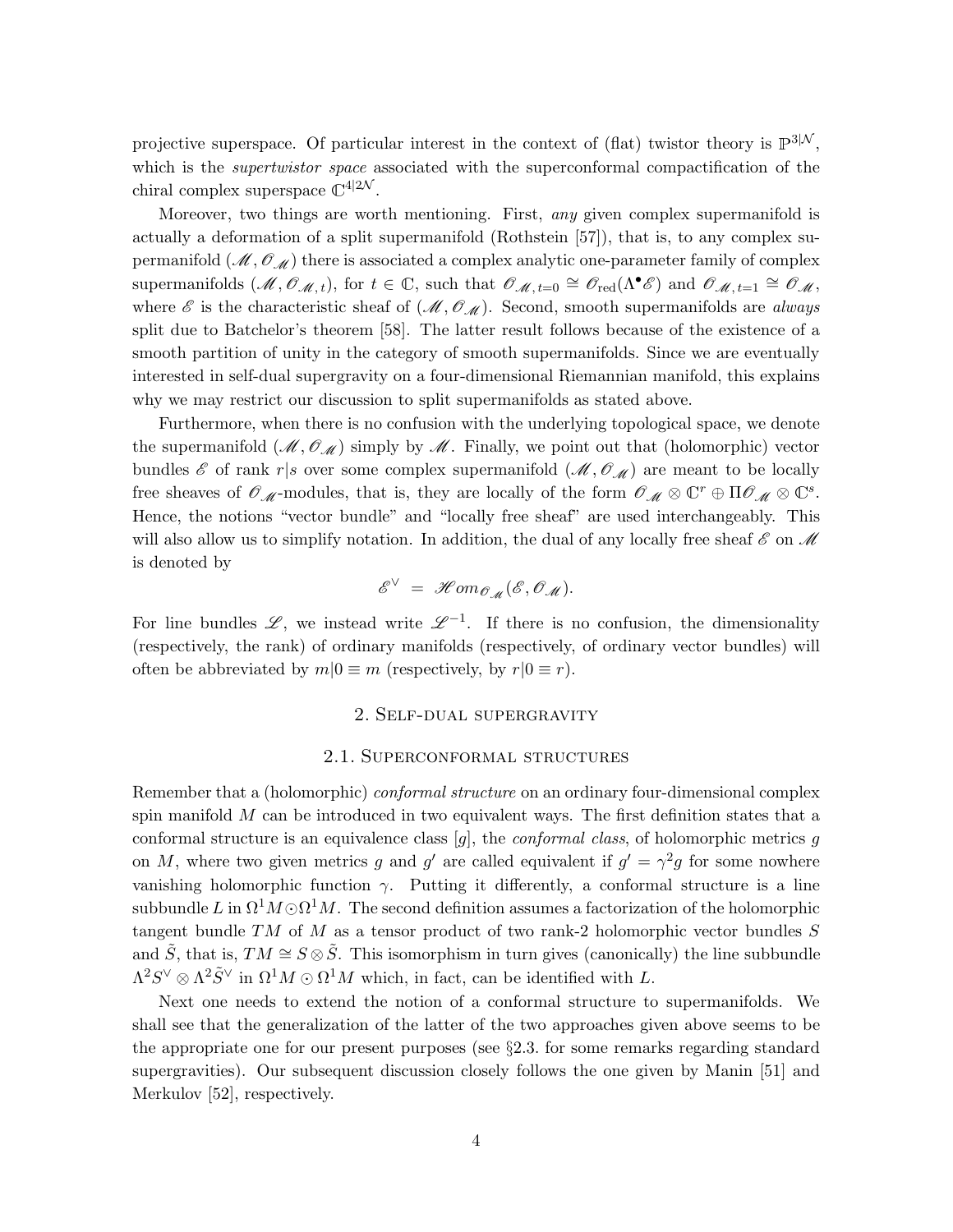projective superspace. Of particular interest in the context of (flat) twistor theory is $\mathbb{P}^{3|\mathcal{N}}$, which is the *supertwistor space* associated with the superconformal compactification of the chiral complex superspace $\mathbb{C}^{4|2\mathcal{N}}$.

Moreover, two things are worth mentioning. First, *any* given complex supermanifold is actually a deformation of a split supermanifold (Rothstein [57]), that is, to any complex supermanifold $(\mathscr{M}, \mathscr{O}_{\mathscr{M}})$ there is associated a complex analytic one-parameter family of complex supermanifolds $(\mathscr{M}, \mathscr{O}_{\mathscr{M},t})$, for $t \in \mathbb{C}$, such that $\mathscr{O}_{\mathscr{M},t=0} \cong \mathscr{O}_{\rm red}(\Lambda^\bullet \mathscr{E})$ and $\mathscr{O}_{\mathscr{M},t=1} \cong \mathscr{O}_{\mathscr{M}}$, where $\mathscr{E}$ is the characteristic sheaf of $(\mathscr{M}, \mathscr{O}_{\mathscr{M}})$. Second, smooth supermanifolds are *always* split due to Batchelor's theorem [58]. The latter result follows because of the existence of a smooth partition of unity in the category of smooth supermanifolds. Since we are eventually interested in self-dual supergravity on a four-dimensional Riemannian manifold, this explains why we may restrict our discussion to split supermanifolds as stated above.

Furthermore, when there is no confusion with the underlying topological space, we denote the supermanifold $(\mathscr{M}, \mathscr{O}_{\mathscr{M}})$ simply by $\mathscr{M}$. Finally, we point out that (holomorphic) vector bundles $\mathscr{E}$ of rank $r|s$ over some complex supermanifold $(\mathscr{M}, \mathscr{O}_{\mathscr{M}})$ are meant to be locally free sheaves of $\mathscr{O}_{\mathscr{M}}$-modules, that is, they are locally of the form $\mathscr{O}_{\mathscr{M}} \otimes \mathbb{C}^r \oplus \Pi\mathscr{O}_{\mathscr{M}} \otimes \mathbb{C}^s$. Hence, the notions "vector bundle" and "locally free sheaf" are used interchangeably. This will also allow us to simplify notation. In addition, the dual of any locally free sheaf $\mathscr{E}$ on $\mathscr{M}$ is denoted by

$$\mathscr{E}^\vee \;=\; \mathscr{H}om_{\mathscr{O}_{\mathscr{M}}}(\mathscr{E}, \mathscr{O}_{\mathscr{M}}).$$

For line bundles $\mathscr{L}$, we instead write $\mathscr{L}^{-1}$. If there is no confusion, the dimensionality (respectively, the rank) of ordinary manifolds (respectively, of ordinary vector bundles) will often be abbreviated by $m|0 \equiv m$ (respectively, by $r|0 \equiv r$).

## 2. Self-dual supergravity

### 2.1. Superconformal structures

Remember that a (holomorphic) *conformal structure* on an ordinary four-dimensional complex spin manifold $M$ can be introduced in two equivalent ways. The first definition states that a conformal structure is an equivalence class $[g]$, the *conformal class*, of holomorphic metrics $g$ on $M$, where two given metrics $g$ and $g'$ are called equivalent if $g' = \gamma^2 g$ for some nowhere vanishing holomorphic function $\gamma$. Putting it differently, a conformal structure is a line subbundle $L$ in $\Omega^1 M \odot \Omega^1 M$. The second definition assumes a factorization of the holomorphic tangent bundle $TM$ of $M$ as a tensor product of two rank-2 holomorphic vector bundles $S$ and $\tilde{S}$, that is, $TM \cong S \otimes \tilde{S}$. This isomorphism in turn gives (canonically) the line subbundle $\Lambda^2 S^\vee \otimes \Lambda^2 \tilde{S}^\vee$ in $\Omega^1 M \odot \Omega^1 M$ which, in fact, can be identified with $L$.

Next one needs to extend the notion of a conformal structure to supermanifolds. We shall see that the generalization of the latter of the two approaches given above seems to be the appropriate one for our present purposes (see §2.3. for some remarks regarding standard supergravities). Our subsequent discussion closely follows the one given by Manin [51] and Merkulov [52], respectively.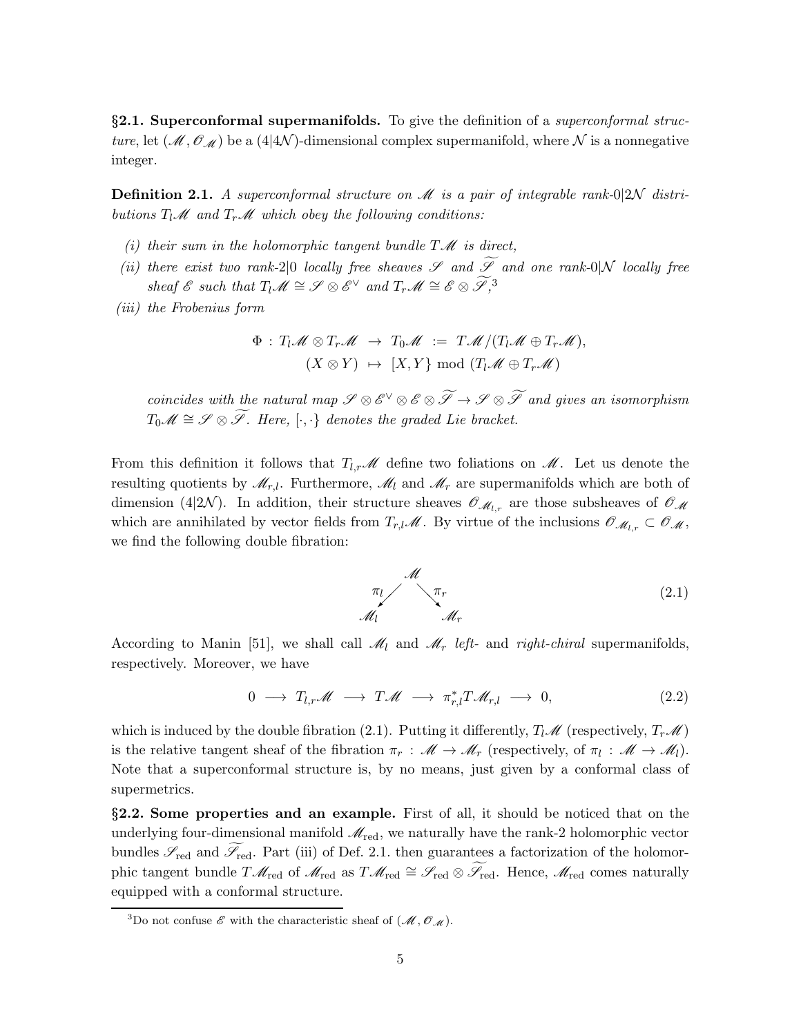**§2.1. Superconformal supermanifolds.** To give the definition of a *superconformal structure*, let $(\mathscr{M}, \mathcal{O}_{\mathscr{M}})$ be a $(4|4\mathcal{N})$-dimensional complex supermanifold, where $\mathcal{N}$ is a nonnegative integer.

**Definition 2.1.** *A superconformal structure on $\mathscr{M}$ is a pair of integrable rank-$0|2\mathcal{N}$ distributions $T_l\mathscr{M}$ and $T_r\mathscr{M}$ which obey the following conditions:*

*(i) their sum in the holomorphic tangent bundle $T\mathscr{M}$ is direct,*

*(ii) there exist two rank-$2|0$ locally free sheaves $\mathscr{S}$ and $\widetilde{\mathscr{S}}$ and one rank-$0|\mathcal{N}$ locally free sheaf $\mathscr{E}$ such that $T_l\mathscr{M} \cong \mathscr{S} \otimes \mathscr{E}^\vee$ and $T_r\mathscr{M} \cong \mathscr{E} \otimes \widetilde{\mathscr{S}}$,*[3]

*(iii) the Frobenius form*

$$\begin{aligned} \Phi \,:\, T_l\mathscr{M} \otimes T_r\mathscr{M} \;&\to\; T_0\mathscr{M} \;:=\; T\mathscr{M}/(T_l\mathscr{M} \oplus T_r\mathscr{M}), \\ (X \otimes Y) \;&\mapsto\; [X, Y\} \bmod (T_l\mathscr{M} \oplus T_r\mathscr{M}) \end{aligned}$$

*coincides with the natural map $\mathscr{S} \otimes \mathscr{E}^\vee \otimes \mathscr{E} \otimes \widetilde{\mathscr{S}} \to \mathscr{S} \otimes \widetilde{\mathscr{S}}$ and gives an isomorphism $T_0\mathscr{M} \cong \mathscr{S} \otimes \widetilde{\mathscr{S}}$. Here, $[\cdot,\cdot\}$ denotes the graded Lie bracket.*

From this definition it follows that $T_{l,r}\mathscr{M}$ define two foliations on $\mathscr{M}$. Let us denote the resulting quotients by $\mathscr{M}_{r,l}$. Furthermore, $\mathscr{M}_l$ and $\mathscr{M}_r$ are supermanifolds which are both of dimension $(4|2\mathcal{N})$. In addition, their structure sheaves $\mathcal{O}_{\mathscr{M}_{l,r}}$ are those subsheaves of $\mathcal{O}_{\mathscr{M}}$ which are annihilated by vector fields from $T_{r,l}\mathscr{M}$. By virtue of the inclusions $\mathcal{O}_{\mathscr{M}_{l,r}} \subset \mathcal{O}_{\mathscr{M}}$, we find the following double fibration:

$$\begin{array}{ccccc} & & \mathscr{M} & & \\ & \pi_l \swarrow & & \searrow \pi_r & \\ \mathscr{M}_l & & & & \mathscr{M}_r \end{array} \tag{2.1}$$

According to Manin [51], we shall call $\mathscr{M}_l$ and $\mathscr{M}_r$ *left-* and *right-chiral* supermanifolds, respectively. Moreover, we have

$$0 \;\longrightarrow\; T_{l,r}\mathscr{M} \;\longrightarrow\; T\mathscr{M} \;\longrightarrow\; \pi^*_{r,l}T\mathscr{M}_{r,l} \;\longrightarrow\; 0, \tag{2.2}$$

which is induced by the double fibration (2.1). Putting it differently, $T_l\mathscr{M}$ (respectively, $T_r\mathscr{M}$) is the relative tangent sheaf of the fibration $\pi_r : \mathscr{M} \to \mathscr{M}_r$ (respectively, of $\pi_l : \mathscr{M} \to \mathscr{M}_l$). Note that a superconformal structure is, by no means, just given by a conformal class of supermetrics.

**§2.2. Some properties and an example.** First of all, it should be noticed that on the underlying four-dimensional manifold $\mathscr{M}_{\rm red}$, we naturally have the rank-2 holomorphic vector bundles $\mathscr{S}_{\rm red}$ and $\widetilde{\mathscr{S}}_{\rm red}$. Part (iii) of Def. 2.1. then guarantees a factorization of the holomorphic tangent bundle $T\mathscr{M}_{\rm red}$ of $\mathscr{M}_{\rm red}$ as $T\mathscr{M}_{\rm red} \cong \mathscr{S}_{\rm red} \otimes \widetilde{\mathscr{S}}_{\rm red}$. Hence, $\mathscr{M}_{\rm red}$ comes naturally equipped with a conformal structure.

[3] Do not confuse $\mathscr{E}$ with the characteristic sheaf of $(\mathscr{M}, \mathcal{O}_{\mathscr{M}})$.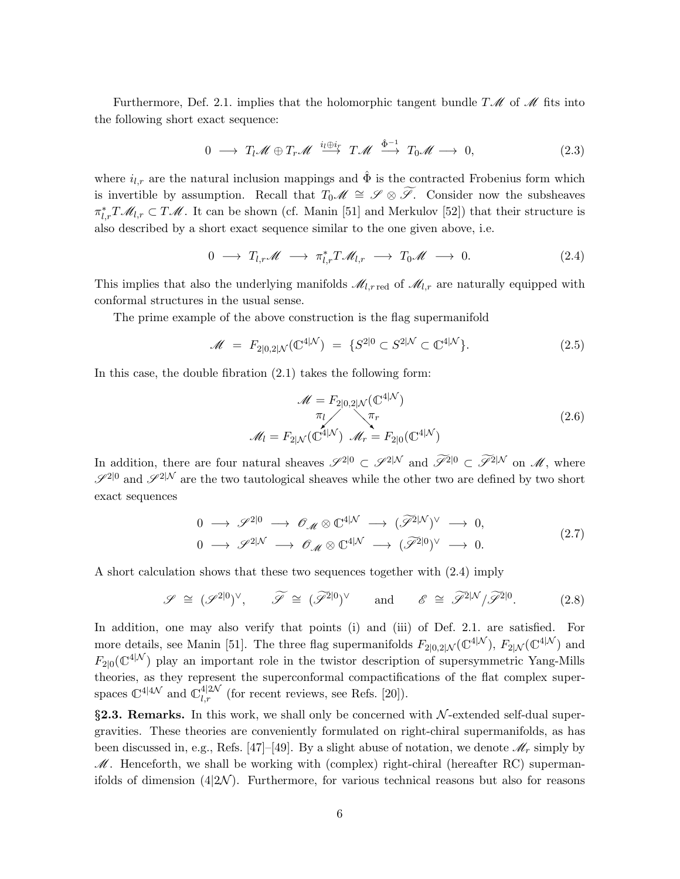Furthermore, Def. 2.1. implies that the holomorphic tangent bundle $T\mathscr{M}$ of $\mathscr{M}$ fits into the following short exact sequence:

$$0 \longrightarrow T_l\mathscr{M} \oplus T_r\mathscr{M} \stackrel{i_l \oplus i_r}{\longrightarrow} T\mathscr{M} \stackrel{\hat{\Phi}^{-1}}{\longrightarrow} T_0\mathscr{M} \longrightarrow 0, \tag{2.3}$$

where $i_{l,r}$ are the natural inclusion mappings and $\hat{\Phi}$ is the contracted Frobenius form which is invertible by assumption. Recall that $T_0\mathscr{M} \cong \mathscr{S} \otimes \widetilde{\mathscr{S}}$. Consider now the subsheaves $\pi^*_{l,r}T\mathscr{M}_{l,r} \subset T\mathscr{M}$. It can be shown (cf. Manin [51] and Merkulov [52]) that their structure is also described by a short exact sequence similar to the one given above, i.e.

$$0 \longrightarrow T_{l,r}\mathscr{M} \longrightarrow \pi^*_{l,r}T\mathscr{M}_{l,r} \longrightarrow T_0\mathscr{M} \longrightarrow 0. \tag{2.4}$$

This implies that also the underlying manifolds $\mathscr{M}_{l,r\,\mathrm{red}}$ of $\mathscr{M}_{l,r}$ are naturally equipped with conformal structures in the usual sense.

The prime example of the above construction is the flag supermanifold

$$\mathscr{M} \;=\; F_{2|0,2|\mathcal{N}}(\mathbb{C}^{4|\mathcal{N}}) \;=\; \{S^{2|0} \subset S^{2|\mathcal{N}} \subset \mathbb{C}^{4|\mathcal{N}}\}. \tag{2.5}$$

In this case, the double fibration (2.1) takes the following form:

$$\begin{array}{ccc} & \mathscr{M} = F_{2|0,2|\mathcal{N}}(\mathbb{C}^{4|\mathcal{N}}) & \\ & \pi_l \swarrow \quad \searrow \pi_r & \\ \mathscr{M}_l = F_{2|\mathcal{N}}(\mathbb{C}^{4|\mathcal{N}}) & & \mathscr{M}_r = F_{2|0}(\mathbb{C}^{4|\mathcal{N}}) \end{array} \tag{2.6}$$

In addition, there are four natural sheaves $\mathscr{S}^{2|0} \subset \mathscr{S}^{2|\mathcal{N}}$ and $\widetilde{\mathscr{S}}^{2|0} \subset \widetilde{\mathscr{S}}^{2|\mathcal{N}}$ on $\mathscr{M}$, where $\mathscr{S}^{2|0}$ and $\mathscr{S}^{2|\mathcal{N}}$ are the two tautological sheaves while the other two are defined by two short exact sequences

$$\begin{aligned} 0 \longrightarrow \mathscr{S}^{2|0} \longrightarrow \mathscr{O}_{\mathscr{M}} \otimes \mathbb{C}^{4|\mathcal{N}} \longrightarrow (\widetilde{\mathscr{S}}^{2|\mathcal{N}})^\vee \longrightarrow 0,\\ 0 \longrightarrow \mathscr{S}^{2|\mathcal{N}} \longrightarrow \mathscr{O}_{\mathscr{M}} \otimes \mathbb{C}^{4|\mathcal{N}} \longrightarrow (\widetilde{\mathscr{S}}^{2|0})^\vee \longrightarrow 0. \end{aligned} \tag{2.7}$$

A short calculation shows that these two sequences together with (2.4) imply

$$\mathscr{S} \;\cong\; (\mathscr{S}^{2|0})^\vee, \qquad \widetilde{\mathscr{S}} \;\cong\; (\widetilde{\mathscr{S}}^{2|0})^\vee \qquad \text{and} \qquad \mathscr{E} \;\cong\; \widetilde{\mathscr{S}}^{2|\mathcal{N}}/\widetilde{\mathscr{S}}^{2|0}. \tag{2.8}$$

In addition, one may also verify that points (i) and (iii) of Def. 2.1. are satisfied. For more details, see Manin [51]. The three flag supermanifolds $F_{2|0,2|\mathcal{N}}(\mathbb{C}^{4|\mathcal{N}})$, $F_{2|\mathcal{N}}(\mathbb{C}^{4|\mathcal{N}})$ and $F_{2|0}(\mathbb{C}^{4|\mathcal{N}})$ play an important role in the twistor description of supersymmetric Yang-Mills theories, as they represent the superconformal compactifications of the flat complex superspaces $\mathbb{C}^{4|4\mathcal{N}}$ and $\mathbb{C}^{4|2\mathcal{N}}_{l,r}$ (for recent reviews, see Refs. [20]).

**§2.3. Remarks.** In this work, we shall only be concerned with $\mathcal{N}$-extended self-dual supergravities. These theories are conveniently formulated on right-chiral supermanifolds, as has been discussed in, e.g., Refs. [47]–[49]. By a slight abuse of notation, we denote $\mathscr{M}_r$ simply by $\mathscr{M}$. Henceforth, we shall be working with (complex) right-chiral (hereafter RC) supermanifolds of dimension $(4|2\mathcal{N})$. Furthermore, for various technical reasons but also for reasons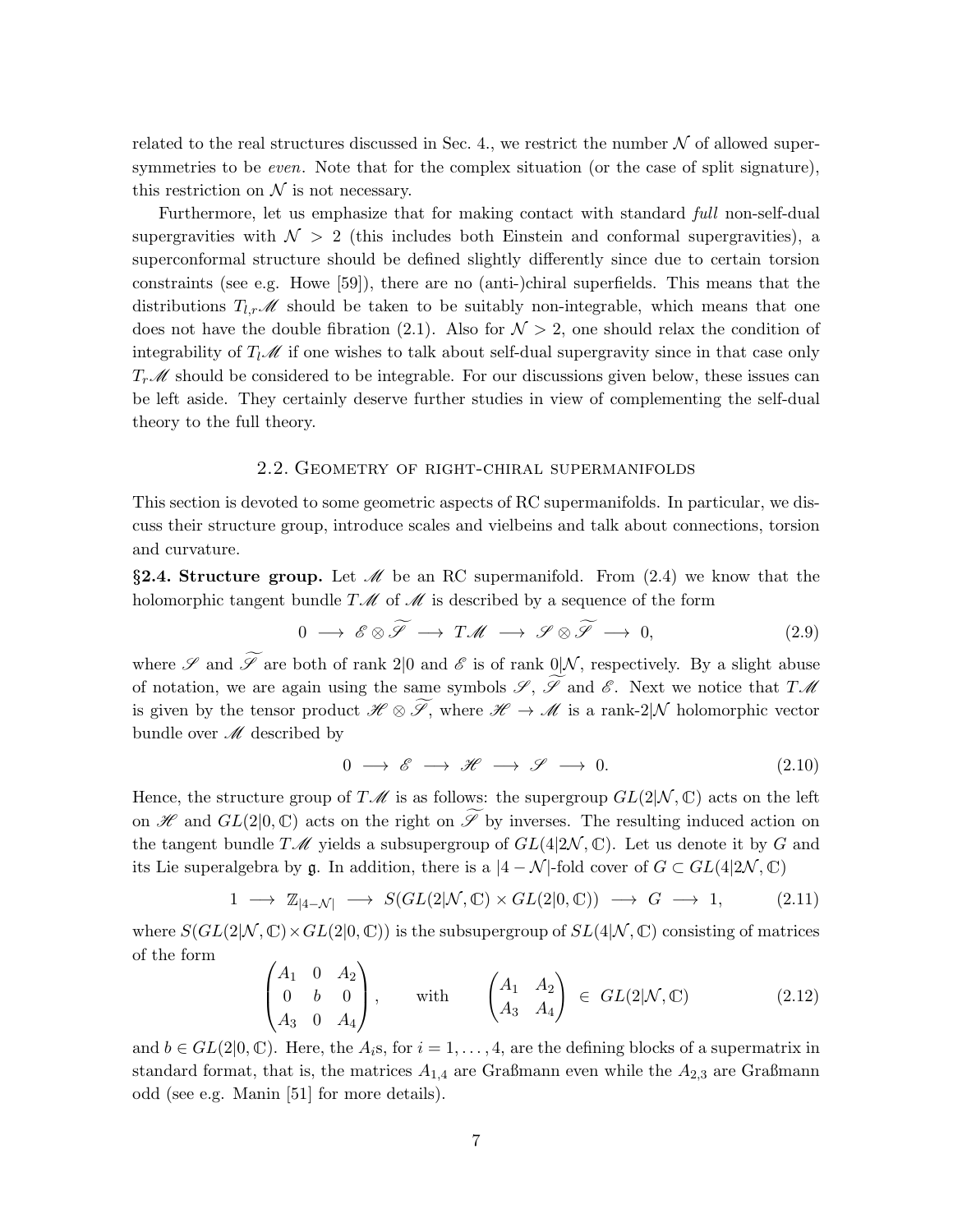related to the real structures discussed in Sec. 4., we restrict the number $\mathcal{N}$ of allowed supersymmetries to be *even*. Note that for the complex situation (or the case of split signature), this restriction on $\mathcal{N}$ is not necessary.

Furthermore, let us emphasize that for making contact with standard *full* non-self-dual supergravities with $\mathcal{N} > 2$ (this includes both Einstein and conformal supergravities), a superconformal structure should be defined slightly differently since due to certain torsion constraints (see e.g. Howe [59]), there are no (anti-)chiral superfields. This means that the distributions $T_{l,r}\mathscr{M}$ should be taken to be suitably non-integrable, which means that one does not have the double fibration (2.1). Also for $\mathcal{N} > 2$, one should relax the condition of integrability of $T_l\mathscr{M}$ if one wishes to talk about self-dual supergravity since in that case only $T_r\mathscr{M}$ should be considered to be integrable. For our discussions given below, these issues can be left aside. They certainly deserve further studies in view of complementing the self-dual theory to the full theory.

## 2.2. Geometry of right-chiral supermanifolds

This section is devoted to some geometric aspects of RC supermanifolds. In particular, we discuss their structure group, introduce scales and vielbeins and talk about connections, torsion and curvature.

**§2.4. Structure group.** Let $\mathscr{M}$ be an RC supermanifold. From (2.4) we know that the holomorphic tangent bundle $T\mathscr{M}$ of $\mathscr{M}$ is described by a sequence of the form

$$0 \longrightarrow \mathscr{E}\otimes\widetilde{\mathscr{S}} \longrightarrow T\mathscr{M} \longrightarrow \mathscr{S}\otimes\widetilde{\mathscr{S}} \longrightarrow 0, \tag{2.9}$$

where $\mathscr{S}$ and $\widetilde{\mathscr{S}}$ are both of rank $2|0$ and $\mathscr{E}$ is of rank $0|\mathcal{N}$, respectively. By a slight abuse of notation, we are again using the same symbols $\mathscr{S}$, $\widetilde{\mathscr{S}}$ and $\mathscr{E}$. Next we notice that $T\mathscr{M}$ is given by the tensor product $\mathscr{H}\otimes\widetilde{\mathscr{S}}$, where $\mathscr{H}\to\mathscr{M}$ is a rank-$2|\mathcal{N}$ holomorphic vector bundle over $\mathscr{M}$ described by

$$0 \longrightarrow \mathscr{E} \longrightarrow \mathscr{H} \longrightarrow \mathscr{S} \longrightarrow 0. \tag{2.10}$$

Hence, the structure group of $T\mathscr{M}$ is as follows: the supergroup $GL(2|\mathcal{N},\mathbb{C})$ acts on the left on $\mathscr{H}$ and $GL(2|0,\mathbb{C})$ acts on the right on $\widetilde{\mathscr{S}}$ by inverses. The resulting induced action on the tangent bundle $T\mathscr{M}$ yields a subsupergroup of $GL(4|2\mathcal{N},\mathbb{C})$. Let us denote it by $G$ and its Lie superalgebra by $\mathfrak{g}$. In addition, there is a $|4-\mathcal{N}|$-fold cover of $G\subset GL(4|2\mathcal{N},\mathbb{C})$

$$1 \longrightarrow \mathbb{Z}_{|4-\mathcal{N}|} \longrightarrow S(GL(2|\mathcal{N},\mathbb{C})\times GL(2|0,\mathbb{C})) \longrightarrow G \longrightarrow 1, \tag{2.11}$$

where $S(GL(2|\mathcal{N},\mathbb{C})\times GL(2|0,\mathbb{C}))$ is the subsupergroup of $SL(4|\mathcal{N},\mathbb{C})$ consisting of matrices of the form

$$\begin{pmatrix} A_1 & 0 & A_2\\ 0 & b & 0\\ A_3 & 0 & A_4\end{pmatrix}, \qquad \text{with} \qquad \begin{pmatrix} A_1 & A_2\\ A_3 & A_4\end{pmatrix} \in GL(2|\mathcal{N},\mathbb{C}) \tag{2.12}$$

and $b\in GL(2|0,\mathbb{C})$. Here, the $A_i$s, for $i=1,\ldots,4$, are the defining blocks of a supermatrix in standard format, that is, the matrices $A_{1,4}$ are Graßmann even while the $A_{2,3}$ are Graßmann odd (see e.g. Manin [51] for more details).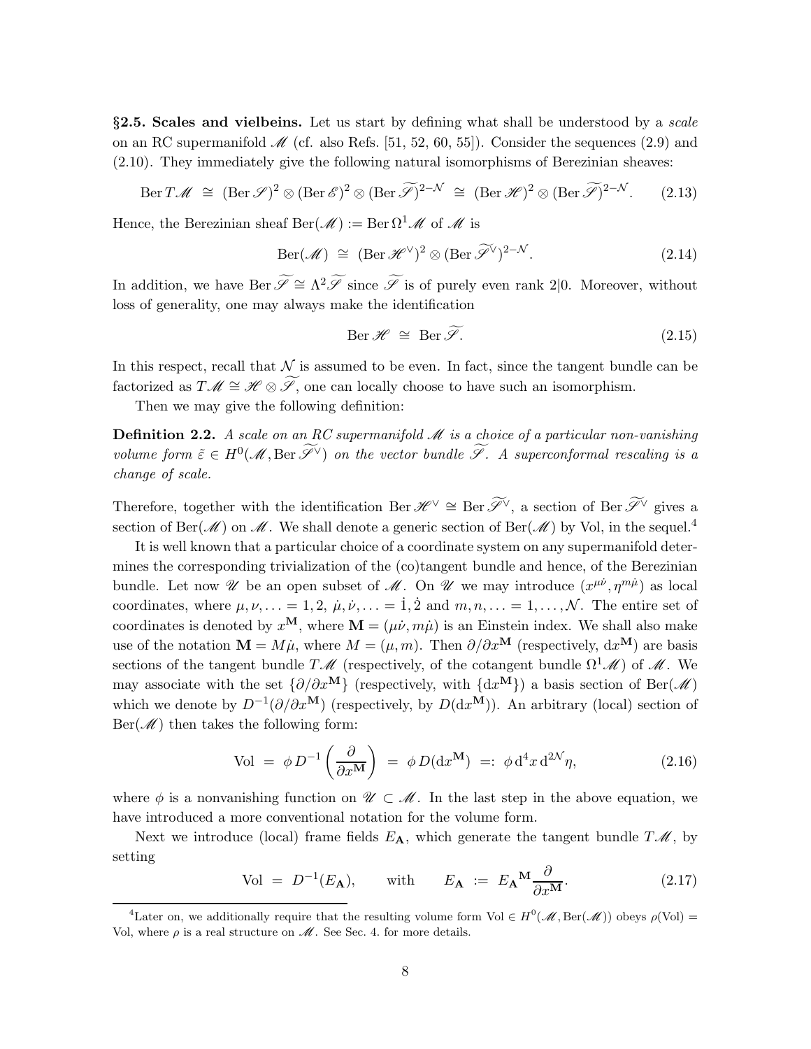**§2.5. Scales and vielbeins.** Let us start by defining what shall be understood by a *scale* on an RC supermanifold $\mathscr{M}$ (cf. also Refs. [51, 52, 60, 55]). Consider the sequences (2.9) and (2.10). They immediately give the following natural isomorphisms of Berezinian sheaves:

$$\operatorname{Ber} T\mathscr{M} \;\cong\; (\operatorname{Ber}\mathscr{S})^2 \otimes (\operatorname{Ber}\mathscr{E})^2 \otimes (\operatorname{Ber}\widetilde{\mathscr{S}})^{2-\mathcal{N}} \;\cong\; (\operatorname{Ber}\mathscr{H})^2 \otimes (\operatorname{Ber}\widetilde{\mathscr{S}})^{2-\mathcal{N}}. \tag{2.13}$$

Hence, the Berezinian sheaf $\operatorname{Ber}(\mathscr{M}) := \operatorname{Ber}\Omega^1\mathscr{M}$ of $\mathscr{M}$ is

$$\operatorname{Ber}(\mathscr{M}) \;\cong\; (\operatorname{Ber}\mathscr{H}^\vee)^2 \otimes (\operatorname{Ber}\widetilde{\mathscr{S}}^\vee)^{2-\mathcal{N}}. \tag{2.14}$$

In addition, we have $\operatorname{Ber}\widetilde{\mathscr{S}} \cong \Lambda^2\widetilde{\mathscr{S}}$ since $\widetilde{\mathscr{S}}$ is of purely even rank $2|0$. Moreover, without loss of generality, one may always make the identification

$$\operatorname{Ber}\mathscr{H} \;\cong\; \operatorname{Ber}\widetilde{\mathscr{S}}. \tag{2.15}$$

In this respect, recall that $\mathcal{N}$ is assumed to be even. In fact, since the tangent bundle can be factorized as $T\mathscr{M} \cong \mathscr{H} \otimes \widetilde{\mathscr{S}}$, one can locally choose to have such an isomorphism.

Then we may give the following definition:

**Definition 2.2.** *A scale on an RC supermanifold $\mathscr{M}$ is a choice of a particular non-vanishing volume form $\tilde{\varepsilon} \in H^0(\mathscr{M}, \operatorname{Ber}\widetilde{\mathscr{S}}^\vee)$ on the vector bundle $\widetilde{\mathscr{S}}$. A superconformal rescaling is a change of scale.*

Therefore, together with the identification $\operatorname{Ber}\mathscr{H}^\vee \cong \operatorname{Ber}\widetilde{\mathscr{S}}^\vee$, a section of $\operatorname{Ber}\widetilde{\mathscr{S}}^\vee$ gives a section of $\operatorname{Ber}(\mathscr{M})$ on $\mathscr{M}$. We shall denote a generic section of $\operatorname{Ber}(\mathscr{M})$ by Vol, in the sequel.[4]

It is well known that a particular choice of a coordinate system on any supermanifold determines the corresponding trivialization of the (co)tangent bundle and hence, of the Berezinian bundle. Let now $\mathscr{U}$ be an open subset of $\mathscr{M}$. On $\mathscr{U}$ we may introduce $(x^{\mu\dot{\nu}}, \eta^{m\dot{\mu}})$ as local coordinates, where $\mu, \nu, \ldots = 1, 2$, $\dot{\mu}, \dot{\nu}, \ldots = \dot{1}, \dot{2}$ and $m, n, \ldots = 1, \ldots, \mathcal{N}$. The entire set of coordinates is denoted by $x^{\mathbf{M}}$, where $\mathbf{M} = (\mu\dot{\nu}, m\dot{\mu})$ is an Einstein index. We shall also make use of the notation $\mathbf{M} = M\dot{\mu}$, where $M = (\mu, m)$. Then $\partial/\partial x^{\mathbf{M}}$ (respectively, $\mathrm{d}x^{\mathbf{M}}$) are basis sections of the tangent bundle $T\mathscr{M}$ (respectively, of the cotangent bundle $\Omega^1\mathscr{M}$) of $\mathscr{M}$. We may associate with the set $\{\partial/\partial x^{\mathbf{M}}\}$ (respectively, with $\{\mathrm{d}x^{\mathbf{M}}\}$) a basis section of $\operatorname{Ber}(\mathscr{M})$ which we denote by $D^{-1}(\partial/\partial x^{\mathbf{M}})$ (respectively, by $D(\mathrm{d}x^{\mathbf{M}})$). An arbitrary (local) section of $\operatorname{Ber}(\mathscr{M})$ then takes the following form:

$$\mathrm{Vol} \;=\; \phi\, D^{-1}\left(\frac{\partial}{\partial x^{\mathbf{M}}}\right) \;=\; \phi\, D(\mathrm{d}x^{\mathbf{M}}) \;=:\; \phi\, \mathrm{d}^4x\, \mathrm{d}^{2\mathcal{N}}\eta, \tag{2.16}$$

where $\phi$ is a nonvanishing function on $\mathscr{U} \subset \mathscr{M}$. In the last step in the above equation, we have introduced a more conventional notation for the volume form.

Next we introduce (local) frame fields $E_{\mathbf{A}}$, which generate the tangent bundle $T\mathscr{M}$, by setting

$$\mathrm{Vol} \;=\; D^{-1}(E_{\mathbf{A}}), \qquad \text{with} \qquad E_{\mathbf{A}} \;:=\; E_{\mathbf{A}}{}^{\mathbf{M}}\frac{\partial}{\partial x^{\mathbf{M}}}. \tag{2.17}$$

[4] Later on, we additionally require that the resulting volume form $\mathrm{Vol} \in H^0(\mathscr{M}, \operatorname{Ber}(\mathscr{M}))$ obeys $\rho(\mathrm{Vol}) = \mathrm{Vol}$, where $\rho$ is a real structure on $\mathscr{M}$. See Sec. 4. for more details.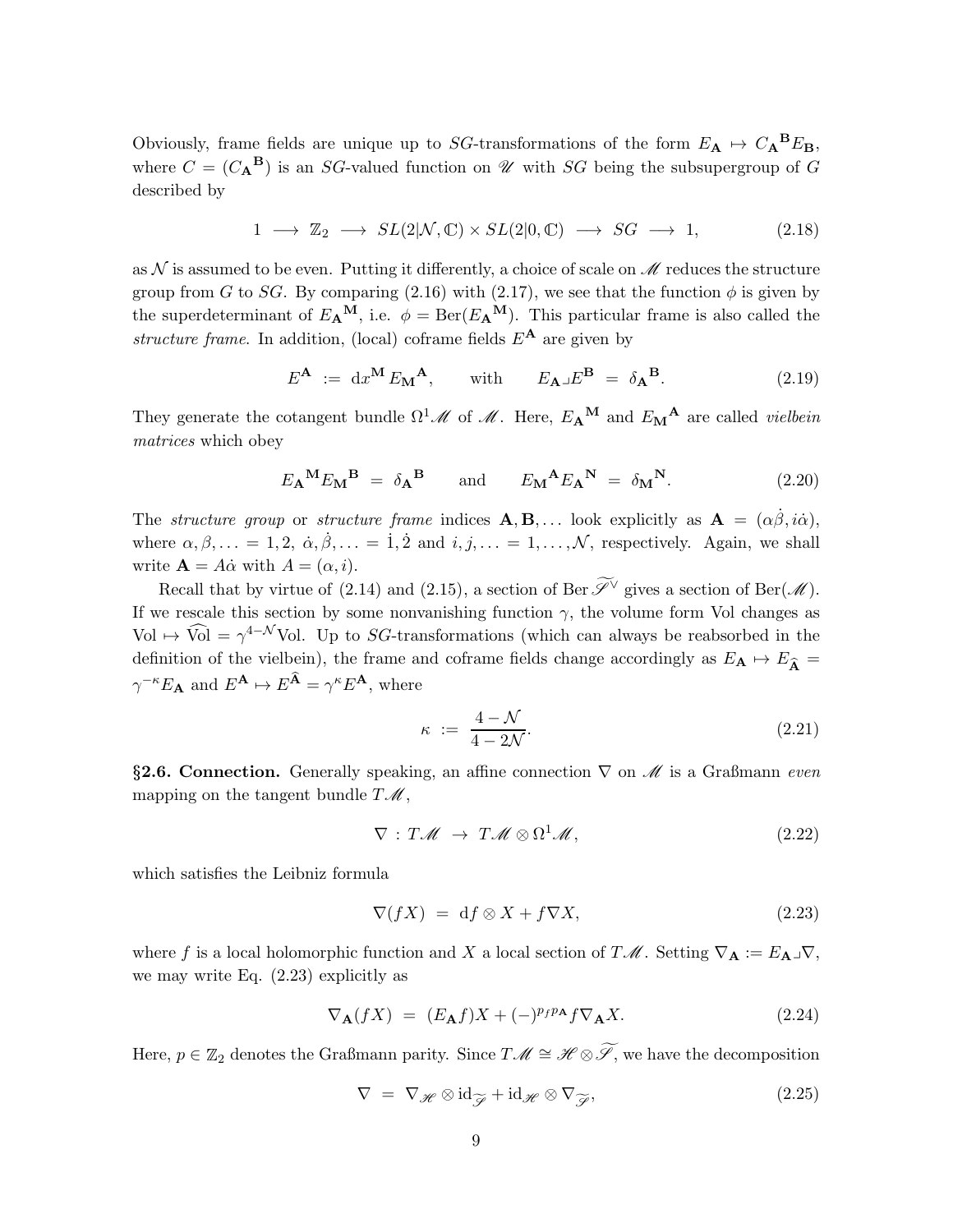Obviously, frame fields are unique up to $SG$-transformations of the form $E_{\mathbf{A}} \mapsto C_{\mathbf{A}}{}^{\mathbf{B}} E_{\mathbf{B}}$, where $C = (C_{\mathbf{A}}{}^{\mathbf{B}})$ is an $SG$-valued function on $\mathscr{U}$ with $SG$ being the subsupergroup of $G$ described by

$$
1 \longrightarrow \mathbb{Z}_2 \longrightarrow SL(2|\mathcal{N},\mathbb{C}) \times SL(2|0,\mathbb{C}) \longrightarrow SG \longrightarrow 1, \tag{2.18}
$$

as $\mathcal{N}$ is assumed to be even. Putting it differently, a choice of scale on $\mathscr{M}$ reduces the structure group from $G$ to $SG$. By comparing (2.16) with (2.17), we see that the function $\phi$ is given by the superdeterminant of $E_{\mathbf{A}}{}^{\mathbf{M}}$, i.e. $\phi = \mathrm{Ber}(E_{\mathbf{A}}{}^{\mathbf{M}})$. This particular frame is also called the *structure frame*. In addition, (local) coframe fields $E^{\mathbf{A}}$ are given by

$$
E^{\mathbf{A}} := \mathrm{d}x^{\mathbf{M}} E_{\mathbf{M}}{}^{\mathbf{A}}, \qquad \text{with} \qquad E_{\mathbf{A}} \lrcorner E^{\mathbf{B}} = \delta_{\mathbf{A}}{}^{\mathbf{B}}. \tag{2.19}
$$

They generate the cotangent bundle $\Omega^1\mathscr{M}$ of $\mathscr{M}$. Here, $E_{\mathbf{A}}{}^{\mathbf{M}}$ and $E_{\mathbf{M}}{}^{\mathbf{A}}$ are called *vielbein matrices* which obey

$$
E_{\mathbf{A}}{}^{\mathbf{M}} E_{\mathbf{M}}{}^{\mathbf{B}} = \delta_{\mathbf{A}}{}^{\mathbf{B}} \qquad \text{and} \qquad E_{\mathbf{M}}{}^{\mathbf{A}} E_{\mathbf{A}}{}^{\mathbf{N}} = \delta_{\mathbf{M}}{}^{\mathbf{N}}. \tag{2.20}
$$

The *structure group* or *structure frame* indices $\mathbf{A}, \mathbf{B}, \ldots$ look explicitly as $\mathbf{A} = (\alpha\dot{\beta}, i\dot{\alpha})$, where $\alpha, \beta, \ldots = 1, 2$, $\dot{\alpha}, \dot{\beta}, \ldots = \dot{1}, \dot{2}$ and $i, j, \ldots = 1, \ldots, \mathcal{N}$, respectively. Again, we shall write $\mathbf{A} = A\dot{\alpha}$ with $A = (\alpha, i)$.

Recall that by virtue of (2.14) and (2.15), a section of $\mathrm{Ber}\,\widetilde{\mathscr{S}}^\vee$ gives a section of $\mathrm{Ber}(\mathscr{M})$. If we rescale this section by some nonvanishing function $\gamma$, the volume form Vol changes as $\mathrm{Vol} \mapsto \widehat{\mathrm{Vol}} = \gamma^{4-\mathcal{N}}\mathrm{Vol}$. Up to $SG$-transformations (which can always be reabsorbed in the definition of the vielbein), the frame and coframe fields change accordingly as $E_{\mathbf{A}} \mapsto E_{\widehat{\mathbf{A}}} = \gamma^{-\kappa} E_{\mathbf{A}}$ and $E^{\mathbf{A}} \mapsto E^{\widehat{\mathbf{A}}} = \gamma^{\kappa} E^{\mathbf{A}}$, where

$$
\kappa := \frac{4-\mathcal{N}}{4-2\mathcal{N}}. \tag{2.21}
$$

**§2.6. Connection.** Generally speaking, an affine connection $\nabla$ on $\mathscr{M}$ is a Graßmann *even* mapping on the tangent bundle $T\mathscr{M}$,

$$
\nabla : T\mathscr{M} \to T\mathscr{M} \otimes \Omega^1\mathscr{M}, \tag{2.22}
$$

which satisfies the Leibniz formula

$$
\nabla(fX) = \mathrm{d}f \otimes X + f\nabla X, \tag{2.23}
$$

where $f$ is a local holomorphic function and $X$ a local section of $T\mathscr{M}$. Setting $\nabla_{\mathbf{A}} := E_{\mathbf{A}} \lrcorner \nabla$, we may write Eq. (2.23) explicitly as

$$
\nabla_{\mathbf{A}}(fX) = (E_{\mathbf{A}} f)X + (-)^{p_f p_{\mathbf{A}}} f \nabla_{\mathbf{A}} X. \tag{2.24}
$$

Here, $p \in \mathbb{Z}_2$ denotes the Graßmann parity. Since $T\mathscr{M} \cong \mathscr{H} \otimes \widetilde{\mathscr{S}}$, we have the decomposition

$$
\nabla = \nabla_{\mathscr{H}} \otimes \mathrm{id}_{\widetilde{\mathscr{S}}} + \mathrm{id}_{\mathscr{H}} \otimes \nabla_{\widetilde{\mathscr{S}}}, \tag{2.25}
$$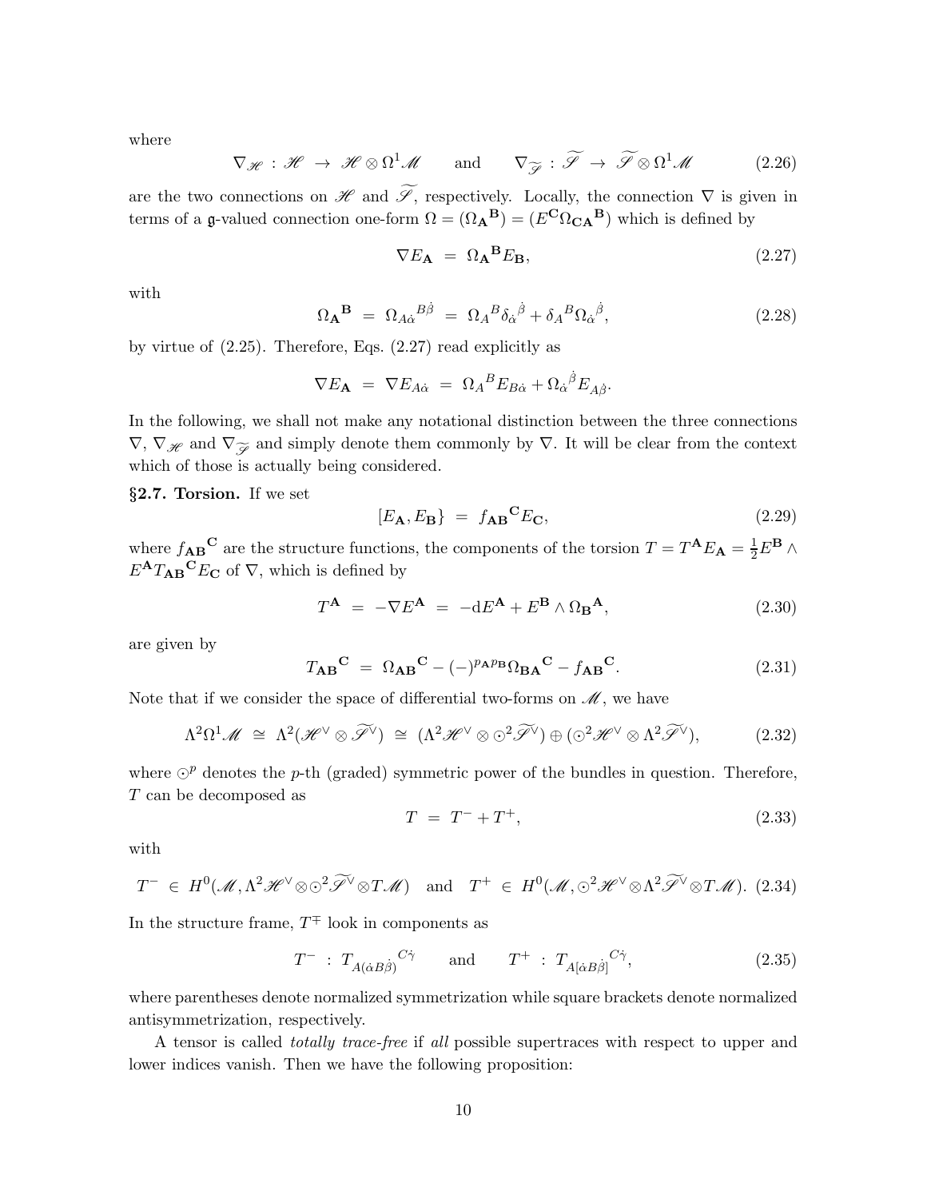where

$$\nabla_{\mathscr{H}} \;:\; \mathscr{H} \;\to\; \mathscr{H}\otimes\Omega^1\mathscr{M} \qquad \text{and} \qquad \nabla_{\widetilde{\mathscr{S}}} \;:\; \widetilde{\mathscr{S}} \;\to\; \widetilde{\mathscr{S}}\otimes\Omega^1\mathscr{M} \tag{2.26}$$

are the two connections on $\mathscr{H}$ and $\widetilde{\mathscr{S}}$, respectively. Locally, the connection $\nabla$ is given in terms of a $\mathfrak{g}$-valued connection one-form $\Omega = (\Omega_{\mathbf{A}}{}^{\mathbf{B}}) = (E^{\mathbf{C}}\Omega_{\mathbf{CA}}{}^{\mathbf{B}})$ which is defined by

$$\nabla E_{\mathbf{A}} \;=\; \Omega_{\mathbf{A}}{}^{\mathbf{B}}E_{\mathbf{B}}, \tag{2.27}$$

with

$$\Omega_{\mathbf{A}}{}^{\mathbf{B}} \;=\; \Omega_{A\dot\alpha}{}^{B\dot\beta} \;=\; \Omega_A{}^B\delta_{\dot\alpha}{}^{\dot\beta} + \delta_A{}^B\Omega_{\dot\alpha}{}^{\dot\beta}, \tag{2.28}$$

by virtue of (2.25). Therefore, Eqs. (2.27) read explicitly as

$$\nabla E_{\mathbf{A}} \;=\; \nabla E_{A\dot\alpha} \;=\; \Omega_A{}^B E_{B\dot\alpha} + \Omega_{\dot\alpha}{}^{\dot\beta}E_{A\dot\beta}.$$

In the following, we shall not make any notational distinction between the three connections $\nabla$, $\nabla_{\mathscr{H}}$ and $\nabla_{\widetilde{\mathscr{S}}}$ and simply denote them commonly by $\nabla$. It will be clear from the context which of those is actually being considered.

**§2.7. Torsion.** If we set

$$[E_{\mathbf{A}}, E_{\mathbf{B}}\} \;=\; f_{\mathbf{AB}}{}^{\mathbf{C}}E_{\mathbf{C}}, \tag{2.29}$$

where $f_{\mathbf{AB}}{}^{\mathbf{C}}$ are the structure functions, the components of the torsion $T = T^{\mathbf{A}}E_{\mathbf{A}} = \frac{1}{2}E^{\mathbf{B}}\wedge E^{\mathbf{A}}T_{\mathbf{AB}}{}^{\mathbf{C}}E_{\mathbf{C}}$ of $\nabla$, which is defined by

$$T^{\mathbf{A}} \;=\; -\nabla E^{\mathbf{A}} \;=\; -\mathrm{d}E^{\mathbf{A}} + E^{\mathbf{B}}\wedge\Omega_{\mathbf{B}}{}^{\mathbf{A}}, \tag{2.30}$$

are given by

$$T_{\mathbf{AB}}{}^{\mathbf{C}} \;=\; \Omega_{\mathbf{AB}}{}^{\mathbf{C}} - (-)^{p_{\mathbf{A}}p_{\mathbf{B}}}\Omega_{\mathbf{BA}}{}^{\mathbf{C}} - f_{\mathbf{AB}}{}^{\mathbf{C}}. \tag{2.31}$$

Note that if we consider the space of differential two-forms on $\mathscr{M}$, we have

$$\Lambda^2\Omega^1\mathscr{M} \;\cong\; \Lambda^2(\mathscr{H}^\vee\otimes\widetilde{\mathscr{S}}^\vee) \;\cong\; (\Lambda^2\mathscr{H}^\vee\otimes\odot^2\widetilde{\mathscr{S}}^\vee)\oplus(\odot^2\mathscr{H}^\vee\otimes\Lambda^2\widetilde{\mathscr{S}}^\vee), \tag{2.32}$$

where $\odot^p$ denotes the $p$-th (graded) symmetric power of the bundles in question. Therefore, $T$ can be decomposed as

$$T \;=\; T^- + T^+, \tag{2.33}$$

with

$$T^- \;\in\; H^0(\mathscr{M},\Lambda^2\mathscr{H}^\vee\otimes\odot^2\widetilde{\mathscr{S}}^\vee\otimes T\mathscr{M}) \quad \text{and} \quad T^+ \;\in\; H^0(\mathscr{M},\odot^2\mathscr{H}^\vee\otimes\Lambda^2\widetilde{\mathscr{S}}^\vee\otimes T\mathscr{M}). \tag{2.34}$$

In the structure frame, $T^\mp$ look in components as

$$T^- \;:\; T_{A(\dot\alpha B\dot\beta)}{}^{C\dot\gamma} \qquad \text{and} \qquad T^+ \;:\; T_{A[\dot\alpha B\dot\beta]}{}^{C\dot\gamma}, \tag{2.35}$$

where parentheses denote normalized symmetrization while square brackets denote normalized antisymmetrization, respectively.

A tensor is called *totally trace-free* if *all* possible supertraces with respect to upper and lower indices vanish. Then we have the following proposition: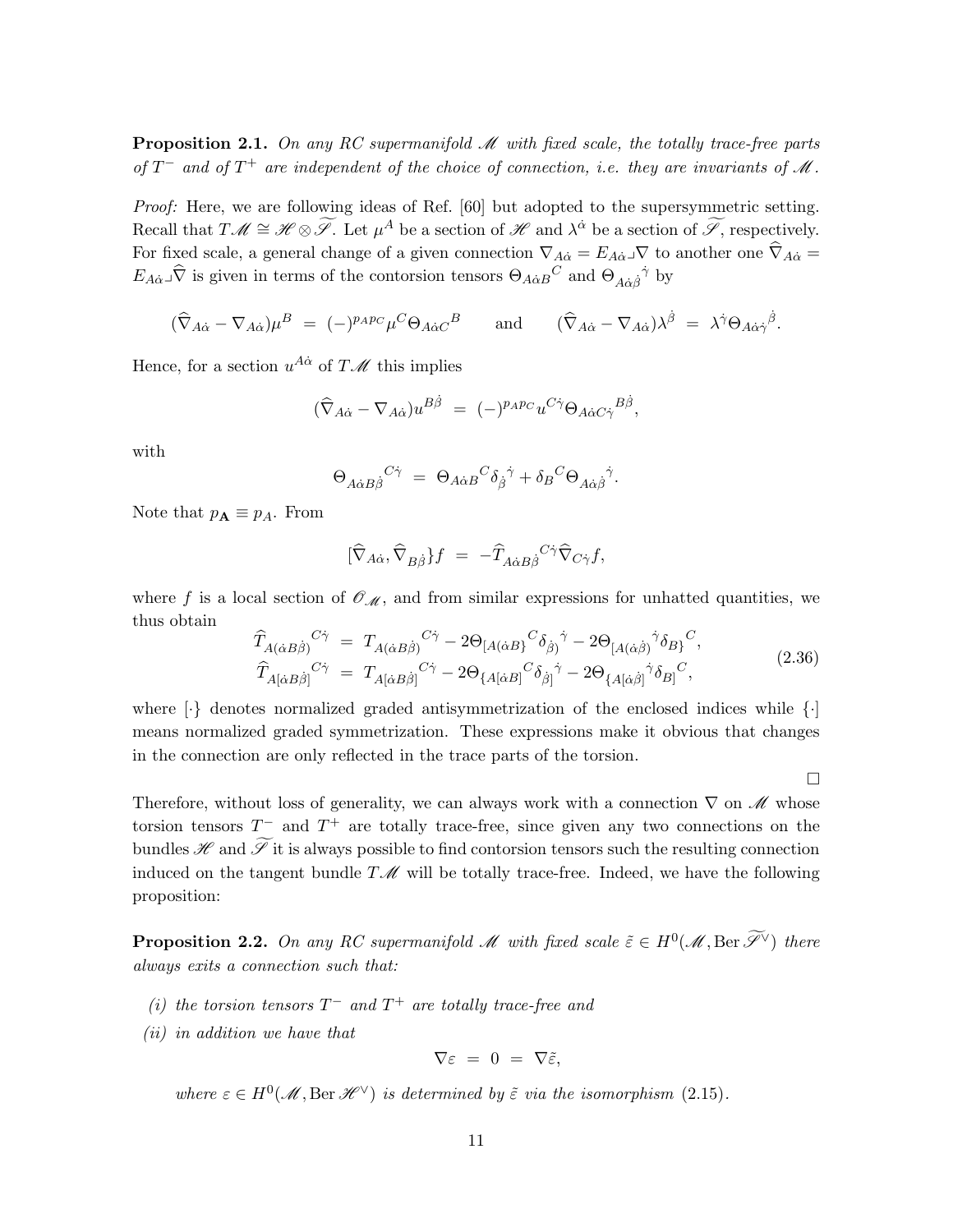**Proposition 2.1.** *On any RC supermanifold $\mathscr{M}$ with fixed scale, the totally trace-free parts of $T^-$ and of $T^+$ are independent of the choice of connection, i.e. they are invariants of $\mathscr{M}$.*

*Proof:* Here, we are following ideas of Ref. [60] but adopted to the supersymmetric setting. Recall that $T\mathscr{M} \cong \mathscr{H} \otimes \widetilde{\mathscr{S}}$. Let $\mu^A$ be a section of $\mathscr{H}$ and $\lambda^{\dot{\alpha}}$ be a section of $\widetilde{\mathscr{S}}$, respectively. For fixed scale, a general change of a given connection $\nabla_{A\dot{\alpha}} = E_{A\dot{\alpha}} \lrcorner \nabla$ to another one $\widehat{\nabla}_{A\dot{\alpha}} = E_{A\dot{\alpha}} \lrcorner \widehat{\nabla}$ is given in terms of the contorsion tensors $\Theta_{A\dot{\alpha}B}{}^C$ and $\Theta_{A\dot{\alpha}\dot{\beta}}{}^{\dot{\gamma}}$ by

$$(\widehat{\nabla}_{A\dot{\alpha}} - \nabla_{A\dot{\alpha}})\mu^B \;=\; (-)^{p_A p_C}\mu^C \Theta_{A\dot{\alpha}C}{}^B \qquad \text{and} \qquad (\widehat{\nabla}_{A\dot{\alpha}} - \nabla_{A\dot{\alpha}})\lambda^{\dot{\beta}} \;=\; \lambda^{\dot{\gamma}}\Theta_{A\dot{\alpha}\dot{\gamma}}{}^{\dot{\beta}}.$$

Hence, for a section $u^{A\dot{\alpha}}$ of $T\mathscr{M}$ this implies

$$(\widehat{\nabla}_{A\dot{\alpha}} - \nabla_{A\dot{\alpha}})u^{B\dot{\beta}} \;=\; (-)^{p_A p_C} u^{C\dot{\gamma}}\Theta_{A\dot{\alpha}C\dot{\gamma}}{}^{B\dot{\beta}},$$

with

$$\Theta_{A\dot{\alpha}B\dot{\beta}}{}^{C\dot{\gamma}} \;=\; \Theta_{A\dot{\alpha}B}{}^C \delta_{\dot{\beta}}{}^{\dot{\gamma}} + \delta_B{}^C \Theta_{A\dot{\alpha}\dot{\beta}}{}^{\dot{\gamma}}.$$

Note that $p_{\mathbf{A}} \equiv p_A$. From

$$[\widehat{\nabla}_{A\dot{\alpha}}, \widehat{\nabla}_{B\dot{\beta}}\} f \;=\; -\widehat{T}_{A\dot{\alpha}B\dot{\beta}}{}^{C\dot{\gamma}}\widehat{\nabla}_{C\dot{\gamma}} f,$$

where $f$ is a local section of $\mathscr{O}_{\mathscr{M}}$, and from similar expressions for unhatted quantities, we thus obtain

$$\begin{aligned}
\widehat{T}_{A(\dot{\alpha}B\dot{\beta})}{}^{C\dot{\gamma}} \;&=\; T_{A(\dot{\alpha}B\dot{\beta})}{}^{C\dot{\gamma}} - 2\Theta_{[A(\dot{\alpha}B\}}{}^C \delta_{\dot{\beta})}{}^{\dot{\gamma}} - 2\Theta_{[A(\dot{\alpha}\dot{\beta})}{}^{\dot{\gamma}} \delta_{B\}}{}^C,\\
\widehat{T}_{A[\dot{\alpha}B\dot{\beta}]}{}^{C\dot{\gamma}} \;&=\; T_{A[\dot{\alpha}B\dot{\beta}]}{}^{C\dot{\gamma}} - 2\Theta_{\{A[\dot{\alpha}B]}{}^C \delta_{\dot{\beta}]}{}^{\dot{\gamma}} - 2\Theta_{\{A[\dot{\alpha}\dot{\beta}]}{}^{\dot{\gamma}} \delta_{B]}{}^C,
\end{aligned} \tag{2.36}$$

where $[\cdot\}$ denotes normalized graded antisymmetrization of the enclosed indices while $\{\cdot]$ means normalized graded symmetrization. These expressions make it obvious that changes in the connection are only reflected in the trace parts of the torsion.

$\square$

Therefore, without loss of generality, we can always work with a connection $\nabla$ on $\mathscr{M}$ whose torsion tensors $T^-$ and $T^+$ are totally trace-free, since given any two connections on the bundles $\mathscr{H}$ and $\widetilde{\mathscr{S}}$ it is always possible to find contorsion tensors such the resulting connection induced on the tangent bundle $T\mathscr{M}$ will be totally trace-free. Indeed, we have the following proposition:

**Proposition 2.2.** *On any RC supermanifold $\mathscr{M}$ with fixed scale $\tilde{\varepsilon} \in H^0(\mathscr{M}, \mathrm{Ber}\,\widetilde{\mathscr{S}}^\vee)$ there always exits a connection such that:*

*(i) the torsion tensors $T^-$ and $T^+$ are totally trace-free and*

*(ii) in addition we have that*

$$\nabla\varepsilon \;=\; 0 \;=\; \nabla\tilde{\varepsilon},$$

*where $\varepsilon \in H^0(\mathscr{M}, \mathrm{Ber}\,\mathscr{H}^\vee)$ is determined by $\tilde{\varepsilon}$ via the isomorphism (2.15).*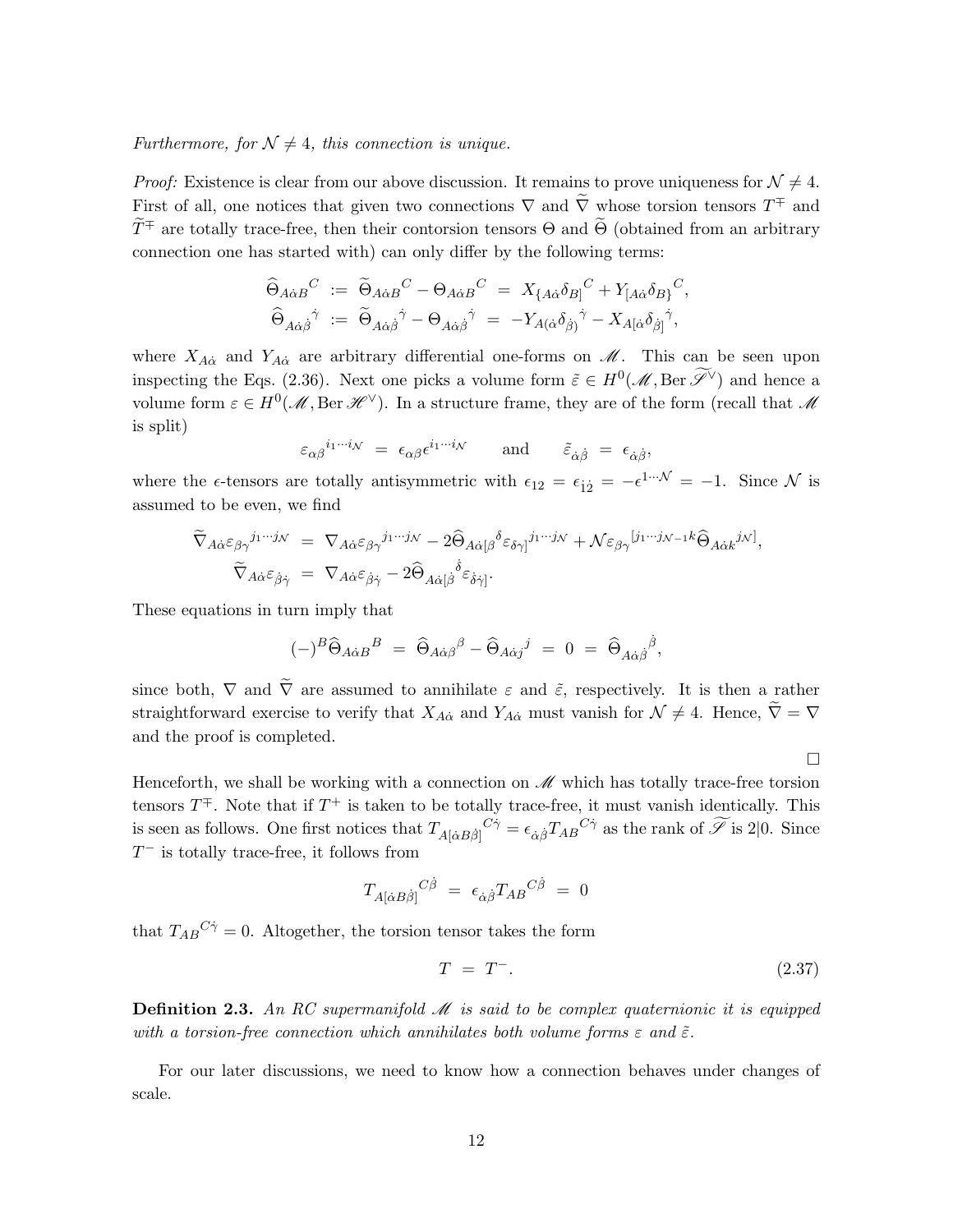*Furthermore, for $\mathcal{N} \neq 4$, this connection is unique.*

*Proof:* Existence is clear from our above discussion. It remains to prove uniqueness for $\mathcal{N} \neq 4$. First of all, one notices that given two connections $\nabla$ and $\widetilde{\nabla}$ whose torsion tensors $T^{\mp}$ and $\widetilde{T}^{\mp}$ are totally trace-free, then their contorsion tensors $\Theta$ and $\widetilde{\Theta}$ (obtained from an arbitrary connection one has started with) can only differ by the following terms:

$$
\begin{aligned}
\widehat{\Theta}_{A\dot{\alpha}B}{}^{C} &:= \widetilde{\Theta}_{A\dot{\alpha}B}{}^{C} - \Theta_{A\dot{\alpha}B}{}^{C} = X_{\{A\dot{\alpha}}\delta_{B]}{}^{C} + Y_{[A\dot{\alpha}}\delta_{B\}}{}^{C},\\
\widehat{\Theta}_{A\dot{\alpha}\dot{\beta}}{}^{\dot{\gamma}} &:= \widetilde{\Theta}_{A\dot{\alpha}\dot{\beta}}{}^{\dot{\gamma}} - \Theta_{A\dot{\alpha}\dot{\beta}}{}^{\dot{\gamma}} = -Y_{A(\dot{\alpha}}\delta_{\dot{\beta})}{}^{\dot{\gamma}} - X_{A[\dot{\alpha}}\delta_{\dot{\beta}]}{}^{\dot{\gamma}},
\end{aligned}
$$

where $X_{A\dot{\alpha}}$ and $Y_{A\dot{\alpha}}$ are arbitrary differential one-forms on $\mathscr{M}$. This can be seen upon inspecting the Eqs. (2.36). Next one picks a volume form $\tilde{\varepsilon} \in H^0(\mathscr{M}, \operatorname{Ber}\widetilde{\mathscr{S}}^\vee)$ and hence a volume form $\varepsilon \in H^0(\mathscr{M}, \operatorname{Ber}\mathscr{H}^\vee)$. In a structure frame, they are of the form (recall that $\mathscr{M}$ is split)

$$
\varepsilon_{\alpha\beta}{}^{i_1\cdots i_\mathcal{N}} = \epsilon_{\alpha\beta}\epsilon^{i_1\cdots i_\mathcal{N}} \qquad \text{and} \qquad \tilde{\varepsilon}_{\dot{\alpha}\dot{\beta}} = \epsilon_{\dot{\alpha}\dot{\beta}},
$$

where the $\epsilon$-tensors are totally antisymmetric with $\epsilon_{12} = \epsilon_{\dot{1}\dot{2}} = -\epsilon^{1\cdots\mathcal{N}} = -1$. Since $\mathcal{N}$ is assumed to be even, we find

$$
\begin{aligned}
\widetilde{\nabla}_{A\dot{\alpha}}\varepsilon_{\beta\gamma}{}^{j_1\cdots j_\mathcal{N}} &= \nabla_{A\dot{\alpha}}\varepsilon_{\beta\gamma}{}^{j_1\cdots j_\mathcal{N}} - 2\widehat{\Theta}_{A\dot{\alpha}[\beta}{}^{\delta}\varepsilon_{\delta\gamma]}{}^{j_1\cdots j_\mathcal{N}} + \mathcal{N}\varepsilon_{\beta\gamma}{}^{[j_1\cdots j_{\mathcal{N}-1}k}\widehat{\Theta}_{A\dot{\alpha}k}{}^{j_\mathcal{N}]},\\
\widetilde{\nabla}_{A\dot{\alpha}}\varepsilon_{\dot{\beta}\dot{\gamma}} &= \nabla_{A\dot{\alpha}}\varepsilon_{\dot{\beta}\dot{\gamma}} - 2\widehat{\Theta}_{A\dot{\alpha}[\dot{\beta}}{}^{\dot{\delta}}\varepsilon_{\dot{\delta}\dot{\gamma}]}.
\end{aligned}
$$

These equations in turn imply that

$$
(-)^B\widehat{\Theta}_{A\dot{\alpha}B}{}^{B} = \widehat{\Theta}_{A\dot{\alpha}\beta}{}^{\beta} - \widehat{\Theta}_{A\dot{\alpha}j}{}^{j} = 0 = \widehat{\Theta}_{A\dot{\alpha}\dot{\beta}}{}^{\dot{\beta}},
$$

since both, $\nabla$ and $\widetilde{\nabla}$ are assumed to annihilate $\varepsilon$ and $\tilde{\varepsilon}$, respectively. It is then a rather straightforward exercise to verify that $X_{A\dot{\alpha}}$ and $Y_{A\dot{\alpha}}$ must vanish for $\mathcal{N} \neq 4$. Hence, $\widetilde{\nabla} = \nabla$ and the proof is completed.

□

Henceforth, we shall be working with a connection on $\mathscr{M}$ which has totally trace-free torsion tensors $T^{\mp}$. Note that if $T^+$ is taken to be totally trace-free, it must vanish identically. This is seen as follows. One first notices that $T_{A[\dot{\alpha}B\dot{\beta}]}{}^{C\dot{\gamma}} = \epsilon_{\dot{\alpha}\dot{\beta}}T_{AB}{}^{C\dot{\gamma}}$ as the rank of $\widetilde{\mathscr{S}}$ is $2|0$. Since $T^-$ is totally trace-free, it follows from

$$
T_{A[\dot{\alpha}B\dot{\beta}]}{}^{C\dot{\beta}} = \epsilon_{\dot{\alpha}\dot{\beta}}T_{AB}{}^{C\dot{\beta}} = 0
$$

that $T_{AB}{}^{C\dot{\gamma}} = 0$. Altogether, the torsion tensor takes the form

$$
T = T^-. \tag{2.37}
$$

**Definition 2.3.** *An RC supermanifold $\mathscr{M}$ is said to be complex quaternionic it is equipped with a torsion-free connection which annihilates both volume forms $\varepsilon$ and $\tilde{\varepsilon}$.*

For our later discussions, we need to know how a connection behaves under changes of scale.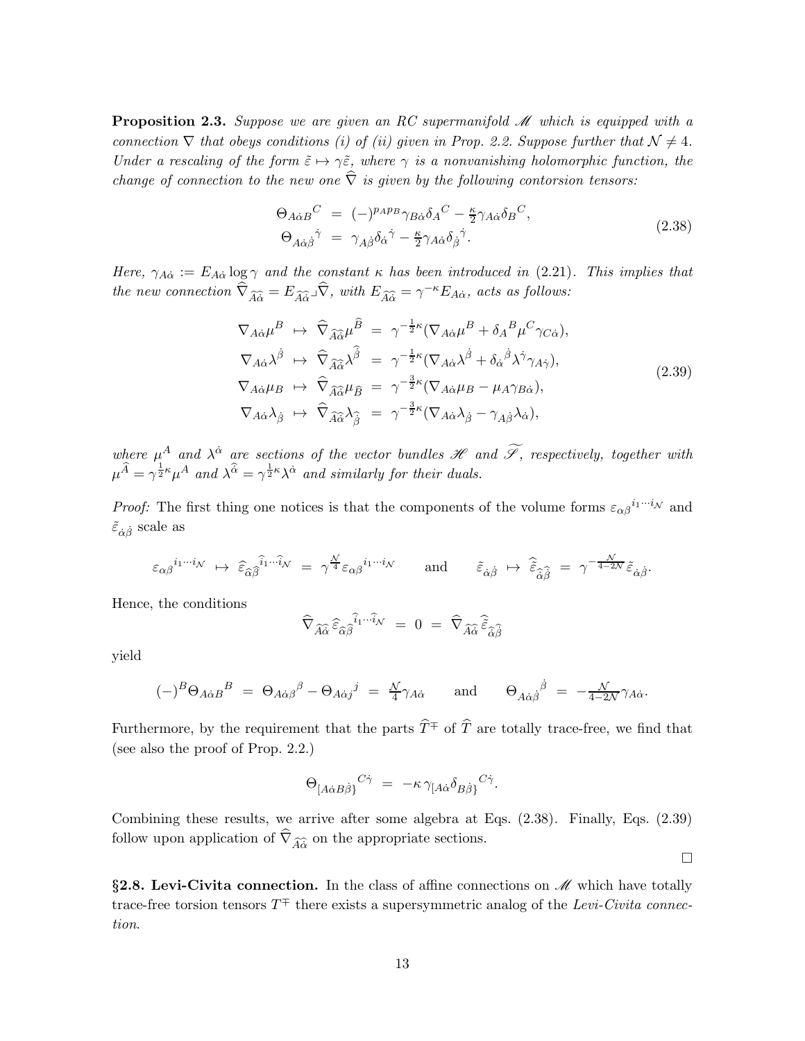**Proposition 2.3.** *Suppose we are given an RC supermanifold $\mathscr{M}$ which is equipped with a connection $\nabla$ that obeys conditions (i) of (ii) given in Prop. 2.2. Suppose further that $\mathcal{N} \neq 4$. Under a rescaling of the form $\tilde{\varepsilon} \mapsto \gamma\tilde{\varepsilon}$, where $\gamma$ is a nonvanishing holomorphic function, the change of connection to the new one $\widehat{\nabla}$ is given by the following contorsion tensors:*

$$
\begin{aligned}
\Theta_{A\dot{\alpha}B}{}^{C} &= (-)^{p_A p_B}\gamma_{B\dot{\alpha}}\delta_A{}^C - \tfrac{\kappa}{2}\gamma_{A\dot{\alpha}}\delta_B{}^C,\\
\Theta_{A\dot{\alpha}\dot{\beta}}{}^{\dot{\gamma}} &= \gamma_{A\dot{\beta}}\delta_{\dot{\alpha}}{}^{\dot{\gamma}} - \tfrac{\kappa}{2}\gamma_{A\dot{\alpha}}\delta_{\dot{\beta}}{}^{\dot{\gamma}}.
\end{aligned}
\tag{2.38}
$$

*Here, $\gamma_{A\dot{\alpha}} := E_{A\dot{\alpha}}\log\gamma$ and the constant $\kappa$ has been introduced in (2.21). This implies that the new connection $\widehat{\nabla}_{\widehat{A}\widehat{\dot{\alpha}}} = E_{\widehat{A}\widehat{\dot{\alpha}}} \lrcorner \widehat{\nabla}$, with $E_{\widehat{A}\widehat{\dot{\alpha}}} = \gamma^{-\kappa}E_{A\dot{\alpha}}$, acts as follows:*

$$
\begin{aligned}
\nabla_{A\dot{\alpha}}\mu^B &\mapsto \widehat{\nabla}_{\widehat{A}\widehat{\dot{\alpha}}}\mu^{\widehat{B}} = \gamma^{-\frac{1}{2}\kappa}(\nabla_{A\dot{\alpha}}\mu^B + \delta_A{}^B\mu^C\gamma_{C\dot{\alpha}}),\\
\nabla_{A\dot{\alpha}}\lambda^{\dot{\beta}} &\mapsto \widehat{\nabla}_{\widehat{A}\widehat{\dot{\alpha}}}\lambda^{\widehat{\dot{\beta}}} = \gamma^{-\frac{1}{2}\kappa}(\nabla_{A\dot{\alpha}}\lambda^{\dot{\beta}} + \delta_{\dot{\alpha}}{}^{\dot{\beta}}\lambda^{\dot{\gamma}}\gamma_{A\dot{\gamma}}),\\
\nabla_{A\dot{\alpha}}\mu_B &\mapsto \widehat{\nabla}_{\widehat{A}\widehat{\dot{\alpha}}}\mu_{\widehat{B}} = \gamma^{-\frac{3}{2}\kappa}(\nabla_{A\dot{\alpha}}\mu_B - \mu_A\gamma_{B\dot{\alpha}}),\\
\nabla_{A\dot{\alpha}}\lambda_{\dot{\beta}} &\mapsto \widehat{\nabla}_{\widehat{A}\widehat{\dot{\alpha}}}\lambda_{\widehat{\dot{\beta}}} = \gamma^{-\frac{3}{2}\kappa}(\nabla_{A\dot{\alpha}}\lambda_{\dot{\beta}} - \gamma_{A\dot{\beta}}\lambda_{\dot{\alpha}}),
\end{aligned}
\tag{2.39}
$$

*where $\mu^A$ and $\lambda^{\dot{\alpha}}$ are sections of the vector bundles $\mathscr{H}$ and $\widetilde{\mathscr{S}}$, respectively, together with $\mu^{\widehat{A}} = \gamma^{\frac{1}{2}\kappa}\mu^A$ and $\lambda^{\widehat{\dot{\alpha}}} = \gamma^{\frac{1}{2}\kappa}\lambda^{\dot{\alpha}}$ and similarly for their duals.*

*Proof:* The first thing one notices is that the components of the volume forms $\varepsilon_{\alpha\beta}{}^{i_1\cdots i_{\mathcal{N}}}$ and $\tilde{\varepsilon}_{\dot{\alpha}\dot{\beta}}$ scale as

$$
\varepsilon_{\alpha\beta}{}^{i_1\cdots i_{\mathcal{N}}} \mapsto \widehat{\varepsilon}_{\widehat{\alpha}\widehat{\beta}}{}^{\widehat{i}_1\cdots\widehat{i}_{\mathcal{N}}} = \gamma^{\frac{\mathcal{N}}{4}}\varepsilon_{\alpha\beta}{}^{i_1\cdots i_{\mathcal{N}}} \qquad \text{and} \qquad \tilde{\varepsilon}_{\dot{\alpha}\dot{\beta}} \mapsto \widehat{\tilde{\varepsilon}}_{\widehat{\dot{\alpha}}\widehat{\dot{\beta}}} = \gamma^{-\frac{\mathcal{N}}{4-2\mathcal{N}}}\tilde{\varepsilon}_{\dot{\alpha}\dot{\beta}}.
$$

Hence, the conditions

$$
\widehat{\nabla}_{\widehat{A}\widehat{\dot{\alpha}}}\widehat{\varepsilon}_{\widehat{\alpha}\widehat{\beta}}{}^{\widehat{i}_1\cdots\widehat{i}_{\mathcal{N}}} = 0 = \widehat{\nabla}_{\widehat{A}\widehat{\dot{\alpha}}}\widehat{\tilde{\varepsilon}}_{\widehat{\dot{\alpha}}\widehat{\dot{\beta}}}
$$

yield

$$
(-)^B\Theta_{A\dot{\alpha}B}{}^{B} = \Theta_{A\dot{\alpha}\beta}{}^{\beta} - \Theta_{A\dot{\alpha}j}{}^{j} = \tfrac{\mathcal{N}}{4}\gamma_{A\dot{\alpha}} \qquad \text{and} \qquad \Theta_{A\dot{\alpha}\dot{\beta}}{}^{\dot{\beta}} = -\tfrac{\mathcal{N}}{4-2\mathcal{N}}\gamma_{A\dot{\alpha}}.
$$

Furthermore, by the requirement that the parts $\widehat{T}^{\mp}$ of $\widehat{T}$ are totally trace-free, we find that (see also the proof of Prop. 2.2.)

$$
\Theta_{[A\dot{\alpha}B\dot{\beta}\}}{}^{C\dot{\gamma}} = -\kappa\,\gamma_{[A\dot{\alpha}}\delta_{B\dot{\beta}\}}{}^{C\dot{\gamma}}.
$$

Combining these results, we arrive after some algebra at Eqs. (2.38). Finally, Eqs. (2.39) follow upon application of $\widehat{\nabla}_{\widehat{A}\widehat{\dot{\alpha}}}$ on the appropriate sections.

$\square$

**§2.8. Levi-Civita connection.** In the class of affine connections on $\mathscr{M}$ which have totally trace-free torsion tensors $T^{\mp}$ there exists a supersymmetric analog of the *Levi-Civita connection*.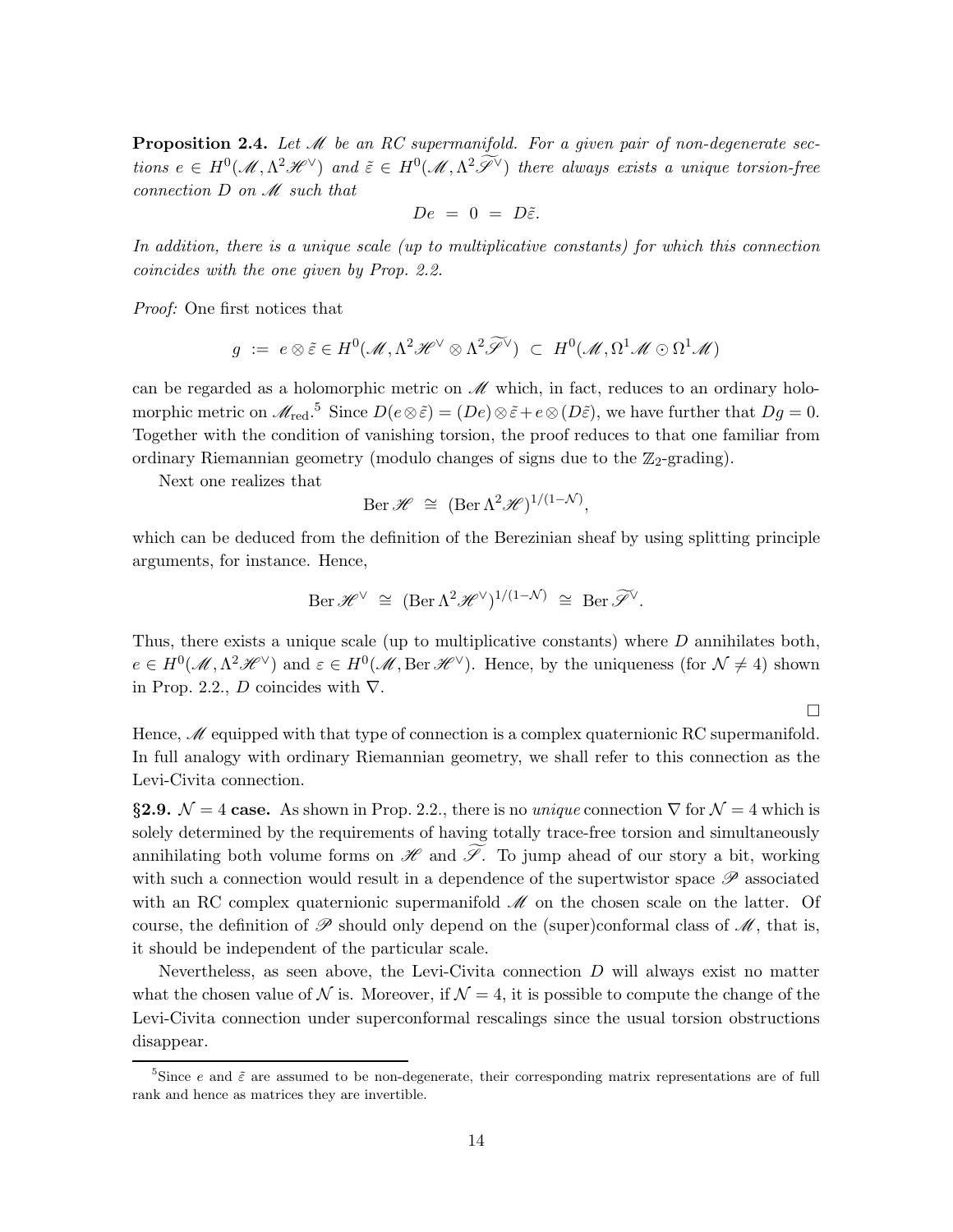**Proposition 2.4.** *Let $\mathscr{M}$ be an RC supermanifold. For a given pair of non-degenerate sections $e \in H^0(\mathscr{M}, \Lambda^2\mathscr{H}^\vee)$ and $\tilde{\varepsilon} \in H^0(\mathscr{M}, \Lambda^2\widetilde{\mathscr{S}}^\vee)$ there always exists a unique torsion-free connection $D$ on $\mathscr{M}$ such that*

$$De \ = \ 0 \ = \ D\tilde{\varepsilon}.$$

*In addition, there is a unique scale (up to multiplicative constants) for which this connection coincides with the one given by Prop. 2.2.*

*Proof:* One first notices that

$$g \ := \ e \otimes \tilde{\varepsilon} \in H^0(\mathscr{M}, \Lambda^2\mathscr{H}^\vee \otimes \Lambda^2\widetilde{\mathscr{S}}^\vee) \ \subset \ H^0(\mathscr{M}, \Omega^1\mathscr{M} \odot \Omega^1\mathscr{M})$$

can be regarded as a holomorphic metric on $\mathscr{M}$ which, in fact, reduces to an ordinary holomorphic metric on $\mathscr{M}_{\rm red}$.[5] Since $D(e\otimes\tilde{\varepsilon}) = (De)\otimes\tilde{\varepsilon} + e\otimes(D\tilde{\varepsilon})$, we have further that $Dg = 0$. Together with the condition of vanishing torsion, the proof reduces to that one familiar from ordinary Riemannian geometry (modulo changes of signs due to the $\mathbb{Z}_2$-grading).

Next one realizes that

$$\operatorname{Ber}\mathscr{H} \ \cong \ (\operatorname{Ber}\Lambda^2\mathscr{H})^{1/(1-\mathcal{N})},$$

which can be deduced from the definition of the Berezinian sheaf by using splitting principle arguments, for instance. Hence,

$$\operatorname{Ber}\mathscr{H}^\vee \ \cong \ (\operatorname{Ber}\Lambda^2\mathscr{H}^\vee)^{1/(1-\mathcal{N})} \ \cong \ \operatorname{Ber}\widetilde{\mathscr{S}}^\vee.$$

Thus, there exists a unique scale (up to multiplicative constants) where $D$ annihilates both, $e \in H^0(\mathscr{M}, \Lambda^2\mathscr{H}^\vee)$ and $\varepsilon \in H^0(\mathscr{M}, \operatorname{Ber}\mathscr{H}^\vee)$. Hence, by the uniqueness (for $\mathcal{N} \neq 4$) shown in Prop. 2.2., $D$ coincides with $\nabla$.

$\square$

Hence, $\mathscr{M}$ equipped with that type of connection is a complex quaternionic RC supermanifold. In full analogy with ordinary Riemannian geometry, we shall refer to this connection as the Levi-Civita connection.

**§2.9. $\mathcal{N} = 4$ case.** As shown in Prop. 2.2., there is no *unique* connection $\nabla$ for $\mathcal{N} = 4$ which is solely determined by the requirements of having totally trace-free torsion and simultaneously annihilating both volume forms on $\mathscr{H}$ and $\widetilde{\mathscr{S}}$. To jump ahead of our story a bit, working with such a connection would result in a dependence of the supertwistor space $\mathscr{P}$ associated with an RC complex quaternionic supermanifold $\mathscr{M}$ on the chosen scale on the latter. Of course, the definition of $\mathscr{P}$ should only depend on the (super)conformal class of $\mathscr{M}$, that is, it should be independent of the particular scale.

Nevertheless, as seen above, the Levi-Civita connection $D$ will always exist no matter what the chosen value of $\mathcal{N}$ is. Moreover, if $\mathcal{N} = 4$, it is possible to compute the change of the Levi-Civita connection under superconformal rescalings since the usual torsion obstructions disappear.

---

[5] Since $e$ and $\tilde{\varepsilon}$ are assumed to be non-degenerate, their corresponding matrix representations are of full rank and hence as matrices they are invertible.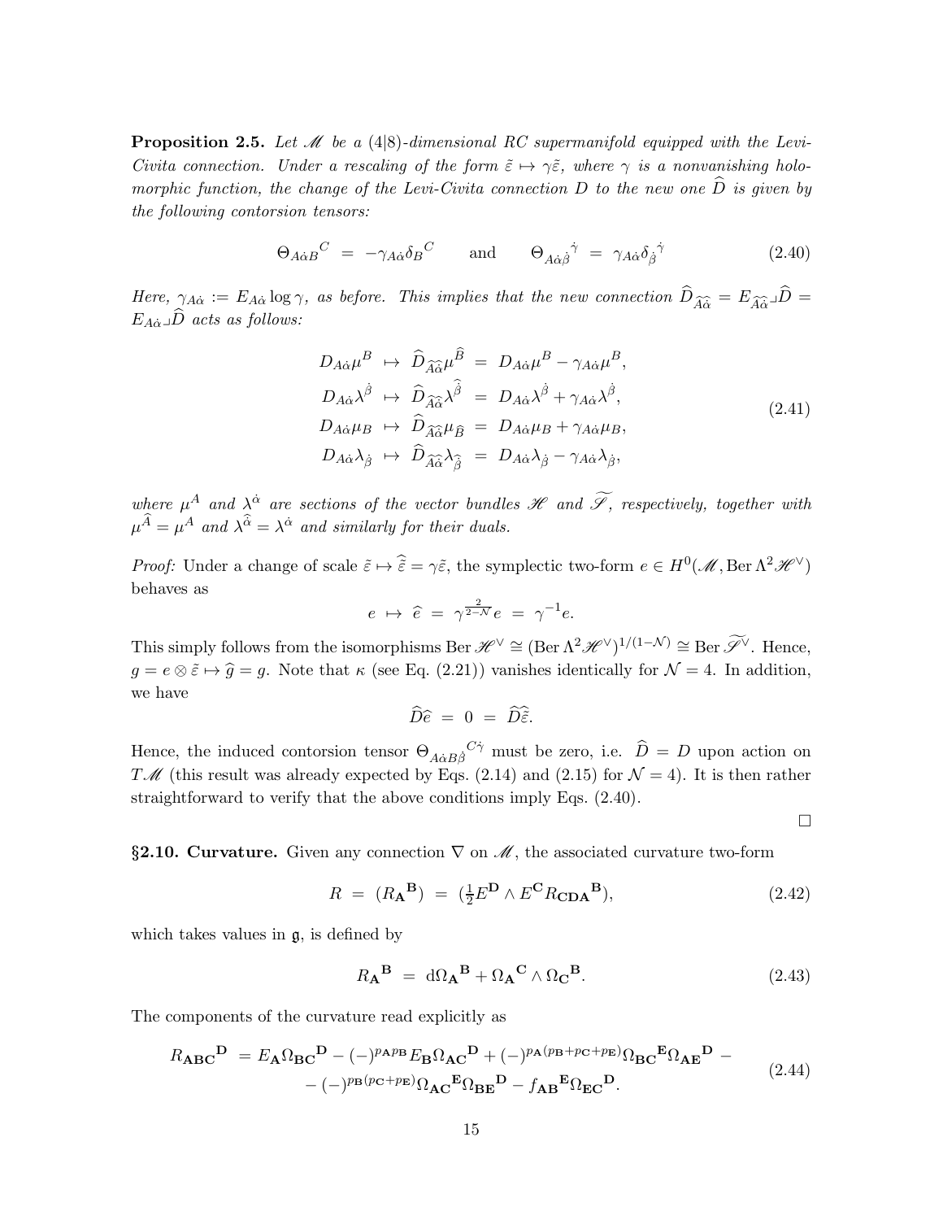**Proposition 2.5.** *Let $\mathscr{M}$ be a $(4|8)$-dimensional RC supermanifold equipped with the Levi-Civita connection. Under a rescaling of the form $\tilde{\varepsilon} \mapsto \gamma\tilde{\varepsilon}$, where $\gamma$ is a nonvanishing holomorphic function, the change of the Levi-Civita connection $D$ to the new one $\widehat{D}$ is given by the following contorsion tensors:*

$$\Theta_{A\dot{\alpha}B}{}^{C} \;=\; -\gamma_{A\dot{\alpha}}\delta_B{}^C \qquad \text{and} \qquad \Theta_{A\dot{\alpha}\dot{\beta}}{}^{\dot{\gamma}} \;=\; \gamma_{A\dot{\alpha}}\delta_{\dot{\beta}}{}^{\dot{\gamma}} \tag{2.40}$$

*Here, $\gamma_{A\dot{\alpha}} := E_{A\dot{\alpha}} \log \gamma$, as before. This implies that the new connection $\widehat{D}_{\widehat{A}\widehat{\dot{\alpha}}} = E_{\widehat{A}\widehat{\dot{\alpha}}} \lrcorner \widehat{D} = E_{A\dot{\alpha}} \lrcorner \widehat{D}$ acts as follows:*

$$\begin{aligned}
D_{A\dot{\alpha}}\mu^B \;&\mapsto\; \widehat{D}_{\widehat{A}\widehat{\dot{\alpha}}}\mu^{\widehat{B}} \;=\; D_{A\dot{\alpha}}\mu^B - \gamma_{A\dot{\alpha}}\mu^B,\\
D_{A\dot{\alpha}}\lambda^{\dot{\beta}} \;&\mapsto\; \widehat{D}_{\widehat{A}\widehat{\dot{\alpha}}}\lambda^{\widehat{\dot{\beta}}} \;=\; D_{A\dot{\alpha}}\lambda^{\dot{\beta}} + \gamma_{A\dot{\alpha}}\lambda^{\dot{\beta}},\\
D_{A\dot{\alpha}}\mu_B \;&\mapsto\; \widehat{D}_{\widehat{A}\widehat{\dot{\alpha}}}\mu_{\widehat{B}} \;=\; D_{A\dot{\alpha}}\mu_B + \gamma_{A\dot{\alpha}}\mu_B,\\
D_{A\dot{\alpha}}\lambda_{\dot{\beta}} \;&\mapsto\; \widehat{D}_{\widehat{A}\widehat{\dot{\alpha}}}\lambda_{\widehat{\dot{\beta}}} \;=\; D_{A\dot{\alpha}}\lambda_{\dot{\beta}} - \gamma_{A\dot{\alpha}}\lambda_{\dot{\beta}},
\end{aligned} \tag{2.41}$$

*where $\mu^A$ and $\lambda^{\dot{\alpha}}$ are sections of the vector bundles $\mathscr{H}$ and $\widetilde{\mathscr{S}}$, respectively, together with $\mu^{\widehat{A}} = \mu^A$ and $\lambda^{\widehat{\dot{\alpha}}} = \lambda^{\dot{\alpha}}$ and similarly for their duals.*

*Proof:* Under a change of scale $\tilde{\varepsilon} \mapsto \widehat{\tilde{\varepsilon}} = \gamma\tilde{\varepsilon}$, the symplectic two-form $e \in H^0(\mathscr{M}, \operatorname{Ber}\Lambda^2\mathscr{H}^\vee)$ behaves as

$$e \;\mapsto\; \widehat{e} \;=\; \gamma^{\frac{2}{2-\mathcal{N}}} e \;=\; \gamma^{-1} e.$$

This simply follows from the isomorphisms $\operatorname{Ber}\mathscr{H}^\vee \cong (\operatorname{Ber}\Lambda^2\mathscr{H}^\vee)^{1/(1-\mathcal{N})} \cong \operatorname{Ber}\widetilde{\mathscr{S}}^\vee$. Hence, $g = e \otimes \tilde{\varepsilon} \mapsto \widehat{g} = g$. Note that $\kappa$ (see Eq. (2.21)) vanishes identically for $\mathcal{N} = 4$. In addition, we have

$$\widehat{D}\widehat{e} \;=\; 0 \;=\; \widehat{D}\widehat{\tilde{\varepsilon}}.$$

Hence, the induced contorsion tensor $\Theta_{A\dot{\alpha}B\dot{\beta}}{}^{C\dot{\gamma}}$ must be zero, i.e. $\widehat{D} = D$ upon action on $T\mathscr{M}$ (this result was already expected by Eqs. (2.14) and (2.15) for $\mathcal{N} = 4$). It is then rather straightforward to verify that the above conditions imply Eqs. (2.40).

□

**§2.10. Curvature.** Given any connection $\nabla$ on $\mathscr{M}$, the associated curvature two-form

$$R \;=\; (R_{\mathbf{A}}{}^{\mathbf{B}}) \;=\; (\tfrac{1}{2}E^{\mathbf{D}} \wedge E^{\mathbf{C}} R_{\mathbf{CDA}}{}^{\mathbf{B}}), \tag{2.42}$$

which takes values in $\mathfrak{g}$, is defined by

$$R_{\mathbf{A}}{}^{\mathbf{B}} \;=\; \mathrm{d}\Omega_{\mathbf{A}}{}^{\mathbf{B}} + \Omega_{\mathbf{A}}{}^{\mathbf{C}} \wedge \Omega_{\mathbf{C}}{}^{\mathbf{B}}. \tag{2.43}$$

The components of the curvature read explicitly as

$$\begin{aligned}
R_{\mathbf{ABC}}{}^{\mathbf{D}} \;=\; &E_{\mathbf{A}}\Omega_{\mathbf{BC}}{}^{\mathbf{D}} - (-)^{p_{\mathbf{A}}p_{\mathbf{B}}} E_{\mathbf{B}}\Omega_{\mathbf{AC}}{}^{\mathbf{D}} + (-)^{p_{\mathbf{A}}(p_{\mathbf{B}}+p_{\mathbf{C}}+p_{\mathbf{E}})}\Omega_{\mathbf{BC}}{}^{\mathbf{E}}\Omega_{\mathbf{AE}}{}^{\mathbf{D}} -\\
&- (-)^{p_{\mathbf{B}}(p_{\mathbf{C}}+p_{\mathbf{E}})}\Omega_{\mathbf{AC}}{}^{\mathbf{E}}\Omega_{\mathbf{BE}}{}^{\mathbf{D}} - f_{\mathbf{AB}}{}^{\mathbf{E}}\Omega_{\mathbf{EC}}{}^{\mathbf{D}}.
\end{aligned} \tag{2.44}$$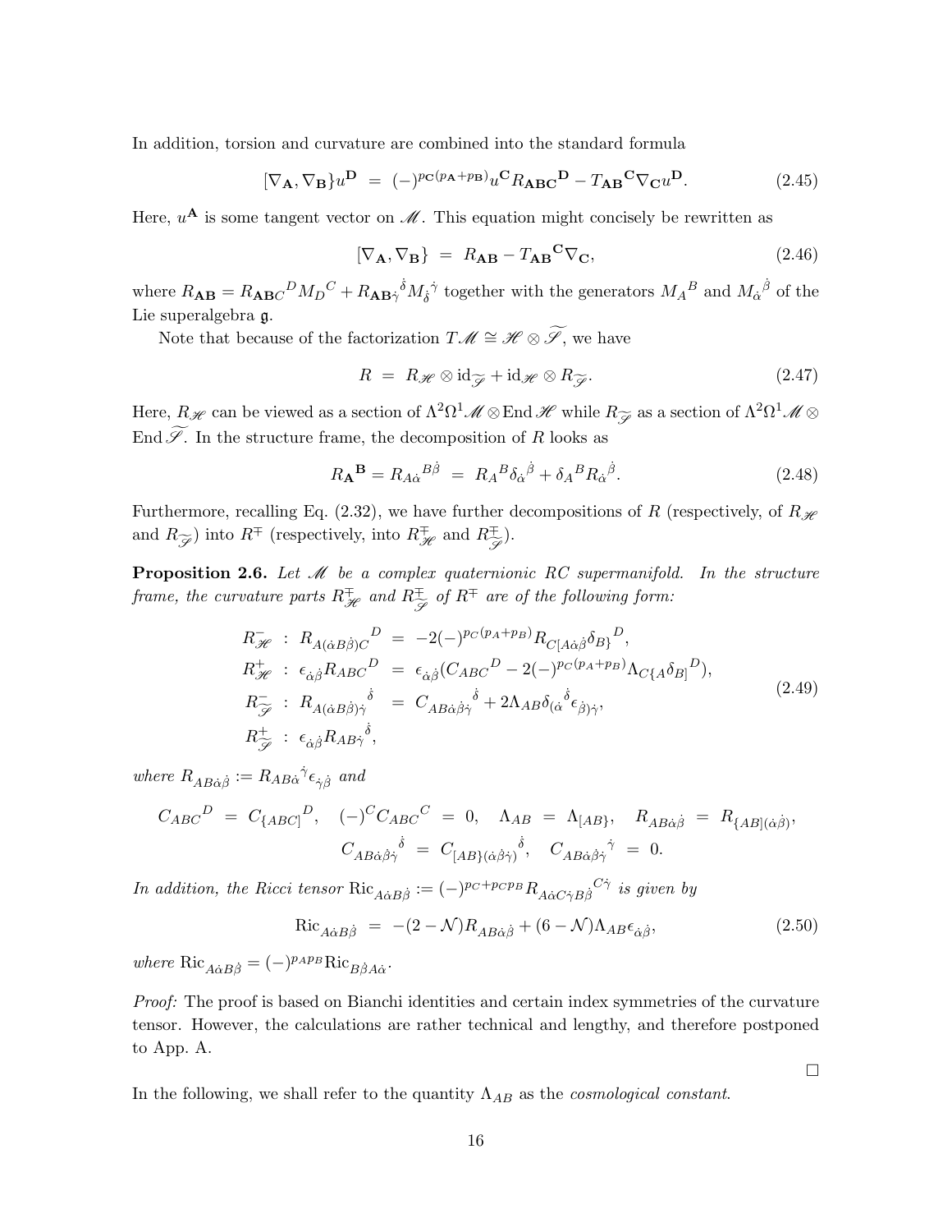In addition, torsion and curvature are combined into the standard formula

$$[\nabla_{\mathbf{A}}, \nabla_{\mathbf{B}}\} u^{\mathbf{D}} \;=\; (-)^{p_{\mathbf{C}}(p_{\mathbf{A}}+p_{\mathbf{B}})} u^{\mathbf{C}} R_{\mathbf{ABC}}{}^{\mathbf{D}} - T_{\mathbf{AB}}{}^{\mathbf{C}} \nabla_{\mathbf{C}} u^{\mathbf{D}}. \tag{2.45}$$

Here, $u^{\mathbf{A}}$ is some tangent vector on $\mathscr{M}$. This equation might concisely be rewritten as

$$[\nabla_{\mathbf{A}}, \nabla_{\mathbf{B}}\} \;=\; R_{\mathbf{AB}} - T_{\mathbf{AB}}{}^{\mathbf{C}} \nabla_{\mathbf{C}}, \tag{2.46}$$

where $R_{\mathbf{AB}} = R_{\mathbf{AB}C}{}^{D} M_D{}^C + R_{\mathbf{AB}\dot\gamma}{}^{\dot\delta} M_{\dot\delta}{}^{\dot\gamma}$ together with the generators $M_A{}^B$ and $M_{\dot\alpha}{}^{\dot\beta}$ of the Lie superalgebra $\mathfrak{g}$.

Note that because of the factorization $T\mathscr{M} \cong \mathscr{H} \otimes \widetilde{\mathscr{S}}$, we have

$$R \;=\; R_{\mathscr{H}} \otimes \mathrm{id}_{\widetilde{\mathscr{S}}} + \mathrm{id}_{\mathscr{H}} \otimes R_{\widetilde{\mathscr{S}}}. \tag{2.47}$$

Here, $R_{\mathscr{H}}$ can be viewed as a section of $\Lambda^2\Omega^1\mathscr{M} \otimes \mathrm{End}\,\mathscr{H}$ while $R_{\widetilde{\mathscr{S}}}$ as a section of $\Lambda^2\Omega^1\mathscr{M} \otimes \mathrm{End}\,\widetilde{\mathscr{S}}$. In the structure frame, the decomposition of $R$ looks as

$$R_{\mathbf{A}}{}^{\mathbf{B}} = R_{A\dot\alpha}{}^{B\dot\beta} \;=\; R_A{}^B \delta_{\dot\alpha}{}^{\dot\beta} + \delta_A{}^B R_{\dot\alpha}{}^{\dot\beta}. \tag{2.48}$$

Furthermore, recalling Eq. (2.32), we have further decompositions of $R$ (respectively, of $R_{\mathscr{H}}$ and $R_{\widetilde{\mathscr{S}}}$) into $R^{\mp}$ (respectively, into $R^{\mp}_{\mathscr{H}}$ and $R^{\mp}_{\widetilde{\mathscr{S}}}$).

**Proposition 2.6.** *Let $\mathscr{M}$ be a complex quaternionic RC supermanifold. In the structure frame, the curvature parts $R^{\mp}_{\mathscr{H}}$ and $R^{\mp}_{\widetilde{\mathscr{S}}}$ of $R^{\mp}$ are of the following form:*

$$\begin{aligned}
R^{-}_{\mathscr{H}} \;&:\; R_{A(\dot\alpha B\dot\beta)C}{}^{D} \;=\; -2(-)^{p_C(p_A+p_B)} R_{C[A\dot\alpha\dot\beta}\delta_{B\}}{}^{D},\\
R^{+}_{\mathscr{H}} \;&:\; \epsilon_{\dot\alpha\dot\beta} R_{ABC}{}^{D} \;=\; \epsilon_{\dot\alpha\dot\beta}(C_{ABC}{}^{D} - 2(-)^{p_C(p_A+p_B)}\Lambda_{C\{A}\delta_{B]}{}^{D}),\\
R^{-}_{\widetilde{\mathscr{S}}} \;&:\; R_{A(\dot\alpha B\dot\beta)\dot\gamma}{}^{\dot\delta} \;=\; C_{AB\dot\alpha\dot\beta\dot\gamma}{}^{\dot\delta} + 2\Lambda_{AB}\delta_{(\dot\alpha}{}^{\dot\delta}\epsilon_{\dot\beta)\dot\gamma},\\
R^{+}_{\widetilde{\mathscr{S}}} \;&:\; \epsilon_{\dot\alpha\dot\beta} R_{AB\dot\gamma}{}^{\dot\delta},
\end{aligned} \tag{2.49}$$

*where $R_{AB\dot\alpha\dot\beta} := R_{AB\dot\alpha}{}^{\dot\gamma}\epsilon_{\dot\gamma\dot\beta}$ and*

$$C_{ABC}{}^{D} \;=\; C_{\{ABC]}{}^{D}, \quad (-)^C C_{ABC}{}^{C} \;=\; 0, \quad \Lambda_{AB} \;=\; \Lambda_{[AB\}}, \quad R_{AB\dot\alpha\dot\beta} \;=\; R_{\{AB](\dot\alpha\dot\beta)},$$
$$C_{AB\dot\alpha\dot\beta\dot\gamma}{}^{\dot\delta} \;=\; C_{[AB\}(\dot\alpha\dot\beta\dot\gamma)}{}^{\dot\delta}, \quad C_{AB\dot\alpha\dot\beta\dot\gamma}{}^{\dot\gamma} \;=\; 0.$$

*In addition, the Ricci tensor $\mathrm{Ric}_{A\dot\alpha B\dot\beta} := (-)^{p_C+p_Cp_B} R_{A\dot\alpha C\dot\gamma B\dot\beta}{}^{C\dot\gamma}$ is given by*

$$\mathrm{Ric}_{A\dot\alpha B\dot\beta} \;=\; -(2-\mathcal{N})R_{AB\dot\alpha\dot\beta} + (6-\mathcal{N})\Lambda_{AB}\epsilon_{\dot\alpha\dot\beta}, \tag{2.50}$$

*where $\mathrm{Ric}_{A\dot\alpha B\dot\beta} = (-)^{p_Ap_B}\mathrm{Ric}_{B\dot\beta A\dot\alpha}$.*

*Proof:* The proof is based on Bianchi identities and certain index symmetries of the curvature tensor. However, the calculations are rather technical and lengthy, and therefore postponed to App. A.

□

In the following, we shall refer to the quantity $\Lambda_{AB}$ as the *cosmological constant*.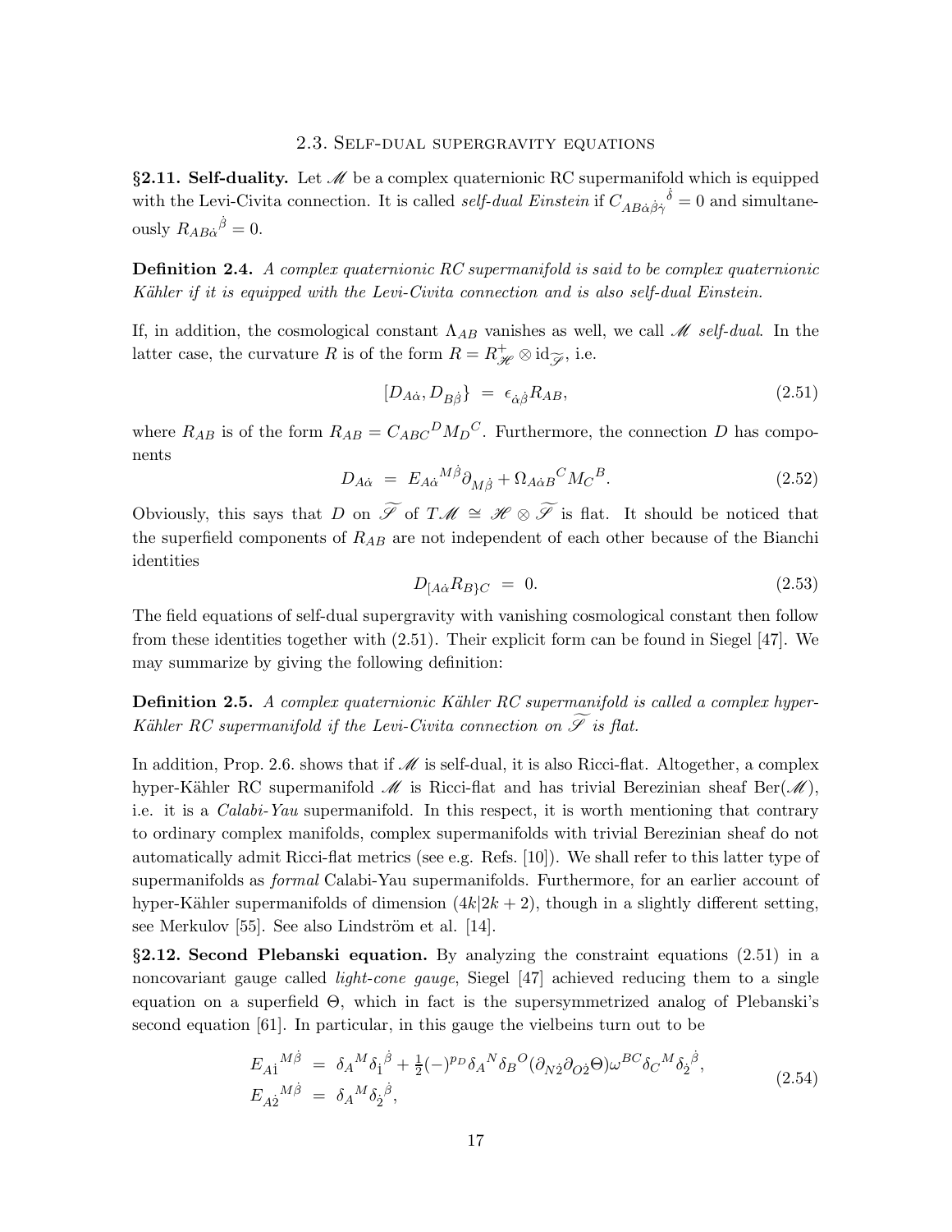## 2.3. Self-dual supergravity equations

**§2.11. Self-duality.** Let $\mathscr{M}$ be a complex quaternionic RC supermanifold which is equipped with the Levi-Civita connection. It is called *self-dual Einstein* if $C_{AB\dot\alpha\dot\beta\dot\gamma}{}^{\dot\delta} = 0$ and simultaneously $R_{AB\dot\alpha}{}^{\dot\beta} = 0$.

**Definition 2.4.** *A complex quaternionic RC supermanifold is said to be complex quaternionic Kähler if it is equipped with the Levi-Civita connection and is also self-dual Einstein.*

If, in addition, the cosmological constant $\Lambda_{AB}$ vanishes as well, we call $\mathscr{M}$ *self-dual*. In the latter case, the curvature $R$ is of the form $R = R^+_{\mathscr{H}} \otimes \mathrm{id}_{\widetilde{\mathscr{S}}}$, i.e.

$$[D_{A\dot\alpha}, D_{B\dot\beta}\} \;=\; \epsilon_{\dot\alpha\dot\beta} R_{AB}, \tag{2.51}$$

where $R_{AB}$ is of the form $R_{AB} = C_{ABC}{}^{D} M_D{}^{C}$. Furthermore, the connection $D$ has components

$$D_{A\dot\alpha} \;=\; E_{A\dot\alpha}{}^{M\dot\beta}\partial_{M\dot\beta} + \Omega_{A\dot\alpha B}{}^{C} M_C{}^{B}. \tag{2.52}$$

Obviously, this says that $D$ on $\widetilde{\mathscr{S}}$ of $T\mathscr{M} \cong \mathscr{H}\otimes\widetilde{\mathscr{S}}$ is flat. It should be noticed that the superfield components of $R_{AB}$ are not independent of each other because of the Bianchi identities

$$D_{[A\dot\alpha} R_{B\}C} \;=\; 0. \tag{2.53}$$

The field equations of self-dual supergravity with vanishing cosmological constant then follow from these identities together with (2.51). Their explicit form can be found in Siegel [47]. We may summarize by giving the following definition:

**Definition 2.5.** *A complex quaternionic Kähler RC supermanifold is called a complex hyper-Kähler RC supermanifold if the Levi-Civita connection on $\widetilde{\mathscr{S}}$ is flat.*

In addition, Prop. 2.6. shows that if $\mathscr{M}$ is self-dual, it is also Ricci-flat. Altogether, a complex hyper-Kähler RC supermanifold $\mathscr{M}$ is Ricci-flat and has trivial Berezinian sheaf $\mathrm{Ber}(\mathscr{M})$, i.e. it is a *Calabi-Yau* supermanifold. In this respect, it is worth mentioning that contrary to ordinary complex manifolds, complex supermanifolds with trivial Berezinian sheaf do not automatically admit Ricci-flat metrics (see e.g. Refs. [10]). We shall refer to this latter type of supermanifolds as *formal* Calabi-Yau supermanifolds. Furthermore, for an earlier account of hyper-Kähler supermanifolds of dimension $(4k|2k+2)$, though in a slightly different setting, see Merkulov [55]. See also Lindström et al. [14].

**§2.12. Second Plebanski equation.** By analyzing the constraint equations (2.51) in a noncovariant gauge called *light-cone gauge*, Siegel [47] achieved reducing them to a single equation on a superfield $\Theta$, which in fact is the supersymmetrized analog of Plebanski's second equation [61]. In particular, in this gauge the vielbeins turn out to be

$$\begin{aligned}
E_{A\dot1}{}^{M\dot\beta} \;&=\; \delta_A{}^{M}\delta_{\dot1}{}^{\dot\beta} + \tfrac12(-)^{p_D}\delta_A{}^{N}\delta_B{}^{O}(\partial_{N\dot2}\partial_{O\dot2}\Theta)\omega^{BC}\delta_C{}^{M}\delta_{\dot2}{}^{\dot\beta},\\
E_{A\dot2}{}^{M\dot\beta} \;&=\; \delta_A{}^{M}\delta_{\dot2}{}^{\dot\beta},
\end{aligned} \tag{2.54}$$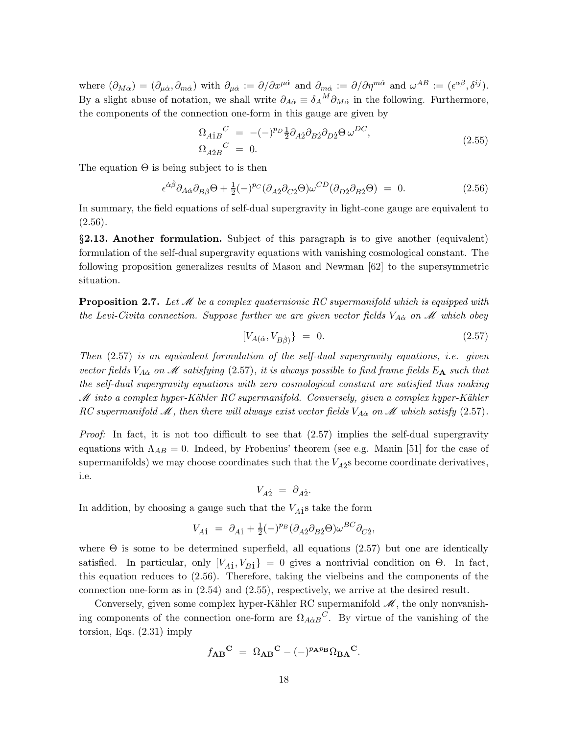where $(\partial_{M\dot\alpha}) = (\partial_{\mu\dot\alpha}, \partial_{m\dot\alpha})$ with $\partial_{\mu\dot\alpha} := \partial/\partial x^{\mu\dot\alpha}$ and $\partial_{m\dot\alpha} := \partial/\partial\eta^{m\dot\alpha}$ and $\omega^{AB} := (\epsilon^{\alpha\beta}, \delta^{ij})$. By a slight abuse of notation, we shall write $\partial_{A\dot\alpha} \equiv \delta_A{}^M \partial_{M\dot\alpha}$ in the following. Furthermore, the components of the connection one-form in this gauge are given by

$$
\begin{aligned}
\Omega_{A\dot 1 B}{}^C &= -(-)^{p_D} \tfrac{1}{2} \partial_{A\dot 2}\partial_{B\dot 2}\partial_{D\dot 2}\Theta\, \omega^{DC},\\
\Omega_{A\dot 2 B}{}^C &= 0.
\end{aligned}
\tag{2.55}
$$

The equation $\Theta$ is being subject to is then

$$
\epsilon^{\dot\alpha\dot\beta}\partial_{A\dot\alpha}\partial_{B\dot\beta}\Theta + \tfrac{1}{2}(-)^{p_C}(\partial_{A\dot 2}\partial_{C\dot 2}\Theta)\omega^{CD}(\partial_{D\dot 2}\partial_{B\dot 2}\Theta) \;=\; 0. \tag{2.56}
$$

In summary, the field equations of self-dual supergravity in light-cone gauge are equivalent to (2.56).

**§2.13. Another formulation.** Subject of this paragraph is to give another (equivalent) formulation of the self-dual supergravity equations with vanishing cosmological constant. The following proposition generalizes results of Mason and Newman [62] to the supersymmetric situation.

**Proposition 2.7.** *Let $\mathscr{M}$ be a complex quaternionic RC supermanifold which is equipped with the Levi-Civita connection. Suppose further we are given vector fields $V_{A\dot\alpha}$ on $\mathscr{M}$ which obey*

$$
[V_{A(\dot\alpha}, V_{B\dot\beta)}\} \;=\; 0. \tag{2.57}
$$

*Then (2.57) is an equivalent formulation of the self-dual supergravity equations, i.e. given vector fields $V_{A\dot\alpha}$ on $\mathscr{M}$ satisfying (2.57), it is always possible to find frame fields $E_{\mathbf{A}}$ such that the self-dual supergravity equations with zero cosmological constant are satisfied thus making $\mathscr{M}$ into a complex hyper-Kähler RC supermanifold. Conversely, given a complex hyper-Kähler RC supermanifold $\mathscr{M}$, then there will always exist vector fields $V_{A\dot\alpha}$ on $\mathscr{M}$ which satisfy (2.57).*

*Proof:* In fact, it is not too difficult to see that (2.57) implies the self-dual supergravity equations with $\Lambda_{AB} = 0$. Indeed, by Frobenius' theorem (see e.g. Manin [51] for the case of supermanifolds) we may choose coordinates such that the $V_{A\dot 2}$s become coordinate derivatives, i.e.

$$
V_{A\dot 2} \;=\; \partial_{A\dot 2}.
$$

In addition, by choosing a gauge such that the $V_{A\dot 1}$s take the form

$$
V_{A\dot 1} \;=\; \partial_{A\dot 1} + \tfrac{1}{2}(-)^{p_B}(\partial_{A\dot 2}\partial_{B\dot 2}\Theta)\omega^{BC}\partial_{C\dot 2},
$$

where $\Theta$ is some to be determined superfield, all equations (2.57) but one are identically satisfied. In particular, only $[V_{A\dot 1}, V_{B\dot 1}\} = 0$ gives a nontrivial condition on $\Theta$. In fact, this equation reduces to (2.56). Therefore, taking the vielbeins and the components of the connection one-form as in (2.54) and (2.55), respectively, we arrive at the desired result.

Conversely, given some complex hyper-Kähler RC supermanifold $\mathscr{M}$, the only nonvanishing components of the connection one-form are $\Omega_{A\dot\alpha B}{}^C$. By virtue of the vanishing of the torsion, Eqs. (2.31) imply

$$
f_{\mathbf{AB}}{}^{\mathbf{C}} \;=\; \Omega_{\mathbf{AB}}{}^{\mathbf{C}} - (-)^{p_{\mathbf{A}}p_{\mathbf{B}}}\Omega_{\mathbf{BA}}{}^{\mathbf{C}}.
$$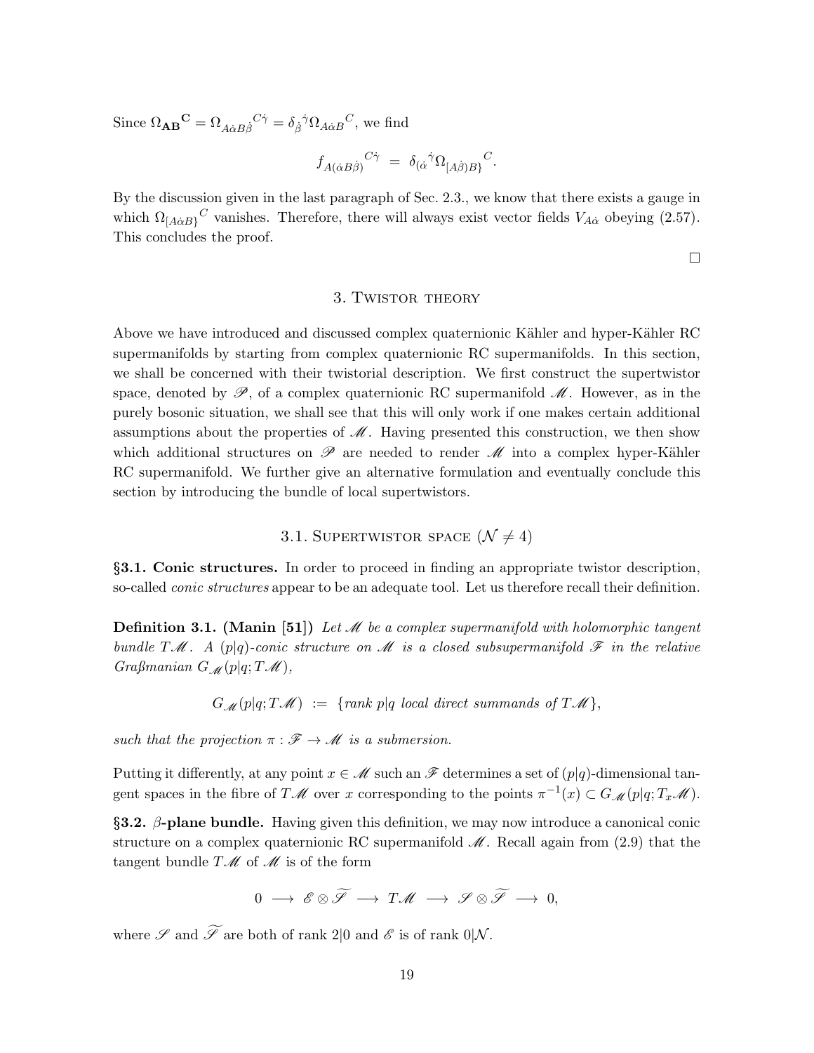Since $\Omega_{\mathbf{AB}}{}^{\mathbf{C}} = \Omega_{A\dot{\alpha}B\dot{\beta}}{}^{C\dot{\gamma}} = \delta_{\dot{\beta}}{}^{\dot{\gamma}}\Omega_{A\dot{\alpha}B}{}^{C}$, we find

$$f_{A(\dot{\alpha}B\dot{\beta})}{}^{C\dot{\gamma}} \;=\; \delta_{(\dot{\alpha}}{}^{\dot{\gamma}}\Omega_{[A\dot{\beta})B\}}{}^{C}.$$

By the discussion given in the last paragraph of Sec. 2.3., we know that there exists a gauge in which $\Omega_{[A\dot{\alpha}B\}}{}^{C}$ vanishes. Therefore, there will always exist vector fields $V_{A\dot{\alpha}}$ obeying (2.57). This concludes the proof.

□

## 3. Twistor theory

Above we have introduced and discussed complex quaternionic Kähler and hyper-Kähler RC supermanifolds by starting from complex quaternionic RC supermanifolds. In this section, we shall be concerned with their twistorial description. We first construct the supertwistor space, denoted by $\mathscr{P}$, of a complex quaternionic RC supermanifold $\mathscr{M}$. However, as in the purely bosonic situation, we shall see that this will only work if one makes certain additional assumptions about the properties of $\mathscr{M}$. Having presented this construction, we then show which additional structures on $\mathscr{P}$ are needed to render $\mathscr{M}$ into a complex hyper-Kähler RC supermanifold. We further give an alternative formulation and eventually conclude this section by introducing the bundle of local supertwistors.

### 3.1. Supertwistor space ($\mathcal{N} \neq 4$)

**§3.1. Conic structures.** In order to proceed in finding an appropriate twistor description, so-called *conic structures* appear to be an adequate tool. Let us therefore recall their definition.

**Definition 3.1. (Manin [51])** *Let $\mathscr{M}$ be a complex supermanifold with holomorphic tangent bundle $T\mathscr{M}$. A $(p|q)$-conic structure on $\mathscr{M}$ is a closed subsupermanifold $\mathscr{F}$ in the relative Graßmanian $G_{\mathscr{M}}(p|q;T\mathscr{M})$,*

$$G_{\mathscr{M}}(p|q;T\mathscr{M}) \;:=\; \{\text{rank } p|q \text{ local direct summands of } T\mathscr{M}\},$$

*such that the projection $\pi : \mathscr{F} \to \mathscr{M}$ is a submersion.*

Putting it differently, at any point $x \in \mathscr{M}$ such an $\mathscr{F}$ determines a set of $(p|q)$-dimensional tangent spaces in the fibre of $T\mathscr{M}$ over $x$ corresponding to the points $\pi^{-1}(x) \subset G_{\mathscr{M}}(p|q;T_x\mathscr{M})$.

**§3.2. $\beta$-plane bundle.** Having given this definition, we may now introduce a canonical conic structure on a complex quaternionic RC supermanifold $\mathscr{M}$. Recall again from (2.9) that the tangent bundle $T\mathscr{M}$ of $\mathscr{M}$ is of the form

$$0 \;\longrightarrow\; \mathscr{E}\otimes\widetilde{\mathscr{S}} \;\longrightarrow\; T\mathscr{M} \;\longrightarrow\; \mathscr{S}\otimes\widetilde{\mathscr{S}} \;\longrightarrow\; 0,$$

where $\mathscr{S}$ and $\widetilde{\mathscr{S}}$ are both of rank $2|0$ and $\mathscr{E}$ is of rank $0|\mathcal{N}$.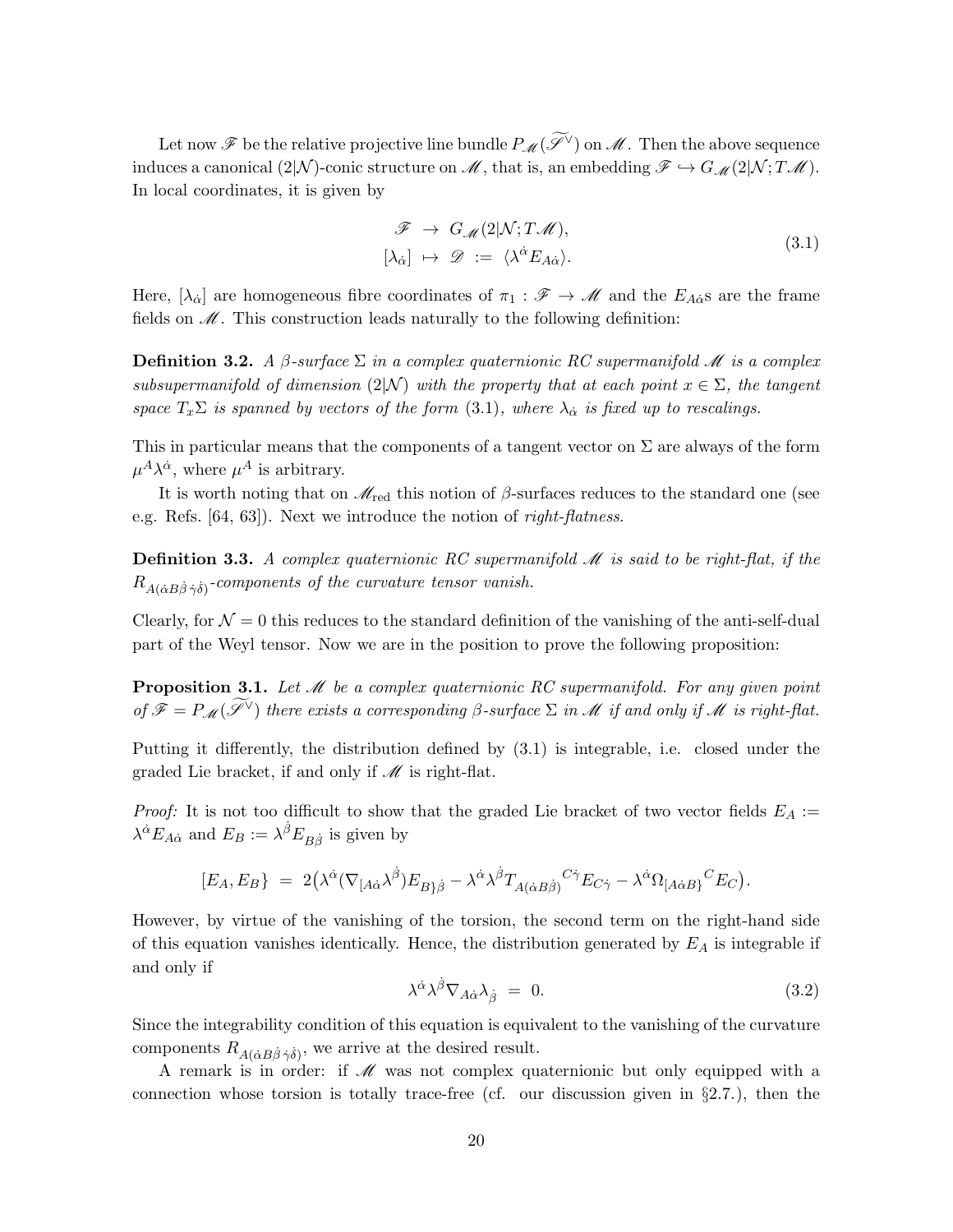Let now $\mathscr{F}$ be the relative projective line bundle $P_{\mathscr{M}}(\widetilde{\mathscr{S}^\vee})$ on $\mathscr{M}$. Then the above sequence induces a canonical $(2|\mathcal{N})$-conic structure on $\mathscr{M}$, that is, an embedding $\mathscr{F} \hookrightarrow G_{\mathscr{M}}(2|\mathcal{N}; T\mathscr{M})$. In local coordinates, it is given by

$$
\begin{aligned}
\mathscr{F} \;&\to\; G_{\mathscr{M}}(2|\mathcal{N}; T\mathscr{M}),\\
[\lambda_{\dot\alpha}] \;&\mapsto\; \mathscr{D} \;:=\; \langle \lambda^{\dot\alpha} E_{A\dot\alpha}\rangle.
\end{aligned}
\tag{3.1}
$$

Here, $[\lambda_{\dot\alpha}]$ are homogeneous fibre coordinates of $\pi_1 : \mathscr{F} \to \mathscr{M}$ and the $E_{A\dot\alpha}$s are the frame fields on $\mathscr{M}$. This construction leads naturally to the following definition:

**Definition 3.2.** *A $\beta$-surface $\Sigma$ in a complex quaternionic RC supermanifold $\mathscr{M}$ is a complex subsupermanifold of dimension $(2|\mathcal{N})$ with the property that at each point $x \in \Sigma$, the tangent space $T_x\Sigma$ is spanned by vectors of the form (3.1), where $\lambda_{\dot\alpha}$ is fixed up to rescalings.*

This in particular means that the components of a tangent vector on $\Sigma$ are always of the form $\mu^A\lambda^{\dot\alpha}$, where $\mu^A$ is arbitrary.

It is worth noting that on $\mathscr{M}_{\rm red}$ this notion of $\beta$-surfaces reduces to the standard one (see e.g. Refs. [64, 63]). Next we introduce the notion of *right-flatness.*

**Definition 3.3.** *A complex quaternionic RC supermanifold $\mathscr{M}$ is said to be right-flat, if the $R_{A(\dot\alpha B\dot\beta\,\dot\gamma\dot\delta)}$-components of the curvature tensor vanish.*

Clearly, for $\mathcal{N} = 0$ this reduces to the standard definition of the vanishing of the anti-self-dual part of the Weyl tensor. Now we are in the position to prove the following proposition:

**Proposition 3.1.** *Let $\mathscr{M}$ be a complex quaternionic RC supermanifold. For any given point of $\mathscr{F} = P_{\mathscr{M}}(\widetilde{\mathscr{S}^\vee})$ there exists a corresponding $\beta$-surface $\Sigma$ in $\mathscr{M}$ if and only if $\mathscr{M}$ is right-flat.*

Putting it differently, the distribution defined by (3.1) is integrable, i.e. closed under the graded Lie bracket, if and only if $\mathscr{M}$ is right-flat.

*Proof:* It is not too difficult to show that the graded Lie bracket of two vector fields $E_A := \lambda^{\dot\alpha}E_{A\dot\alpha}$ and $E_B := \lambda^{\dot\beta}E_{B\dot\beta}$ is given by

$$
[E_A, E_B\} \;=\; 2\big(\lambda^{\dot\alpha}(\nabla_{[A\dot\alpha}\lambda^{\dot\beta})E_{B\}\dot\beta} - \lambda^{\dot\alpha}\lambda^{\dot\beta}T_{A(\dot\alpha B\dot\beta)}{}^{C\dot\gamma}E_{C\dot\gamma} - \lambda^{\dot\alpha}\Omega_{[A\dot\alpha B\}}{}^{C}E_C\big).
$$

However, by virtue of the vanishing of the torsion, the second term on the right-hand side of this equation vanishes identically. Hence, the distribution generated by $E_A$ is integrable if and only if

$$
\lambda^{\dot\alpha}\lambda^{\dot\beta}\nabla_{A\dot\alpha}\lambda_{\dot\beta} \;=\; 0. \tag{3.2}
$$

Since the integrability condition of this equation is equivalent to the vanishing of the curvature components $R_{A(\dot\alpha B\dot\beta\,\dot\gamma\dot\delta)}$, we arrive at the desired result.

A remark is in order: if $\mathscr{M}$ was not complex quaternionic but only equipped with a connection whose torsion is totally trace-free (cf. our discussion given in §2.7.), then the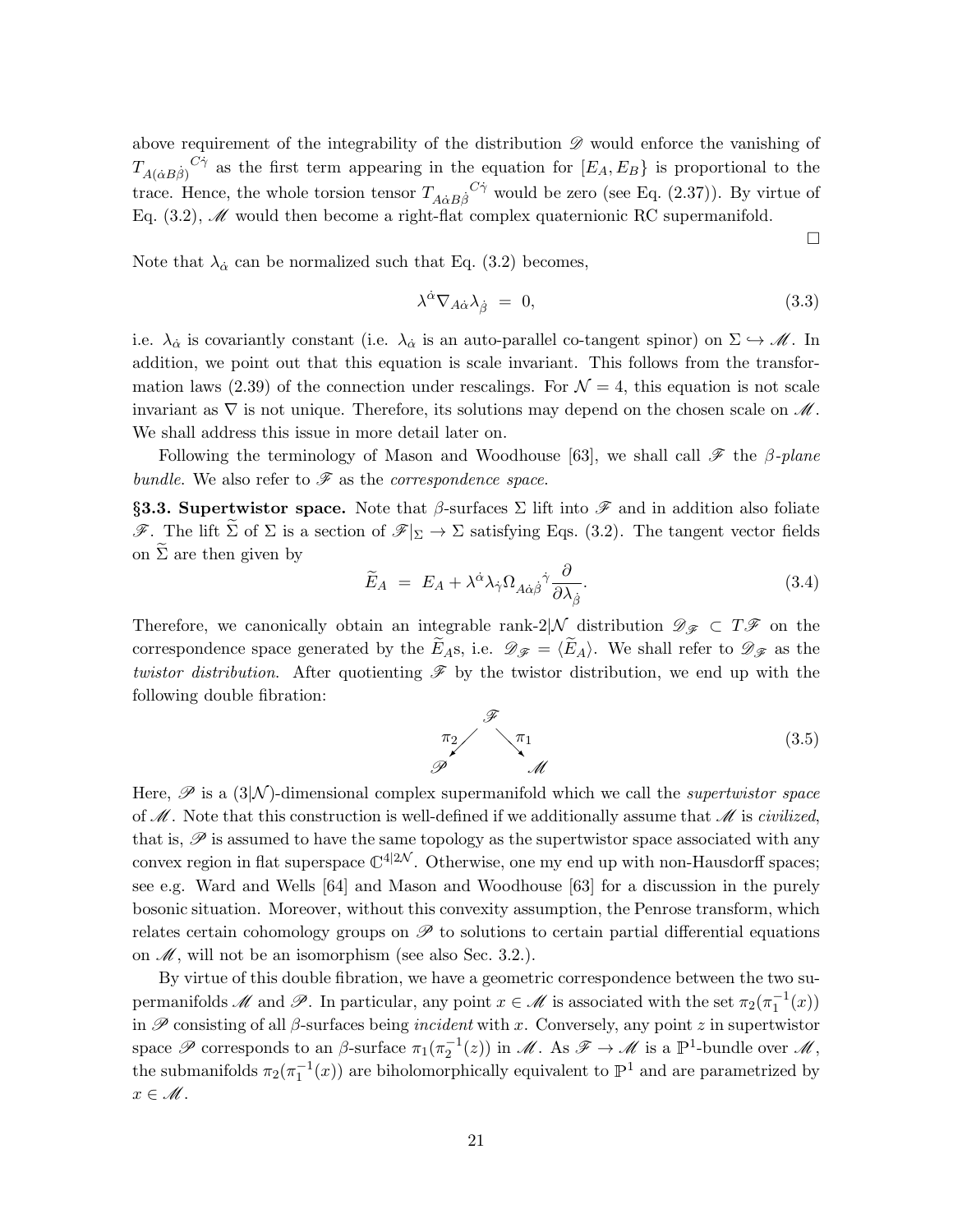above requirement of the integrability of the distribution $\mathscr{D}$ would enforce the vanishing of $T_{A(\dot\alpha B\dot\beta)}{}^{C\dot\gamma}$ as the first term appearing in the equation for $[E_A, E_B\}$ is proportional to the trace. Hence, the whole torsion tensor $T_{A\dot\alpha B\dot\beta}{}^{C\dot\gamma}$ would be zero (see Eq. (2.37)). By virtue of Eq. (3.2), $\mathscr{M}$ would then become a right-flat complex quaternionic RC supermanifold.

$\square$

Note that $\lambda_{\dot\alpha}$ can be normalized such that Eq. (3.2) becomes,

$$\lambda^{\dot\alpha}\nabla_{A\dot\alpha}\lambda_{\dot\beta} \;=\; 0, \tag{3.3}$$

i.e. $\lambda_{\dot\alpha}$ is covariantly constant (i.e. $\lambda_{\dot\alpha}$ is an auto-parallel co-tangent spinor) on $\Sigma \hookrightarrow \mathscr{M}$. In addition, we point out that this equation is scale invariant. This follows from the transformation laws (2.39) of the connection under rescalings. For $\mathcal{N}=4$, this equation is not scale invariant as $\nabla$ is not unique. Therefore, its solutions may depend on the chosen scale on $\mathscr{M}$. We shall address this issue in more detail later on.

Following the terminology of Mason and Woodhouse [63], we shall call $\mathscr{F}$ the *$\beta$-plane bundle*. We also refer to $\mathscr{F}$ as the *correspondence space*.

**§3.3. Supertwistor space.** Note that $\beta$-surfaces $\Sigma$ lift into $\mathscr{F}$ and in addition also foliate $\mathscr{F}$. The lift $\widetilde\Sigma$ of $\Sigma$ is a section of $\mathscr{F}|_\Sigma \to \Sigma$ satisfying Eqs. (3.2). The tangent vector fields on $\widetilde\Sigma$ are then given by

$$\widetilde E_A \;=\; E_A + \lambda^{\dot\alpha}\lambda_{\dot\gamma}\Omega_{A\dot\alpha\dot\beta}{}^{\dot\gamma}\frac{\partial}{\partial\lambda_{\dot\beta}}. \tag{3.4}$$

Therefore, we canonically obtain an integrable rank-$2|\mathcal{N}$ distribution $\mathscr{D}_{\mathscr{F}} \subset T\mathscr{F}$ on the correspondence space generated by the $\widetilde E_A$s, i.e. $\mathscr{D}_{\mathscr{F}} = \langle \widetilde E_A\rangle$. We shall refer to $\mathscr{D}_{\mathscr{F}}$ as the *twistor distribution*. After quotienting $\mathscr{F}$ by the twistor distribution, we end up with the following double fibration:

$$\begin{array}{ccc} & \mathscr{F} & \\ {\scriptstyle\pi_2}\swarrow & & \searrow{\scriptstyle\pi_1} \\ \mathscr{P} & & \mathscr{M} \end{array} \tag{3.5}$$

Here, $\mathscr{P}$ is a $(3|\mathcal{N})$-dimensional complex supermanifold which we call the *supertwistor space* of $\mathscr{M}$. Note that this construction is well-defined if we additionally assume that $\mathscr{M}$ is *civilized*, that is, $\mathscr{P}$ is assumed to have the same topology as the supertwistor space associated with any convex region in flat superspace $\mathbb{C}^{4|2\mathcal{N}}$. Otherwise, one my end up with non-Hausdorff spaces; see e.g. Ward and Wells [64] and Mason and Woodhouse [63] for a discussion in the purely bosonic situation. Moreover, without this convexity assumption, the Penrose transform, which relates certain cohomology groups on $\mathscr{P}$ to solutions to certain partial differential equations on $\mathscr{M}$, will not be an isomorphism (see also Sec. 3.2.).

By virtue of this double fibration, we have a geometric correspondence between the two supermanifolds $\mathscr{M}$ and $\mathscr{P}$. In particular, any point $x\in\mathscr{M}$ is associated with the set $\pi_2(\pi_1^{-1}(x))$ in $\mathscr{P}$ consisting of all $\beta$-surfaces being *incident* with $x$. Conversely, any point $z$ in supertwistor space $\mathscr{P}$ corresponds to an $\beta$-surface $\pi_1(\pi_2^{-1}(z))$ in $\mathscr{M}$. As $\mathscr{F}\to\mathscr{M}$ is a $\mathbb{P}^1$-bundle over $\mathscr{M}$, the submanifolds $\pi_2(\pi_1^{-1}(x))$ are biholomorphically equivalent to $\mathbb{P}^1$ and are parametrized by $x\in\mathscr{M}$.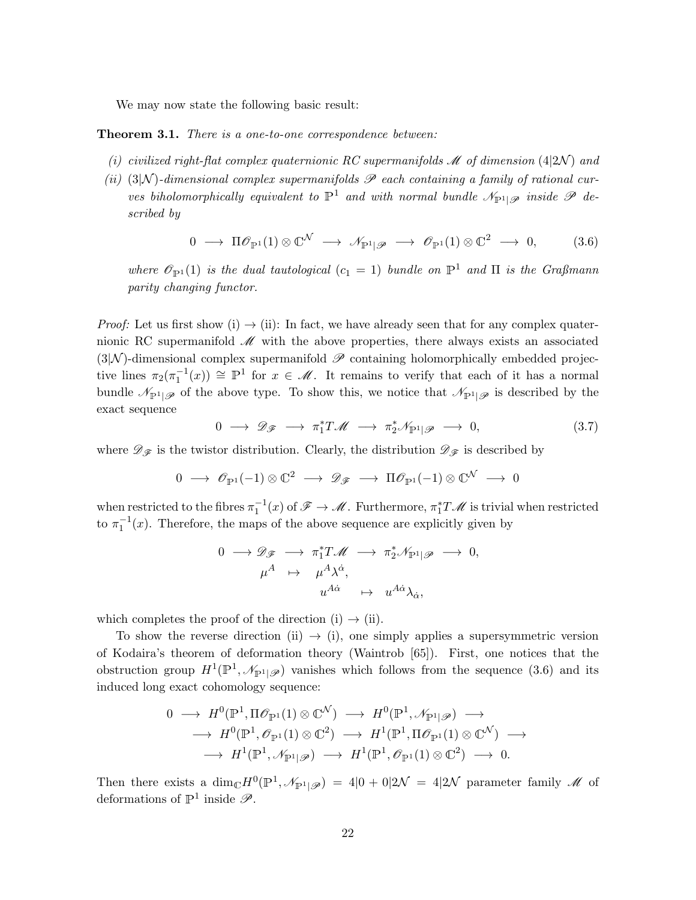We may now state the following basic result:

**Theorem 3.1.** *There is a one-to-one correspondence between:*

*(i) civilized right-flat complex quaternionic RC supermanifolds $\mathscr{M}$ of dimension $(4|2\mathcal{N})$ and*

*(ii) $(3|\mathcal{N})$-dimensional complex supermanifolds $\mathscr{P}$ each containing a family of rational curves biholomorphically equivalent to $\mathbb{P}^1$ and with normal bundle $\mathscr{N}_{\mathbb{P}^1|\mathscr{P}}$ inside $\mathscr{P}$ described by*

$$0 \longrightarrow \Pi\mathscr{O}_{\mathbb{P}^1}(1) \otimes \mathbb{C}^{\mathcal{N}} \longrightarrow \mathscr{N}_{\mathbb{P}^1|\mathscr{P}} \longrightarrow \mathscr{O}_{\mathbb{P}^1}(1) \otimes \mathbb{C}^2 \longrightarrow 0, \tag{3.6}$$

*where $\mathscr{O}_{\mathbb{P}^1}(1)$ is the dual tautological ($c_1 = 1$) bundle on $\mathbb{P}^1$ and $\Pi$ is the Graßmann parity changing functor.*

*Proof:* Let us first show (i) $\to$ (ii): In fact, we have already seen that for any complex quaternionic RC supermanifold $\mathscr{M}$ with the above properties, there always exists an associated $(3|\mathcal{N})$-dimensional complex supermanifold $\mathscr{P}$ containing holomorphically embedded projective lines $\pi_2(\pi_1^{-1}(x)) \cong \mathbb{P}^1$ for $x \in \mathscr{M}$. It remains to verify that each of it has a normal bundle $\mathscr{N}_{\mathbb{P}^1|\mathscr{P}}$ of the above type. To show this, we notice that $\mathscr{N}_{\mathbb{P}^1|\mathscr{P}}$ is described by the exact sequence

$$0 \longrightarrow \mathscr{D}_{\mathscr{F}} \longrightarrow \pi_1^* T\mathscr{M} \longrightarrow \pi_2^* \mathscr{N}_{\mathbb{P}^1|\mathscr{P}} \longrightarrow 0, \tag{3.7}$$

where $\mathscr{D}_{\mathscr{F}}$ is the twistor distribution. Clearly, the distribution $\mathscr{D}_{\mathscr{F}}$ is described by

$$0 \longrightarrow \mathscr{O}_{\mathbb{P}^1}(-1) \otimes \mathbb{C}^2 \longrightarrow \mathscr{D}_{\mathscr{F}} \longrightarrow \Pi\mathscr{O}_{\mathbb{P}^1}(-1) \otimes \mathbb{C}^{\mathcal{N}} \longrightarrow 0$$

when restricted to the fibres $\pi_1^{-1}(x)$ of $\mathscr{F} \to \mathscr{M}$. Furthermore, $\pi_1^* T\mathscr{M}$ is trivial when restricted to $\pi_1^{-1}(x)$. Therefore, the maps of the above sequence are explicitly given by

$$\begin{array}{ccccccc} 0 \longrightarrow & \mathscr{D}_{\mathscr{F}} & \longrightarrow & \pi_1^* T\mathscr{M} & \longrightarrow & \pi_2^* \mathscr{N}_{\mathbb{P}^1|\mathscr{P}} & \longrightarrow 0, \\ & \mu^A & \mapsto & \mu^A \lambda^{\dot\alpha}, & & & \\ & & & u^{A\dot\alpha} & \mapsto & u^{A\dot\alpha}\lambda_{\dot\alpha}, & \end{array}$$

which completes the proof of the direction (i) $\to$ (ii).

To show the reverse direction (ii) $\to$ (i), one simply applies a supersymmetric version of Kodaira's theorem of deformation theory (Waintrob [65]). First, one notices that the obstruction group $H^1(\mathbb{P}^1, \mathscr{N}_{\mathbb{P}^1|\mathscr{P}})$ vanishes which follows from the sequence (3.6) and its induced long exact cohomology sequence:

$$\begin{aligned} 0 \longrightarrow\ & H^0(\mathbb{P}^1, \Pi\mathscr{O}_{\mathbb{P}^1}(1) \otimes \mathbb{C}^{\mathcal{N}}) \longrightarrow H^0(\mathbb{P}^1, \mathscr{N}_{\mathbb{P}^1|\mathscr{P}}) \longrightarrow \\ & \longrightarrow H^0(\mathbb{P}^1, \mathscr{O}_{\mathbb{P}^1}(1) \otimes \mathbb{C}^2) \longrightarrow H^1(\mathbb{P}^1, \Pi\mathscr{O}_{\mathbb{P}^1}(1) \otimes \mathbb{C}^{\mathcal{N}}) \longrightarrow \\ & \longrightarrow H^1(\mathbb{P}^1, \mathscr{N}_{\mathbb{P}^1|\mathscr{P}}) \longrightarrow H^1(\mathbb{P}^1, \mathscr{O}_{\mathbb{P}^1}(1) \otimes \mathbb{C}^2) \longrightarrow 0. \end{aligned}$$

Then there exists a $\dim_{\mathbb{C}} H^0(\mathbb{P}^1, \mathscr{N}_{\mathbb{P}^1|\mathscr{P}}) = 4|0 + 0|2\mathcal{N} = 4|2\mathcal{N}$ parameter family $\mathscr{M}$ of deformations of $\mathbb{P}^1$ inside $\mathscr{P}$.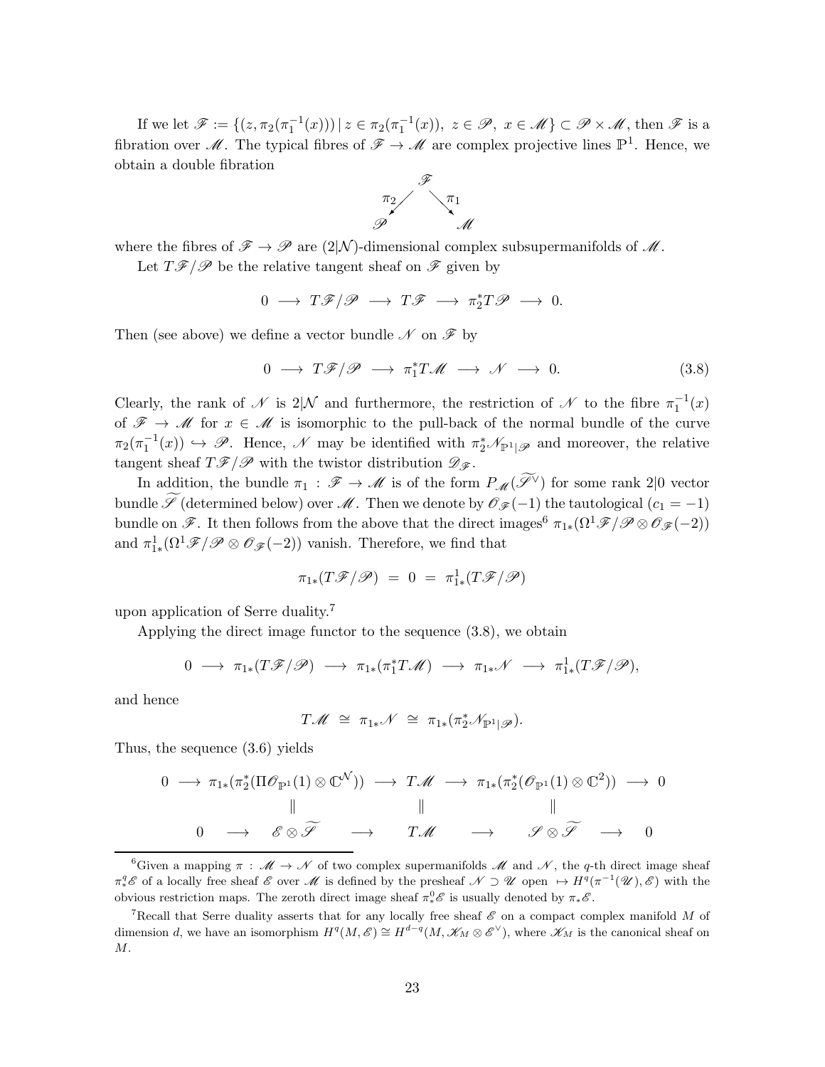If we let $\mathscr{F} := \{(z, \pi_2(\pi_1^{-1}(x))) \,|\, z \in \pi_2(\pi_1^{-1}(x)),\ z \in \mathscr{P},\ x \in \mathscr{M}\} \subset \mathscr{P} \times \mathscr{M}$, then $\mathscr{F}$ is a fibration over $\mathscr{M}$. The typical fibres of $\mathscr{F} \to \mathscr{M}$ are complex projective lines $\mathbb{P}^1$. Hence, we obtain a double fibration

$$
\begin{array}{ccc}
 & \mathscr{F} & \\
 {}^{\pi_2}\swarrow & & \searrow^{\pi_1} \\
\mathscr{P} & & \mathscr{M}
\end{array}
$$

where the fibres of $\mathscr{F} \to \mathscr{P}$ are $(2|\mathcal{N})$-dimensional complex subsupermanifolds of $\mathscr{M}$.

Let $T\mathscr{F}/\mathscr{P}$ be the relative tangent sheaf on $\mathscr{F}$ given by

$$
0 \longrightarrow T\mathscr{F}/\mathscr{P} \longrightarrow T\mathscr{F} \longrightarrow \pi_2^* T\mathscr{P} \longrightarrow 0.
$$

Then (see above) we define a vector bundle $\mathscr{N}$ on $\mathscr{F}$ by

$$
0 \longrightarrow T\mathscr{F}/\mathscr{P} \longrightarrow \pi_1^* T\mathscr{M} \longrightarrow \mathscr{N} \longrightarrow 0. \tag{3.8}
$$

Clearly, the rank of $\mathscr{N}$ is $2|\mathcal{N}$ and furthermore, the restriction of $\mathscr{N}$ to the fibre $\pi_1^{-1}(x)$ of $\mathscr{F} \to \mathscr{M}$ for $x \in \mathscr{M}$ is isomorphic to the pull-back of the normal bundle of the curve $\pi_2(\pi_1^{-1}(x)) \hookrightarrow \mathscr{P}$. Hence, $\mathscr{N}$ may be identified with $\pi_2^* \mathscr{N}_{\mathbb{P}^1|\mathscr{P}}$ and moreover, the relative tangent sheaf $T\mathscr{F}/\mathscr{P}$ with the twistor distribution $\mathscr{D}_{\mathscr{F}}$.

In addition, the bundle $\pi_1 : \mathscr{F} \to \mathscr{M}$ is of the form $P_{\mathscr{M}}(\widetilde{\mathscr{S}}^\vee)$ for some rank $2|0$ vector bundle $\widetilde{\mathscr{S}}$ (determined below) over $\mathscr{M}$. Then we denote by $\mathscr{O}_{\mathscr{F}}(-1)$ the tautological ($c_1 = -1$) bundle on $\mathscr{F}$. It then follows from the above that the direct images[6] $\pi_{1*}(\Omega^1\mathscr{F}/\mathscr{P} \otimes \mathscr{O}_{\mathscr{F}}(-2))$ and $\pi_{1*}^1(\Omega^1\mathscr{F}/\mathscr{P} \otimes \mathscr{O}_{\mathscr{F}}(-2))$ vanish. Therefore, we find that

$$
\pi_{1*}(T\mathscr{F}/\mathscr{P}) \ = \ 0 \ = \ \pi_{1*}^1(T\mathscr{F}/\mathscr{P})
$$

upon application of Serre duality.[7]

Applying the direct image functor to the sequence (3.8), we obtain

$$
0 \longrightarrow \pi_{1*}(T\mathscr{F}/\mathscr{P}) \longrightarrow \pi_{1*}(\pi_1^* T\mathscr{M}) \longrightarrow \pi_{1*}\mathscr{N} \longrightarrow \pi_{1*}^1(T\mathscr{F}/\mathscr{P}),
$$

and hence

$$
T\mathscr{M} \ \cong \ \pi_{1*}\mathscr{N} \ \cong \ \pi_{1*}(\pi_2^* \mathscr{N}_{\mathbb{P}^1|\mathscr{P}}).
$$

Thus, the sequence (3.6) yields

$$
\begin{array}{ccccccccc}
0 & \longrightarrow & \pi_{1*}(\pi_2^*(\Pi\mathscr{O}_{\mathbb{P}^1}(1) \otimes \mathbb{C}^{\mathcal{N}})) & \longrightarrow & T\mathscr{M} & \longrightarrow & \pi_{1*}(\pi_2^*(\mathscr{O}_{\mathbb{P}^1}(1) \otimes \mathbb{C}^2)) & \longrightarrow & 0 \\
 & & \| & & \| & & \| & & \\
0 & \longrightarrow & \mathscr{E} \otimes \widetilde{\mathscr{S}} & \longrightarrow & T\mathscr{M} & \longrightarrow & \mathscr{S} \otimes \widetilde{\mathscr{S}} & \longrightarrow & 0
\end{array}
$$

---

[6] Given a mapping $\pi : \mathscr{M} \to \mathscr{N}$ of two complex supermanifolds $\mathscr{M}$ and $\mathscr{N}$, the $q$-th direct image sheaf $\pi_*^q \mathscr{E}$ of a locally free sheaf $\mathscr{E}$ over $\mathscr{M}$ is defined by the presheaf $\mathscr{N} \supset \mathscr{U}$ open $\mapsto H^q(\pi^{-1}(\mathscr{U}), \mathscr{E})$ with the obvious restriction maps. The zeroth direct image sheaf $\pi_*^0 \mathscr{E}$ is usually denoted by $\pi_* \mathscr{E}$.

[7] Recall that Serre duality asserts that for any locally free sheaf $\mathscr{E}$ on a compact complex manifold $M$ of dimension $d$, we have an isomorphism $H^q(M, \mathscr{E}) \cong H^{d-q}(M, \mathscr{K}_M \otimes \mathscr{E}^\vee)$, where $\mathscr{K}_M$ is the canonical sheaf on $M$.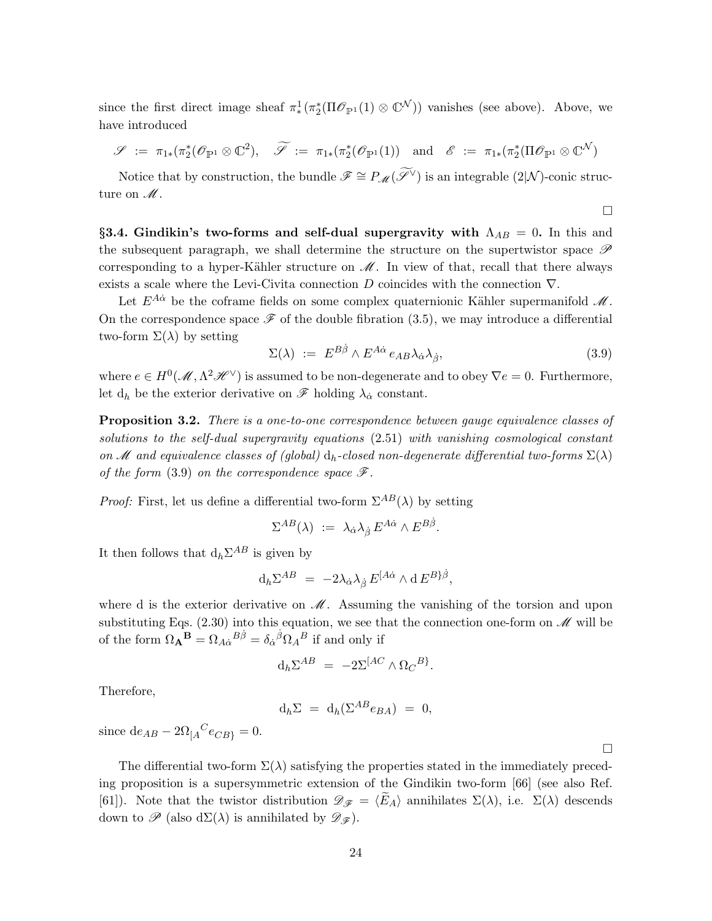since the first direct image sheaf $\pi^1_*(\pi_2^*(\Pi\mathscr{O}_{\mathbb{P}^1}(1)\otimes\mathbb{C}^{\mathcal{N}}))$ vanishes (see above). Above, we have introduced

$$\mathscr{S} \ := \ \pi_{1*}(\pi_2^*(\mathscr{O}_{\mathbb{P}^1}\otimes\mathbb{C}^2), \quad \widetilde{\mathscr{S}} \ := \ \pi_{1*}(\pi_2^*(\mathscr{O}_{\mathbb{P}^1}(1)) \quad \text{and} \quad \mathscr{E} \ := \ \pi_{1*}(\pi_2^*(\Pi\mathscr{O}_{\mathbb{P}^1}\otimes\mathbb{C}^{\mathcal{N}})$$

Notice that by construction, the bundle $\mathscr{F}\cong P_{\mathscr{M}}(\widetilde{\mathscr{S}}^\vee)$ is an integrable $(2|\mathcal{N})$-conic structure on $\mathscr{M}$.

□

**§3.4. Gindikin's two-forms and self-dual supergravity with $\Lambda_{AB}=0$.** In this and the subsequent paragraph, we shall determine the structure on the supertwistor space $\mathscr{P}$ corresponding to a hyper-Kähler structure on $\mathscr{M}$. In view of that, recall that there always exists a scale where the Levi-Civita connection $D$ coincides with the connection $\nabla$.

Let $E^{A\dot\alpha}$ be the coframe fields on some complex quaternionic Kähler supermanifold $\mathscr{M}$. On the correspondence space $\mathscr{F}$ of the double fibration (3.5), we may introduce a differential two-form $\Sigma(\lambda)$ by setting

$$\Sigma(\lambda) \ := \ E^{B\dot\beta}\wedge E^{A\dot\alpha}\, e_{AB}\lambda_{\dot\alpha}\lambda_{\dot\beta}, \tag{3.9}$$

where $e\in H^0(\mathscr{M},\Lambda^2\mathscr{H}^\vee)$ is assumed to be non-degenerate and to obey $\nabla e=0$. Furthermore, let $\mathrm{d}_h$ be the exterior derivative on $\mathscr{F}$ holding $\lambda_{\dot\alpha}$ constant.

**Proposition 3.2.** *There is a one-to-one correspondence between gauge equivalence classes of solutions to the self-dual supergravity equations* (2.51) *with vanishing cosmological constant on $\mathscr{M}$ and equivalence classes of (global) $\mathrm{d}_h$-closed non-degenerate differential two-forms $\Sigma(\lambda)$ of the form* (3.9) *on the correspondence space $\mathscr{F}$.*

*Proof:* First, let us define a differential two-form $\Sigma^{AB}(\lambda)$ by setting

$$\Sigma^{AB}(\lambda) \ := \ \lambda_{\dot\alpha}\lambda_{\dot\beta}\, E^{A\dot\alpha}\wedge E^{B\dot\beta}.$$

It then follows that $\mathrm{d}_h\Sigma^{AB}$ is given by

$$\mathrm{d}_h\Sigma^{AB} \ = \ -2\lambda_{\dot\alpha}\lambda_{\dot\beta}\, E^{[A\dot\alpha}\wedge \mathrm{d}\, E^{B\}\dot\beta},$$

where d is the exterior derivative on $\mathscr{M}$. Assuming the vanishing of the torsion and upon substituting Eqs. (2.30) into this equation, we see that the connection one-form on $\mathscr{M}$ will be of the form $\Omega_{\mathbf{A}}{}^{\mathbf{B}}=\Omega_{A\dot\alpha}{}^{B\dot\beta}=\delta_{\dot\alpha}{}^{\dot\beta}\Omega_A{}^B$ if and only if

$$\mathrm{d}_h\Sigma^{AB} \ = \ -2\Sigma^{[AC}\wedge\Omega_C{}^{B\}}.$$

Therefore,

$$\mathrm{d}_h\Sigma \ = \ \mathrm{d}_h(\Sigma^{AB}e_{BA}) \ = \ 0,$$

since $\mathrm{d}e_{AB}-2\Omega_{[A}{}^C e_{CB\}}=0$.

□

The differential two-form $\Sigma(\lambda)$ satisfying the properties stated in the immediately preceding proposition is a supersymmetric extension of the Gindikin two-form [66] (see also Ref. [61]). Note that the twistor distribution $\mathscr{D}_{\mathscr{F}}=\langle\widetilde{E}_A\rangle$ annihilates $\Sigma(\lambda)$, i.e. $\Sigma(\lambda)$ descends down to $\mathscr{P}$ (also $\mathrm{d}\Sigma(\lambda)$ is annihilated by $\mathscr{D}_{\mathscr{F}}$).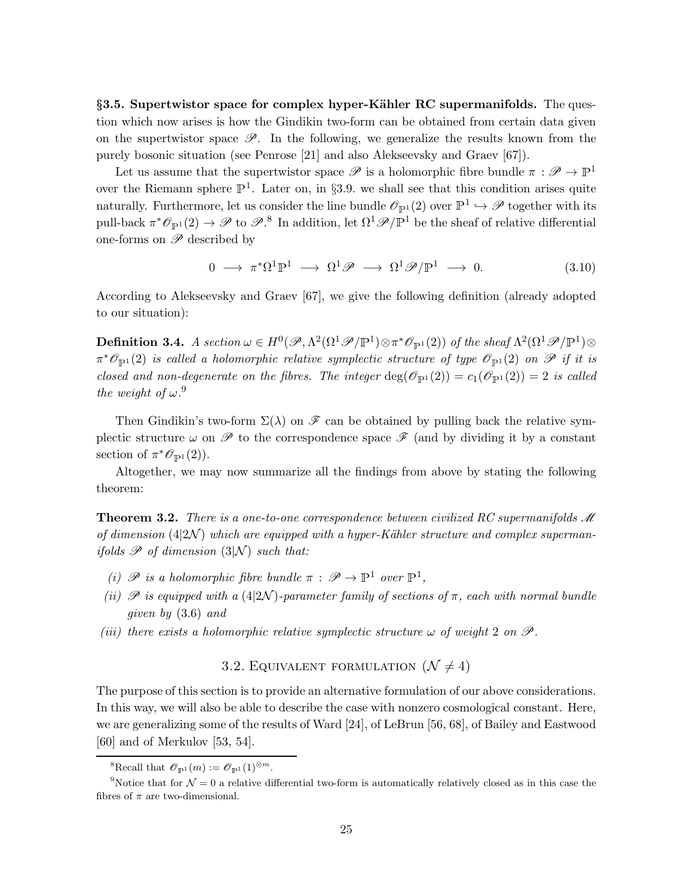**§3.5. Supertwistor space for complex hyper-Kähler RC supermanifolds.** The question which now arises is how the Gindikin two-form can be obtained from certain data given on the supertwistor space $\mathscr{P}$. In the following, we generalize the results known from the purely bosonic situation (see Penrose [21] and also Alekseevsky and Graev [67]).

Let us assume that the supertwistor space $\mathscr{P}$ is a holomorphic fibre bundle $\pi : \mathscr{P} \to \mathbb{P}^1$ over the Riemann sphere $\mathbb{P}^1$. Later on, in §3.9. we shall see that this condition arises quite naturally. Furthermore, let us consider the line bundle $\mathscr{O}_{\mathbb{P}^1}(2)$ over $\mathbb{P}^1 \hookrightarrow \mathscr{P}$ together with its pull-back $\pi^*\mathscr{O}_{\mathbb{P}^1}(2) \to \mathscr{P}$ to $\mathscr{P}$.[8] In addition, let $\Omega^1\mathscr{P}/\mathbb{P}^1$ be the sheaf of relative differential one-forms on $\mathscr{P}$ described by

$$0 \longrightarrow \pi^*\Omega^1\mathbb{P}^1 \longrightarrow \Omega^1\mathscr{P} \longrightarrow \Omega^1\mathscr{P}/\mathbb{P}^1 \longrightarrow 0. \tag{3.10}$$

According to Alekseevsky and Graev [67], we give the following definition (already adopted to our situation):

**Definition 3.4.** *A section $\omega \in H^0(\mathscr{P}, \Lambda^2(\Omega^1\mathscr{P}/\mathbb{P}^1)\otimes\pi^*\mathscr{O}_{\mathbb{P}^1}(2))$ of the sheaf $\Lambda^2(\Omega^1\mathscr{P}/\mathbb{P}^1)\otimes \pi^*\mathscr{O}_{\mathbb{P}^1}(2)$ is called a holomorphic relative symplectic structure of type $\mathscr{O}_{\mathbb{P}^1}(2)$ on $\mathscr{P}$ if it is closed and non-degenerate on the fibres. The integer $\deg(\mathscr{O}_{\mathbb{P}^1}(2)) = c_1(\mathscr{O}_{\mathbb{P}^1}(2)) = 2$ is called the weight of $\omega$.*[9]

Then Gindikin's two-form $\Sigma(\lambda)$ on $\mathscr{F}$ can be obtained by pulling back the relative symplectic structure $\omega$ on $\mathscr{P}$ to the correspondence space $\mathscr{F}$ (and by dividing it by a constant section of $\pi^*\mathscr{O}_{\mathbb{P}^1}(2)$).

Altogether, we may now summarize all the findings from above by stating the following theorem:

**Theorem 3.2.** *There is a one-to-one correspondence between civilized RC supermanifolds $\mathscr{M}$ of dimension $(4|2\mathcal{N})$ which are equipped with a hyper-Kähler structure and complex supermanifolds $\mathscr{P}$ of dimension $(3|\mathcal{N})$ such that:*

*(i) $\mathscr{P}$ is a holomorphic fibre bundle $\pi : \mathscr{P} \to \mathbb{P}^1$ over $\mathbb{P}^1$,*

*(ii) $\mathscr{P}$ is equipped with a $(4|2\mathcal{N})$-parameter family of sections of $\pi$, each with normal bundle given by (3.6) and*

*(iii) there exists a holomorphic relative symplectic structure $\omega$ of weight 2 on $\mathscr{P}$.*

## 3.2. Equivalent formulation ($\mathcal{N} \neq 4$)

The purpose of this section is to provide an alternative formulation of our above considerations. In this way, we will also be able to describe the case with nonzero cosmological constant. Here, we are generalizing some of the results of Ward [24], of LeBrun [56, 68], of Bailey and Eastwood [60] and of Merkulov [53, 54].

[8] Recall that $\mathscr{O}_{\mathbb{P}^1}(m) := \mathscr{O}_{\mathbb{P}^1}(1)^{\otimes m}$.

[9] Notice that for $\mathcal{N} = 0$ a relative differential two-form is automatically relatively closed as in this case the fibres of $\pi$ are two-dimensional.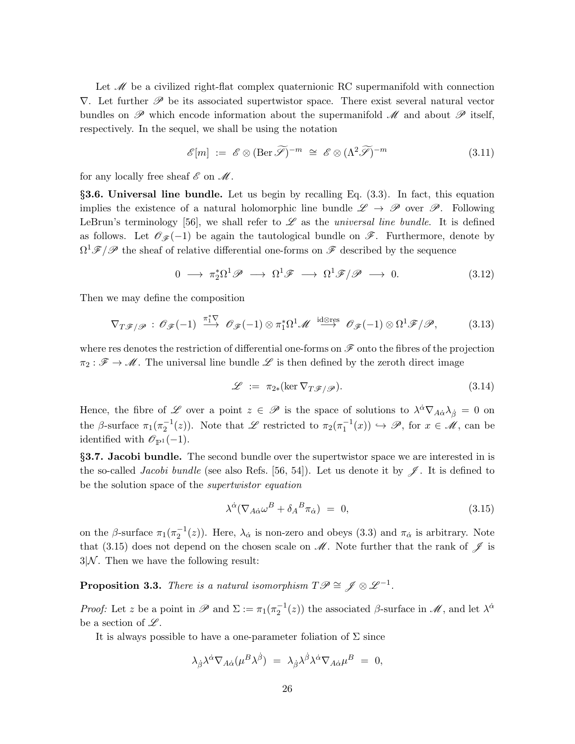Let $\mathscr{M}$ be a civilized right-flat complex quaternionic RC supermanifold with connection $\nabla$. Let further $\mathscr{P}$ be its associated supertwistor space. There exist several natural vector bundles on $\mathscr{P}$ which encode information about the supermanifold $\mathscr{M}$ and about $\mathscr{P}$ itself, respectively. In the sequel, we shall be using the notation

$$\mathscr{E}[m] \;:=\; \mathscr{E} \otimes (\operatorname{Ber} \widetilde{\mathscr{S}})^{-m} \;\cong\; \mathscr{E} \otimes (\Lambda^2 \widetilde{\mathscr{S}})^{-m} \tag{3.11}$$

for any locally free sheaf $\mathscr{E}$ on $\mathscr{M}$.

**§3.6. Universal line bundle.** Let us begin by recalling Eq. (3.3). In fact, this equation implies the existence of a natural holomorphic line bundle $\mathscr{L} \to \mathscr{P}$ over $\mathscr{P}$. Following LeBrun's terminology [56], we shall refer to $\mathscr{L}$ as the *universal line bundle*. It is defined as follows. Let $\mathscr{O}_{\mathscr{F}}(-1)$ be again the tautological bundle on $\mathscr{F}$. Furthermore, denote by $\Omega^1\mathscr{F}/\mathscr{P}$ the sheaf of relative differential one-forms on $\mathscr{F}$ described by the sequence

$$0 \;\longrightarrow\; \pi_2^*\Omega^1\mathscr{P} \;\longrightarrow\; \Omega^1\mathscr{F} \;\longrightarrow\; \Omega^1\mathscr{F}/\mathscr{P} \;\longrightarrow\; 0. \tag{3.12}$$

Then we may define the composition

$$\nabla_{T\mathscr{F}/\mathscr{P}} \,:\, \mathscr{O}_{\mathscr{F}}(-1) \;\stackrel{\pi_1^*\nabla}{\longrightarrow}\; \mathscr{O}_{\mathscr{F}}(-1) \otimes \pi_1^*\Omega^1\mathscr{M} \;\stackrel{\mathrm{id}\otimes\mathrm{res}}{\longrightarrow}\; \mathscr{O}_{\mathscr{F}}(-1) \otimes \Omega^1\mathscr{F}/\mathscr{P}, \tag{3.13}$$

where res denotes the restriction of differential one-forms on $\mathscr{F}$ onto the fibres of the projection $\pi_2 : \mathscr{F} \to \mathscr{M}$. The universal line bundle $\mathscr{L}$ is then defined by the zeroth direct image

$$\mathscr{L} \;:=\; \pi_{2*}(\ker \nabla_{T\mathscr{F}/\mathscr{P}}). \tag{3.14}$$

Hence, the fibre of $\mathscr{L}$ over a point $z \in \mathscr{P}$ is the space of solutions to $\lambda^{\dot\alpha}\nabla_{A\dot\alpha}\lambda_{\dot\beta} = 0$ on the $\beta$-surface $\pi_1(\pi_2^{-1}(z))$. Note that $\mathscr{L}$ restricted to $\pi_2(\pi_1^{-1}(x)) \hookrightarrow \mathscr{P}$, for $x \in \mathscr{M}$, can be identified with $\mathscr{O}_{\mathbb{P}^1}(-1)$.

**§3.7. Jacobi bundle.** The second bundle over the supertwistor space we are interested in is the so-called *Jacobi bundle* (see also Refs. [56, 54]). Let us denote it by $\mathscr{J}$. It is defined to be the solution space of the *supertwistor equation*

$$\lambda^{\dot\alpha}(\nabla_{A\dot\alpha}\omega^B + \delta_A{}^B\pi_{\dot\alpha}) \;=\; 0, \tag{3.15}$$

on the $\beta$-surface $\pi_1(\pi_2^{-1}(z))$. Here, $\lambda_{\dot\alpha}$ is non-zero and obeys (3.3) and $\pi_{\dot\alpha}$ is arbitrary. Note that (3.15) does not depend on the chosen scale on $\mathscr{M}$. Note further that the rank of $\mathscr{J}$ is $3|\mathcal{N}$. Then we have the following result:

**Proposition 3.3.** *There is a natural isomorphism $T\mathscr{P} \cong \mathscr{J} \otimes \mathscr{L}^{-1}$.*

*Proof:* Let $z$ be a point in $\mathscr{P}$ and $\Sigma := \pi_1(\pi_2^{-1}(z))$ the associated $\beta$-surface in $\mathscr{M}$, and let $\lambda^{\dot\alpha}$ be a section of $\mathscr{L}$.

It is always possible to have a one-parameter foliation of $\Sigma$ since

$$\lambda_{\dot\beta}\lambda^{\dot\alpha}\nabla_{A\dot\alpha}(\mu^B\lambda^{\dot\beta}) \;=\; \lambda_{\dot\beta}\lambda^{\dot\beta}\lambda^{\dot\alpha}\nabla_{A\dot\alpha}\mu^B \;=\; 0,$$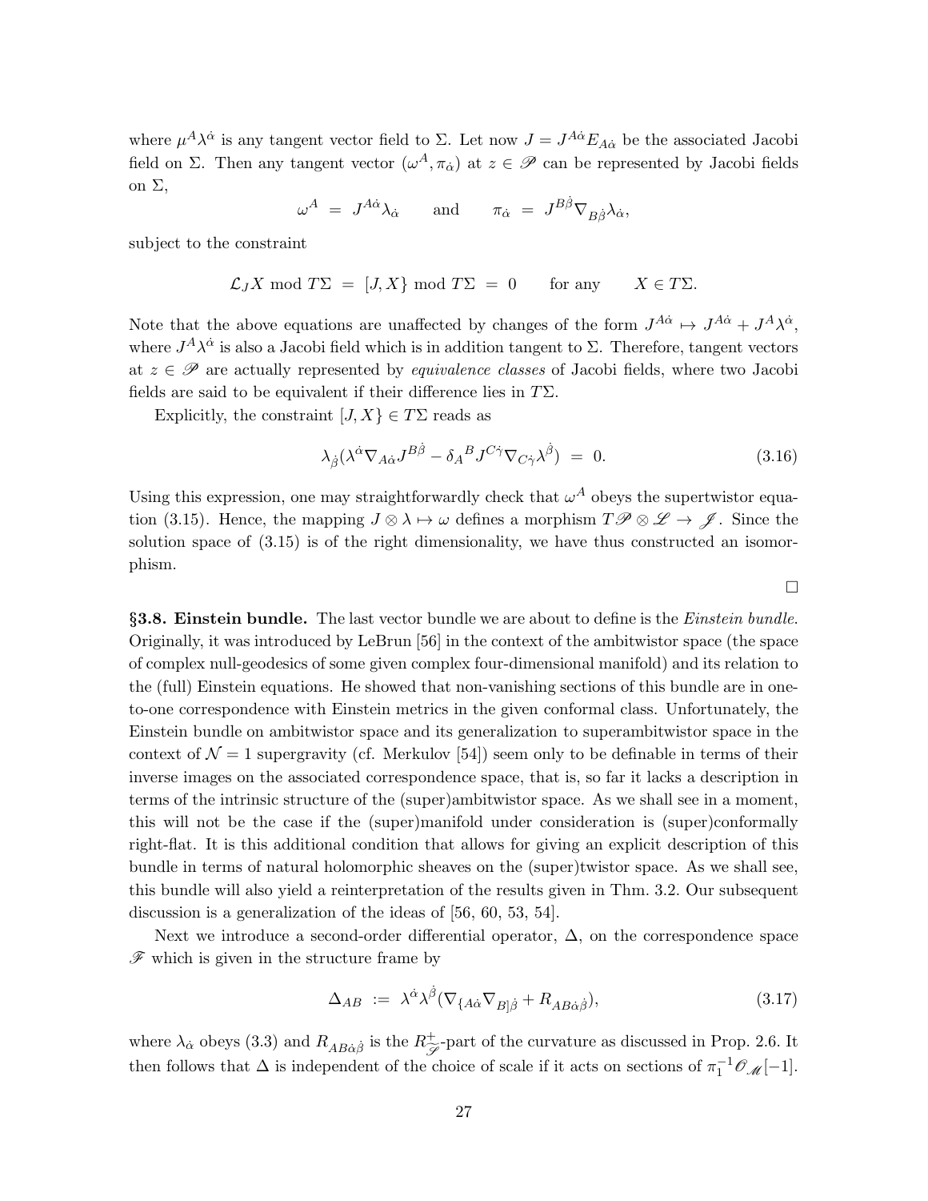where $\mu^A \lambda^{\dot\alpha}$ is any tangent vector field to $\Sigma$. Let now $J = J^{A\dot\alpha} E_{A\dot\alpha}$ be the associated Jacobi field on $\Sigma$. Then any tangent vector $(\omega^A, \pi_{\dot\alpha})$ at $z \in \mathscr{P}$ can be represented by Jacobi fields on $\Sigma$,

$$\omega^A \;=\; J^{A\dot\alpha}\lambda_{\dot\alpha} \qquad \text{and} \qquad \pi_{\dot\alpha} \;=\; J^{B\dot\beta}\nabla_{B\dot\beta}\lambda_{\dot\alpha},$$

subject to the constraint

$$\mathcal{L}_J X \bmod T\Sigma \;=\; [J, X\} \bmod T\Sigma \;=\; 0 \qquad \text{for any} \qquad X \in T\Sigma.$$

Note that the above equations are unaffected by changes of the form $J^{A\dot\alpha} \mapsto J^{A\dot\alpha} + J^A\lambda^{\dot\alpha}$, where $J^A\lambda^{\dot\alpha}$ is also a Jacobi field which is in addition tangent to $\Sigma$. Therefore, tangent vectors at $z \in \mathscr{P}$ are actually represented by *equivalence classes* of Jacobi fields, where two Jacobi fields are said to be equivalent if their difference lies in $T\Sigma$.

Explicitly, the constraint $[J, X\} \in T\Sigma$ reads as

$$\lambda_{\dot\beta}(\lambda^{\dot\alpha}\nabla_{A\dot\alpha}J^{B\dot\beta} - \delta_A{}^B J^{C\dot\gamma}\nabla_{C\dot\gamma}\lambda^{\dot\beta}) \;=\; 0. \tag{3.16}$$

Using this expression, one may straightforwardly check that $\omega^A$ obeys the supertwistor equation (3.15). Hence, the mapping $J \otimes \lambda \mapsto \omega$ defines a morphism $T\mathscr{P} \otimes \mathscr{L} \to \mathscr{J}$. Since the solution space of (3.15) is of the right dimensionality, we have thus constructed an isomorphism.

□

**§3.8. Einstein bundle.** The last vector bundle we are about to define is the *Einstein bundle*. Originally, it was introduced by LeBrun [56] in the context of the ambitwistor space (the space of complex null-geodesics of some given complex four-dimensional manifold) and its relation to the (full) Einstein equations. He showed that non-vanishing sections of this bundle are in one-to-one correspondence with Einstein metrics in the given conformal class. Unfortunately, the Einstein bundle on ambitwistor space and its generalization to superambitwistor space in the context of $\mathcal{N} = 1$ supergravity (cf. Merkulov [54]) seem only to be definable in terms of their inverse images on the associated correspondence space, that is, so far it lacks a description in terms of the intrinsic structure of the (super)ambitwistor space. As we shall see in a moment, this will not be the case if the (super)manifold under consideration is (super)conformally right-flat. It is this additional condition that allows for giving an explicit description of this bundle in terms of natural holomorphic sheaves on the (super)twistor space. As we shall see, this bundle will also yield a reinterpretation of the results given in Thm. 3.2. Our subsequent discussion is a generalization of the ideas of [56, 60, 53, 54].

Next we introduce a second-order differential operator, $\Delta$, on the correspondence space $\mathscr{F}$ which is given in the structure frame by

$$\Delta_{AB} \;:=\; \lambda^{\dot\alpha}\lambda^{\dot\beta}(\nabla_{\{A\dot\alpha}\nabla_{B]\dot\beta} + R_{AB\dot\alpha\dot\beta}), \tag{3.17}$$

where $\lambda_{\dot\alpha}$ obeys (3.3) and $R_{AB\dot\alpha\dot\beta}$ is the $R^+_{\mathscr{S}}$-part of the curvature as discussed in Prop. 2.6. It then follows that $\Delta$ is independent of the choice of scale if it acts on sections of $\pi_1^{-1}\mathscr{O}_{\mathscr{M}}[-1]$.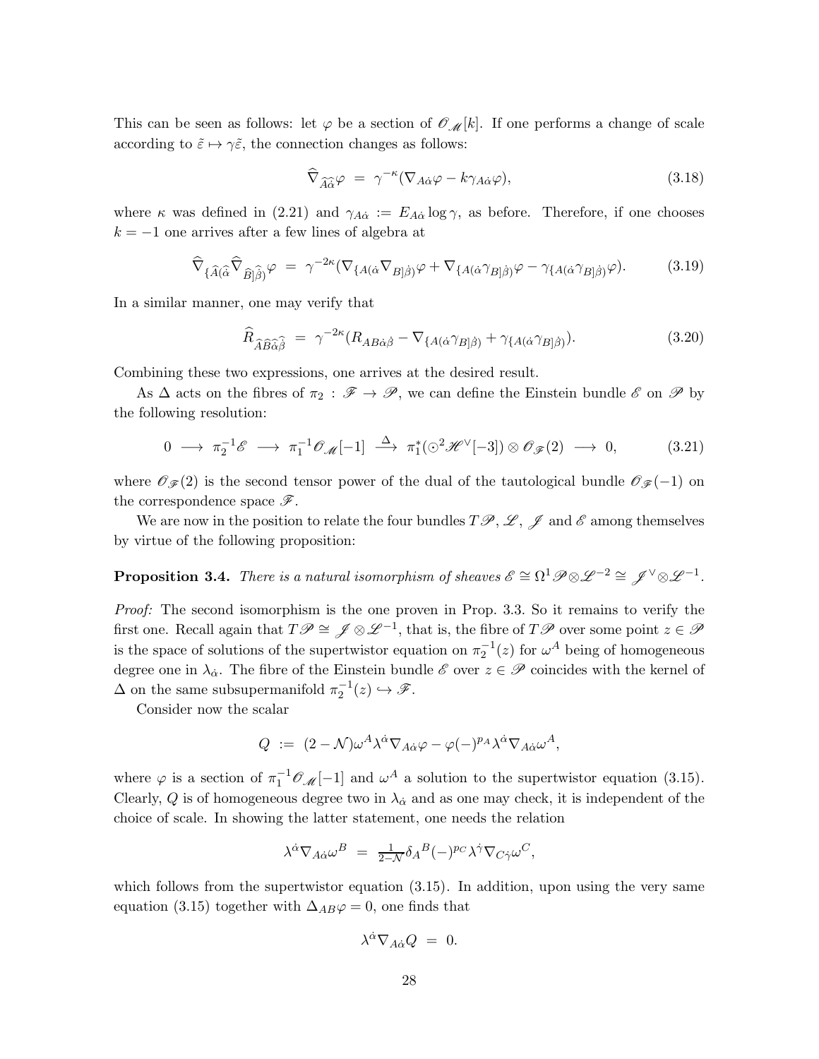This can be seen as follows: let $\varphi$ be a section of $\mathscr{O}_{\mathscr{M}}[k]$. If one performs a change of scale according to $\tilde{\varepsilon} \mapsto \gamma\tilde{\varepsilon}$, the connection changes as follows:

$$\widehat{\nabla}_{\widehat{A}\widehat{\dot\alpha}}\varphi \;=\; \gamma^{-\kappa}(\nabla_{A\dot\alpha}\varphi - k\gamma_{A\dot\alpha}\varphi), \tag{3.18}$$

where $\kappa$ was defined in (2.21) and $\gamma_{A\dot\alpha} := E_{A\dot\alpha}\log\gamma$, as before. Therefore, if one chooses $k = -1$ one arrives after a few lines of algebra at

$$\widehat{\nabla}_{\{\widehat{A}(\widehat{\dot\alpha}}\widehat{\nabla}_{\widehat{B}]\widehat{\dot\beta})}\varphi \;=\; \gamma^{-2\kappa}(\nabla_{\{A(\dot\alpha}\nabla_{B]\dot\beta)}\varphi + \nabla_{\{A(\dot\alpha}\gamma_{B]\dot\beta)}\varphi - \gamma_{\{A(\dot\alpha}\gamma_{B]\dot\beta)}\varphi). \tag{3.19}$$

In a similar manner, one may verify that

$$\widehat{R}_{\widehat{A}\widehat{B}\widehat{\dot\alpha}\widehat{\dot\beta}} \;=\; \gamma^{-2\kappa}(R_{AB\dot\alpha\dot\beta} - \nabla_{\{A(\dot\alpha}\gamma_{B]\dot\beta)} + \gamma_{\{A(\dot\alpha}\gamma_{B]\dot\beta)}). \tag{3.20}$$

Combining these two expressions, one arrives at the desired result.

As $\Delta$ acts on the fibres of $\pi_2 : \mathscr{F} \to \mathscr{P}$, we can define the Einstein bundle $\mathscr{E}$ on $\mathscr{P}$ by the following resolution:

$$0 \;\longrightarrow\; \pi_2^{-1}\mathscr{E} \;\longrightarrow\; \pi_1^{-1}\mathscr{O}_{\mathscr{M}}[-1] \;\stackrel{\Delta}{\longrightarrow}\; \pi_1^*(\odot^2\mathscr{H}^\vee[-3]) \otimes \mathscr{O}_{\mathscr{F}}(2) \;\longrightarrow\; 0, \tag{3.21}$$

where $\mathscr{O}_{\mathscr{F}}(2)$ is the second tensor power of the dual of the tautological bundle $\mathscr{O}_{\mathscr{F}}(-1)$ on the correspondence space $\mathscr{F}$.

We are now in the position to relate the four bundles $T\mathscr{P}$, $\mathscr{L}$, $\mathscr{J}$ and $\mathscr{E}$ among themselves by virtue of the following proposition:

**Proposition 3.4.** *There is a natural isomorphism of sheaves $\mathscr{E} \cong \Omega^1\mathscr{P}\otimes\mathscr{L}^{-2} \cong \mathscr{J}^\vee\otimes\mathscr{L}^{-1}$.*

*Proof:* The second isomorphism is the one proven in Prop. 3.3. So it remains to verify the first one. Recall again that $T\mathscr{P} \cong \mathscr{J}\otimes\mathscr{L}^{-1}$, that is, the fibre of $T\mathscr{P}$ over some point $z \in \mathscr{P}$ is the space of solutions of the supertwistor equation on $\pi_2^{-1}(z)$ for $\omega^A$ being of homogeneous degree one in $\lambda_{\dot\alpha}$. The fibre of the Einstein bundle $\mathscr{E}$ over $z \in \mathscr{P}$ coincides with the kernel of $\Delta$ on the same subsupermanifold $\pi_2^{-1}(z) \hookrightarrow \mathscr{F}$.

Consider now the scalar

$$Q \;:=\; (2-\mathcal{N})\omega^A\lambda^{\dot\alpha}\nabla_{A\dot\alpha}\varphi - \varphi(-)^{p_A}\lambda^{\dot\alpha}\nabla_{A\dot\alpha}\omega^A,$$

where $\varphi$ is a section of $\pi_1^{-1}\mathscr{O}_{\mathscr{M}}[-1]$ and $\omega^A$ a solution to the supertwistor equation (3.15). Clearly, $Q$ is of homogeneous degree two in $\lambda_{\dot\alpha}$ and as one may check, it is independent of the choice of scale. In showing the latter statement, one needs the relation

$$\lambda^{\dot\alpha}\nabla_{A\dot\alpha}\omega^B \;=\; \tfrac{1}{2-\mathcal{N}}\delta_A{}^B(-)^{p_C}\lambda^{\dot\gamma}\nabla_{C\dot\gamma}\omega^C,$$

which follows from the supertwistor equation (3.15). In addition, upon using the very same equation (3.15) together with $\Delta_{AB}\varphi = 0$, one finds that

$$\lambda^{\dot\alpha}\nabla_{A\dot\alpha}Q \;=\; 0.$$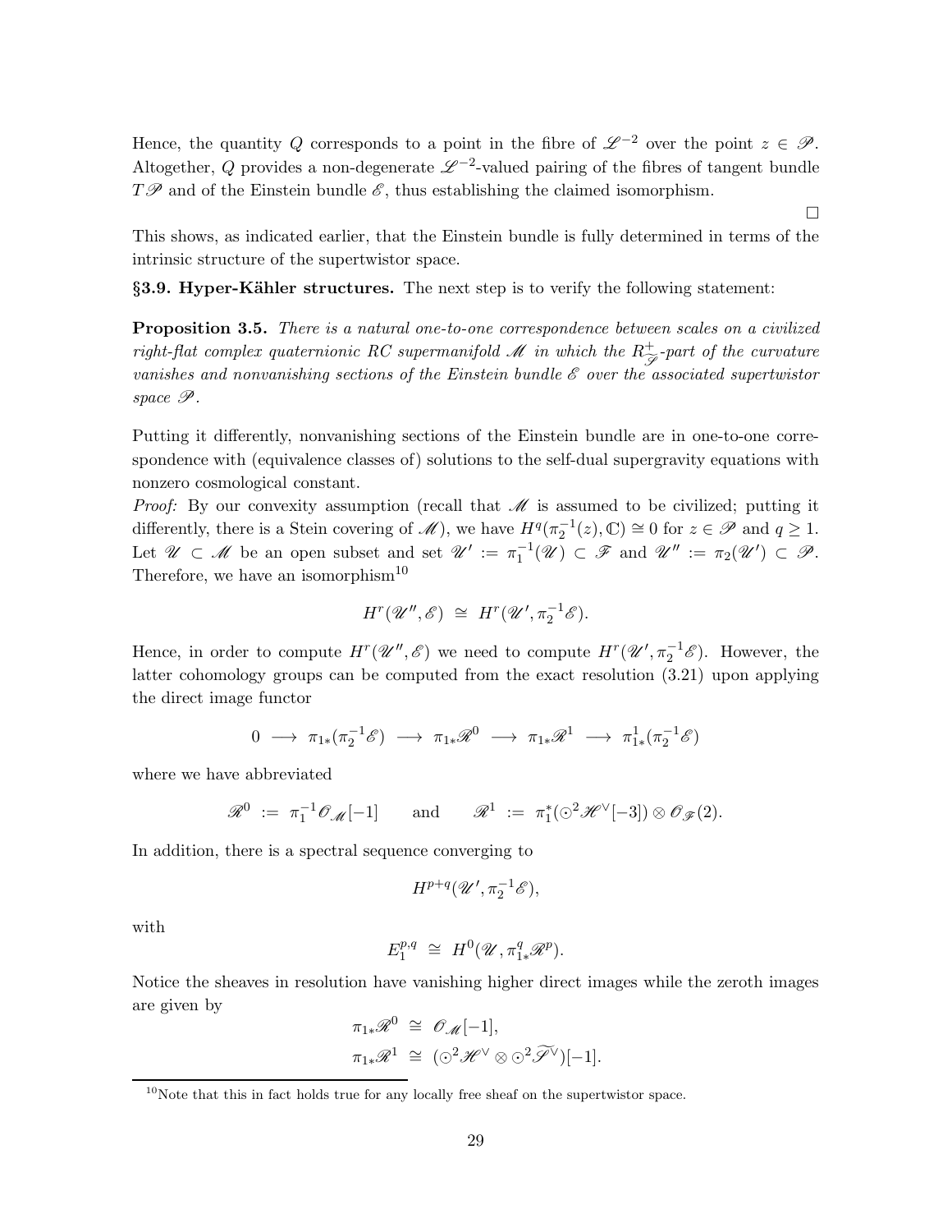Hence, the quantity $Q$ corresponds to a point in the fibre of $\mathscr{L}^{-2}$ over the point $z \in \mathscr{P}$. Altogether, $Q$ provides a non-degenerate $\mathscr{L}^{-2}$-valued pairing of the fibres of tangent bundle $T\mathscr{P}$ and of the Einstein bundle $\mathscr{E}$, thus establishing the claimed isomorphism.

$\square$

This shows, as indicated earlier, that the Einstein bundle is fully determined in terms of the intrinsic structure of the supertwistor space.

**§3.9. Hyper-Kähler structures.** The next step is to verify the following statement:

**Proposition 3.5.** *There is a natural one-to-one correspondence between scales on a civilized right-flat complex quaternionic RC supermanifold $\mathscr{M}$ in which the $R^{+}_{\widetilde{\mathscr{S}}}$-part of the curvature vanishes and nonvanishing sections of the Einstein bundle $\mathscr{E}$ over the associated supertwistor space $\mathscr{P}$.*

Putting it differently, nonvanishing sections of the Einstein bundle are in one-to-one correspondence with (equivalence classes of) solutions to the self-dual supergravity equations with nonzero cosmological constant.

*Proof:* By our convexity assumption (recall that $\mathscr{M}$ is assumed to be civilized; putting it differently, there is a Stein covering of $\mathscr{M}$), we have $H^q(\pi_2^{-1}(z), \mathbb{C}) \cong 0$ for $z \in \mathscr{P}$ and $q \geq 1$. Let $\mathscr{U} \subset \mathscr{M}$ be an open subset and set $\mathscr{U}' := \pi_1^{-1}(\mathscr{U}) \subset \mathscr{F}$ and $\mathscr{U}'' := \pi_2(\mathscr{U}') \subset \mathscr{P}$. Therefore, we have an isomorphism[10]

$$H^r(\mathscr{U}'', \mathscr{E}) \;\cong\; H^r(\mathscr{U}', \pi_2^{-1}\mathscr{E}).$$

Hence, in order to compute $H^r(\mathscr{U}'', \mathscr{E})$ we need to compute $H^r(\mathscr{U}', \pi_2^{-1}\mathscr{E})$. However, the latter cohomology groups can be computed from the exact resolution (3.21) upon applying the direct image functor

$$0 \;\longrightarrow\; \pi_{1*}(\pi_2^{-1}\mathscr{E}) \;\longrightarrow\; \pi_{1*}\mathscr{R}^0 \;\longrightarrow\; \pi_{1*}\mathscr{R}^1 \;\longrightarrow\; \pi^1_{1*}(\pi_2^{-1}\mathscr{E})$$

where we have abbreviated

$$\mathscr{R}^0 \;:=\; \pi_1^{-1}\mathscr{O}_{\mathscr{M}}[-1] \qquad \text{and} \qquad \mathscr{R}^1 \;:=\; \pi_1^*(\odot^2\mathscr{H}^\vee[-3]) \otimes \mathscr{O}_{\mathscr{F}}(2).$$

In addition, there is a spectral sequence converging to

$$H^{p+q}(\mathscr{U}', \pi_2^{-1}\mathscr{E}),$$

with

$$E_1^{p,q} \;\cong\; H^0(\mathscr{U}, \pi^q_{1*}\mathscr{R}^p).$$

Notice the sheaves in resolution have vanishing higher direct images while the zeroth images are given by

$$\begin{aligned}
\pi_{1*}\mathscr{R}^0 \;&\cong\; \mathscr{O}_{\mathscr{M}}[-1],\\
\pi_{1*}\mathscr{R}^1 \;&\cong\; (\odot^2\mathscr{H}^\vee \otimes \odot^2\widetilde{\mathscr{S}}^\vee)[-1].
\end{aligned}$$

---

[10] Note that this in fact holds true for any locally free sheaf on the supertwistor space.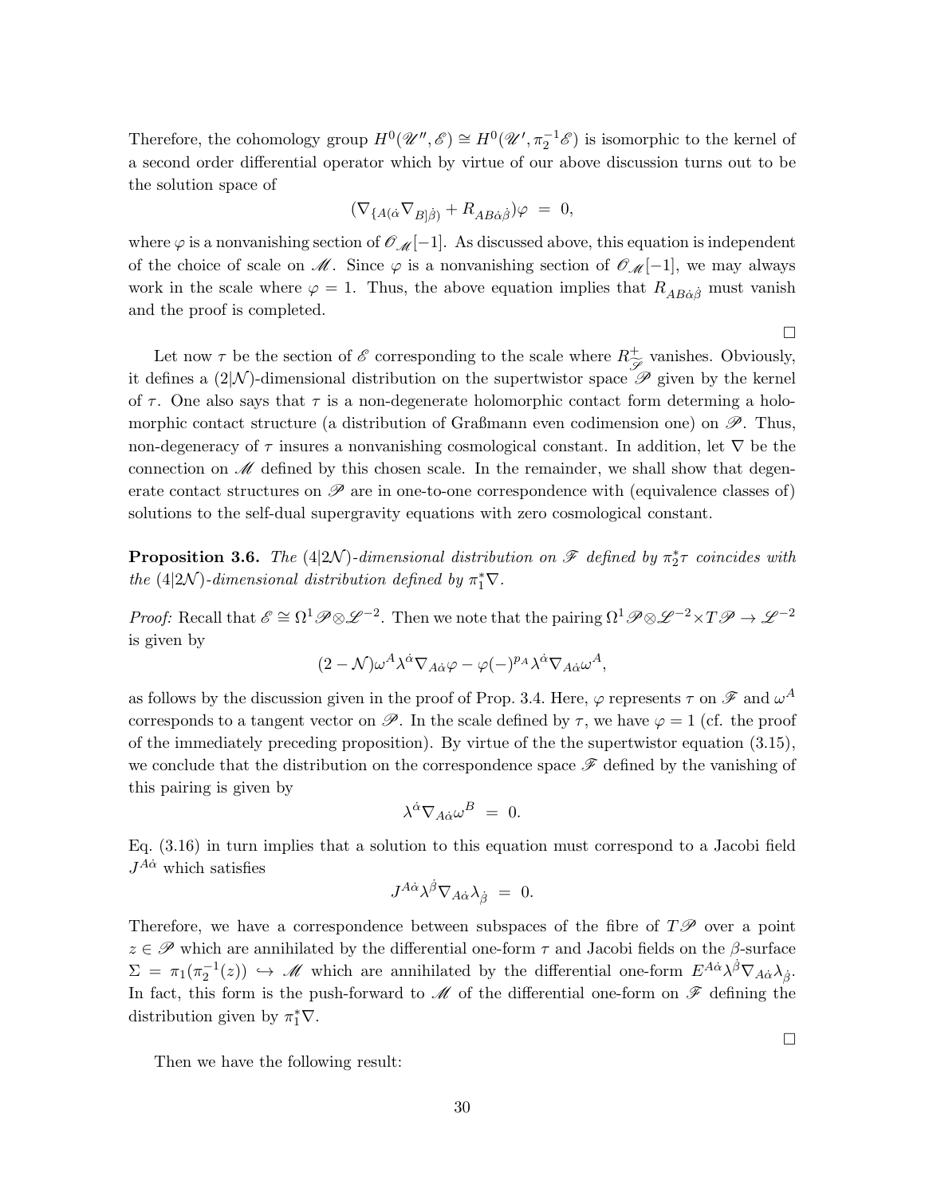Therefore, the cohomology group $H^0(\mathscr{U}'', \mathscr{E}) \cong H^0(\mathscr{U}', \pi_2^{-1}\mathscr{E})$ is isomorphic to the kernel of a second order differential operator which by virtue of our above discussion turns out to be the solution space of

$$(\nabla_{\{A(\dot\alpha}\nabla_{B]\dot\beta)} + R_{AB\dot\alpha\dot\beta})\varphi \;=\; 0,$$

where $\varphi$ is a nonvanishing section of $\mathscr{O}_{\mathscr{M}}[-1]$. As discussed above, this equation is independent of the choice of scale on $\mathscr{M}$. Since $\varphi$ is a nonvanishing section of $\mathscr{O}_{\mathscr{M}}[-1]$, we may always work in the scale where $\varphi = 1$. Thus, the above equation implies that $R_{AB\dot\alpha\dot\beta}$ must vanish and the proof is completed.

$\square$

Let now $\tau$ be the section of $\mathscr{E}$ corresponding to the scale where $R^{+}_{\mathscr{S}}$ vanishes. Obviously, it defines a $(2|\mathcal{N})$-dimensional distribution on the supertwistor space $\mathscr{P}$ given by the kernel of $\tau$. One also says that $\tau$ is a non-degenerate holomorphic contact form determing a holomorphic contact structure (a distribution of Graßmann even codimension one) on $\mathscr{P}$. Thus, non-degeneracy of $\tau$ insures a nonvanishing cosmological constant. In addition, let $\nabla$ be the connection on $\mathscr{M}$ defined by this chosen scale. In the remainder, we shall show that degenerate contact structures on $\mathscr{P}$ are in one-to-one correspondence with (equivalence classes of) solutions to the self-dual supergravity equations with zero cosmological constant.

**Proposition 3.6.** *The $(4|2\mathcal{N})$-dimensional distribution on $\mathscr{F}$ defined by $\pi_2^*\tau$ coincides with the $(4|2\mathcal{N})$-dimensional distribution defined by $\pi_1^*\nabla$.*

*Proof:* Recall that $\mathscr{E} \cong \Omega^1\mathscr{P}\otimes\mathscr{L}^{-2}$. Then we note that the pairing $\Omega^1\mathscr{P}\otimes\mathscr{L}^{-2}\times T\mathscr{P} \to \mathscr{L}^{-2}$ is given by

$$(2-\mathcal{N})\omega^A\lambda^{\dot\alpha}\nabla_{A\dot\alpha}\varphi - \varphi(-)^{p_A}\lambda^{\dot\alpha}\nabla_{A\dot\alpha}\omega^A,$$

as follows by the discussion given in the proof of Prop. 3.4. Here, $\varphi$ represents $\tau$ on $\mathscr{F}$ and $\omega^A$ corresponds to a tangent vector on $\mathscr{P}$. In the scale defined by $\tau$, we have $\varphi = 1$ (cf. the proof of the immediately preceding proposition). By virtue of the the supertwistor equation (3.15), we conclude that the distribution on the correspondence space $\mathscr{F}$ defined by the vanishing of this pairing is given by

$$\lambda^{\dot\alpha}\nabla_{A\dot\alpha}\omega^B \;=\; 0.$$

Eq. (3.16) in turn implies that a solution to this equation must correspond to a Jacobi field $J^{A\dot\alpha}$ which satisfies

$$J^{A\dot\alpha}\lambda^{\dot\beta}\nabla_{A\dot\alpha}\lambda_{\dot\beta} \;=\; 0.$$

Therefore, we have a correspondence between subspaces of the fibre of $T\mathscr{P}$ over a point $z \in \mathscr{P}$ which are annihilated by the differential one-form $\tau$ and Jacobi fields on the $\beta$-surface $\Sigma = \pi_1(\pi_2^{-1}(z)) \hookrightarrow \mathscr{M}$ which are annihilated by the differential one-form $E^{A\dot\alpha}\lambda^{\dot\beta}\nabla_{A\dot\alpha}\lambda_{\dot\beta}$. In fact, this form is the push-forward to $\mathscr{M}$ of the differential one-form on $\mathscr{F}$ defining the distribution given by $\pi_1^*\nabla$.

$\square$

Then we have the following result: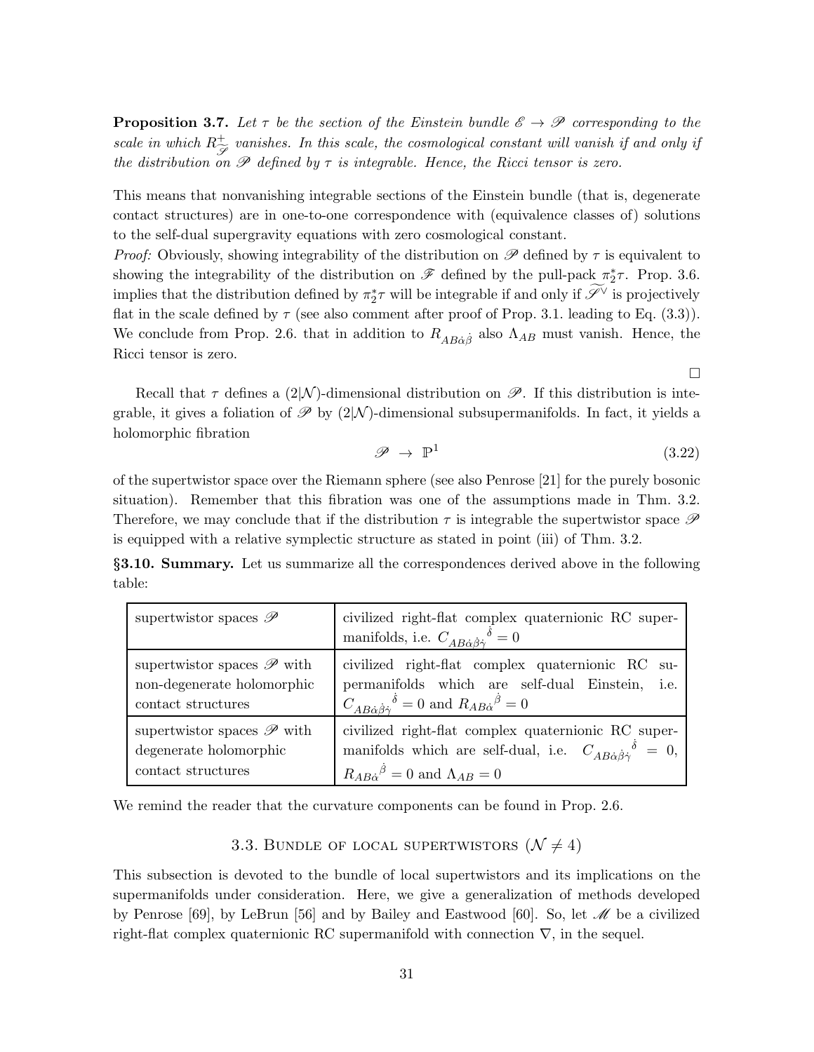**Proposition 3.7.** *Let $\tau$ be the section of the Einstein bundle $\mathscr{E} \to \mathscr{P}$ corresponding to the scale in which $R^{+}_{\widetilde{\mathscr{F}}}$ vanishes. In this scale, the cosmological constant will vanish if and only if the distribution on $\mathscr{P}$ defined by $\tau$ is integrable. Hence, the Ricci tensor is zero.*

This means that nonvanishing integrable sections of the Einstein bundle (that is, degenerate contact structures) are in one-to-one correspondence with (equivalence classes of) solutions to the self-dual supergravity equations with zero cosmological constant.

*Proof:* Obviously, showing integrability of the distribution on $\mathscr{P}$ defined by $\tau$ is equivalent to showing the integrability of the distribution on $\mathscr{F}$ defined by the pull-pack $\pi_2^*\tau$. Prop. 3.6. implies that the distribution defined by $\pi_2^*\tau$ will be integrable if and only if $\widetilde{\mathscr{F}}^\vee$ is projectively flat in the scale defined by $\tau$ (see also comment after proof of Prop. 3.1. leading to Eq. (3.3)). We conclude from Prop. 2.6. that in addition to $R_{AB\dot\alpha\dot\beta}$ also $\Lambda_{AB}$ must vanish. Hence, the Ricci tensor is zero.

$\square$

Recall that $\tau$ defines a $(2|\mathcal{N})$-dimensional distribution on $\mathscr{P}$. If this distribution is integrable, it gives a foliation of $\mathscr{P}$ by $(2|\mathcal{N})$-dimensional subsupermanifolds. In fact, it yields a holomorphic fibration

$$\mathscr{P} \ \to \ \mathbb{P}^1 \tag{3.22}$$

of the supertwistor space over the Riemann sphere (see also Penrose [21] for the purely bosonic situation). Remember that this fibration was one of the assumptions made in Thm. 3.2. Therefore, we may conclude that if the distribution $\tau$ is integrable the supertwistor space $\mathscr{P}$ is equipped with a relative symplectic structure as stated in point (iii) of Thm. 3.2.

**§3.10. Summary.** Let us summarize all the correspondences derived above in the following table:

| | |
|---|---|
| supertwistor spaces $\mathscr{P}$ | civilized right-flat complex quaternionic RC supermanifolds, i.e. $C_{AB\dot\alpha\dot\beta\dot\gamma}{}^{\dot\delta} = 0$ |
| supertwistor spaces $\mathscr{P}$ with non-degenerate holomorphic contact structures | civilized right-flat complex quaternionic RC supermanifolds which are self-dual Einstein, i.e. $C_{AB\dot\alpha\dot\beta\dot\gamma}{}^{\dot\delta} = 0$ and $R_{AB\dot\alpha}{}^{\dot\beta} = 0$ |
| supertwistor spaces $\mathscr{P}$ with degenerate holomorphic contact structures | civilized right-flat complex quaternionic RC supermanifolds which are self-dual, i.e. $C_{AB\dot\alpha\dot\beta\dot\gamma}{}^{\dot\delta} = 0$, $R_{AB\dot\alpha}{}^{\dot\beta} = 0$ and $\Lambda_{AB} = 0$ |

We remind the reader that the curvature components can be found in Prop. 2.6.

## 3.3. Bundle of local supertwistors ($\mathcal{N} \neq 4$)

This subsection is devoted to the bundle of local supertwistors and its implications on the supermanifolds under consideration. Here, we give a generalization of methods developed by Penrose [69], by LeBrun [56] and by Bailey and Eastwood [60]. So, let $\mathscr{M}$ be a civilized right-flat complex quaternionic RC supermanifold with connection $\nabla$, in the sequel.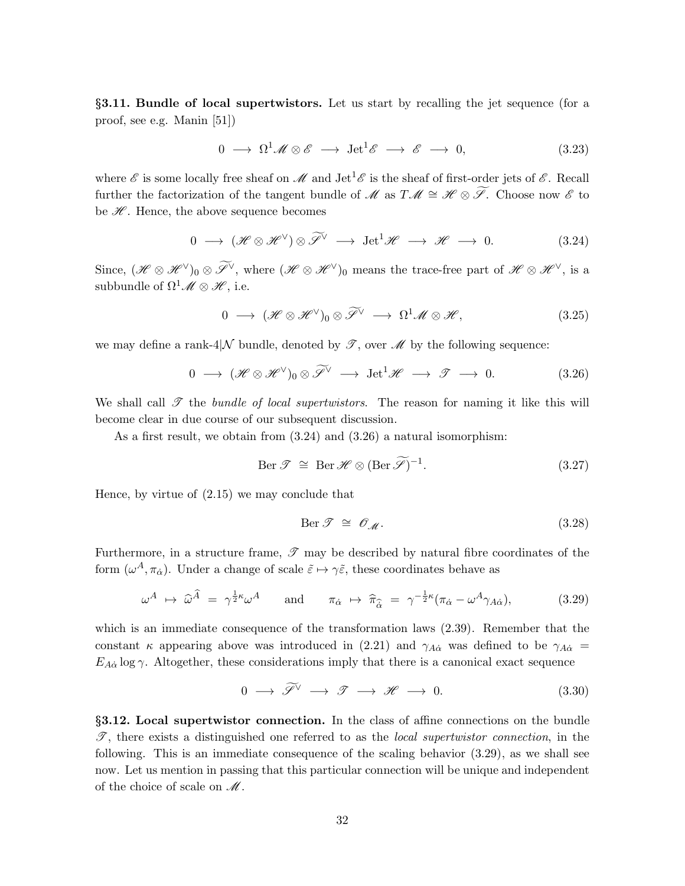**§3.11. Bundle of local supertwistors.** Let us start by recalling the jet sequence (for a proof, see e.g. Manin [51])

$$0 \longrightarrow \Omega^1\mathscr{M} \otimes \mathscr{E} \longrightarrow \mathrm{Jet}^1\mathscr{E} \longrightarrow \mathscr{E} \longrightarrow 0, \tag{3.23}$$

where $\mathscr{E}$ is some locally free sheaf on $\mathscr{M}$ and $\mathrm{Jet}^1\mathscr{E}$ is the sheaf of first-order jets of $\mathscr{E}$. Recall further the factorization of the tangent bundle of $\mathscr{M}$ as $T\mathscr{M} \cong \mathscr{H} \otimes \widetilde{\mathscr{S}}$. Choose now $\mathscr{E}$ to be $\mathscr{H}$. Hence, the above sequence becomes

$$0 \longrightarrow (\mathscr{H} \otimes \mathscr{H}^\vee) \otimes \widetilde{\mathscr{S}}^\vee \longrightarrow \mathrm{Jet}^1\mathscr{H} \longrightarrow \mathscr{H} \longrightarrow 0. \tag{3.24}$$

Since, $(\mathscr{H} \otimes \mathscr{H}^\vee)_0 \otimes \widetilde{\mathscr{S}}^\vee$, where $(\mathscr{H} \otimes \mathscr{H}^\vee)_0$ means the trace-free part of $\mathscr{H} \otimes \mathscr{H}^\vee$, is a subbundle of $\Omega^1\mathscr{M} \otimes \mathscr{H}$, i.e.

$$0 \longrightarrow (\mathscr{H} \otimes \mathscr{H}^\vee)_0 \otimes \widetilde{\mathscr{S}}^\vee \longrightarrow \Omega^1\mathscr{M} \otimes \mathscr{H}, \tag{3.25}$$

we may define a rank-$4|\mathcal{N}$ bundle, denoted by $\mathscr{T}$, over $\mathscr{M}$ by the following sequence:

$$0 \longrightarrow (\mathscr{H} \otimes \mathscr{H}^\vee)_0 \otimes \widetilde{\mathscr{S}}^\vee \longrightarrow \mathrm{Jet}^1\mathscr{H} \longrightarrow \mathscr{T} \longrightarrow 0. \tag{3.26}$$

We shall call $\mathscr{T}$ the *bundle of local supertwistors*. The reason for naming it like this will become clear in due course of our subsequent discussion.

As a first result, we obtain from (3.24) and (3.26) a natural isomorphism:

$$\mathrm{Ber}\,\mathscr{T} \cong \mathrm{Ber}\,\mathscr{H} \otimes (\mathrm{Ber}\,\widetilde{\mathscr{S}})^{-1}. \tag{3.27}$$

Hence, by virtue of (2.15) we may conclude that

$$\mathrm{Ber}\,\mathscr{T} \cong \mathscr{O}_{\mathscr{M}}. \tag{3.28}$$

Furthermore, in a structure frame, $\mathscr{T}$ may be described by natural fibre coordinates of the form $(\omega^A, \pi_{\dot\alpha})$. Under a change of scale $\tilde\varepsilon \mapsto \gamma\tilde\varepsilon$, these coordinates behave as

$$\omega^A \mapsto \hat\omega^{\hat A} = \gamma^{\frac{1}{2}\kappa}\omega^A \qquad \text{and} \qquad \pi_{\dot\alpha} \mapsto \hat\pi_{\hat{\dot\alpha}} = \gamma^{-\frac{1}{2}\kappa}(\pi_{\dot\alpha} - \omega^A\gamma_{A\dot\alpha}), \tag{3.29}$$

which is an immediate consequence of the transformation laws (2.39). Remember that the constant $\kappa$ appearing above was introduced in (2.21) and $\gamma_{A\dot\alpha}$ was defined to be $\gamma_{A\dot\alpha} = E_{A\dot\alpha}\log\gamma$. Altogether, these considerations imply that there is a canonical exact sequence

$$0 \longrightarrow \widetilde{\mathscr{S}}^\vee \longrightarrow \mathscr{T} \longrightarrow \mathscr{H} \longrightarrow 0. \tag{3.30}$$

**§3.12. Local supertwistor connection.** In the class of affine connections on the bundle $\mathscr{T}$, there exists a distinguished one referred to as the *local supertwistor connection*, in the following. This is an immediate consequence of the scaling behavior (3.29), as we shall see now. Let us mention in passing that this particular connection will be unique and independent of the choice of scale on $\mathscr{M}$.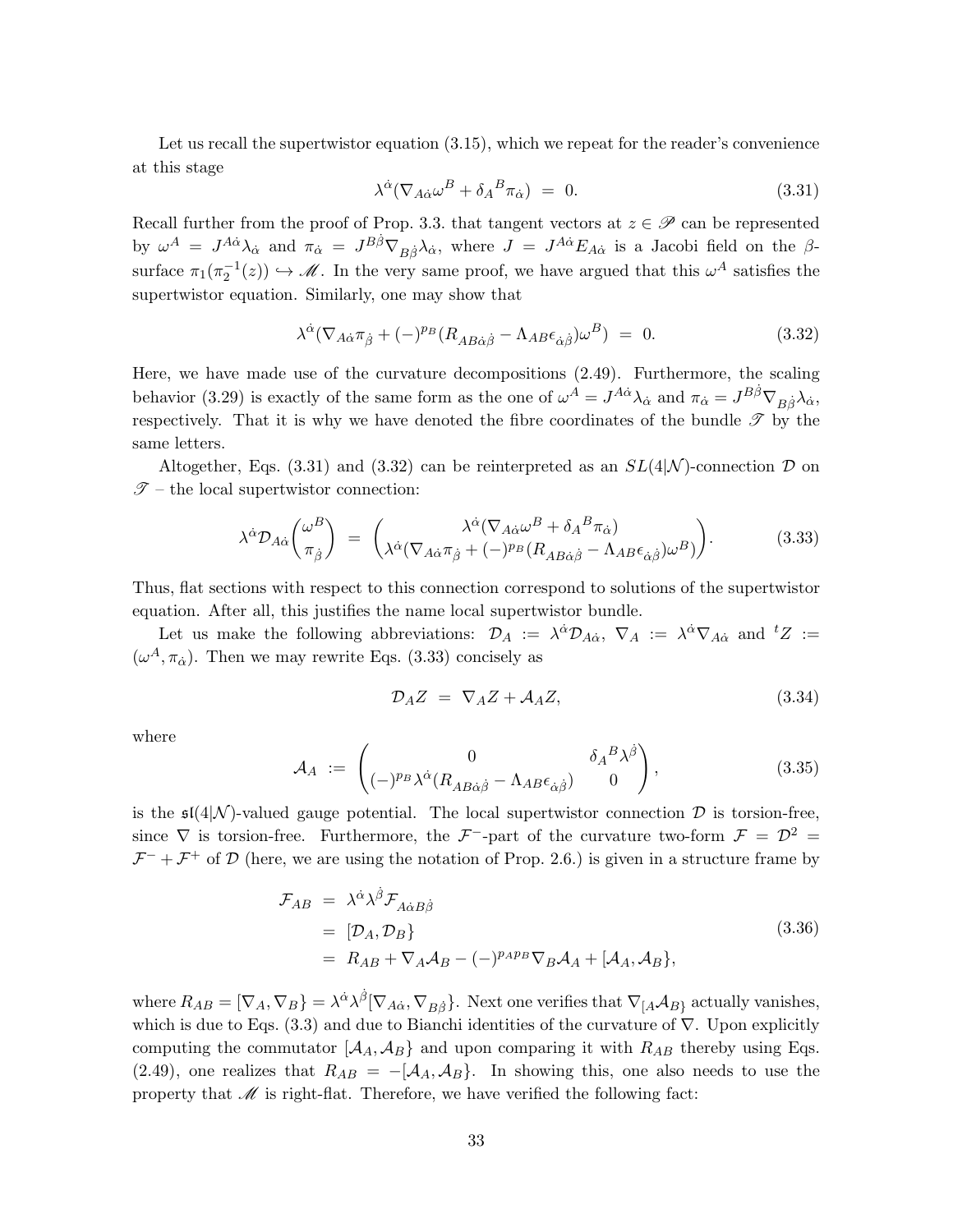Let us recall the supertwistor equation (3.15), which we repeat for the reader's convenience at this stage

$$\lambda^{\dot{\alpha}}(\nabla_{A\dot{\alpha}}\omega^B + \delta_A{}^B\pi_{\dot{\alpha}}) \;=\; 0. \tag{3.31}$$

Recall further from the proof of Prop. 3.3. that tangent vectors at $z \in \mathscr{P}$ can be represented by $\omega^A = J^{A\dot{\alpha}}\lambda_{\dot{\alpha}}$ and $\pi_{\dot{\alpha}} = J^{B\dot{\beta}}\nabla_{B\dot{\beta}}\lambda_{\dot{\alpha}}$, where $J = J^{A\dot{\alpha}}E_{A\dot{\alpha}}$ is a Jacobi field on the $\beta$-surface $\pi_1(\pi_2^{-1}(z)) \hookrightarrow \mathscr{M}$. In the very same proof, we have argued that this $\omega^A$ satisfies the supertwistor equation. Similarly, one may show that

$$\lambda^{\dot{\alpha}}(\nabla_{A\dot{\alpha}}\pi_{\dot{\beta}} + (-)^{p_B}(R_{AB\dot{\alpha}\dot{\beta}} - \Lambda_{AB}\epsilon_{\dot{\alpha}\dot{\beta}})\omega^B) \;=\; 0. \tag{3.32}$$

Here, we have made use of the curvature decompositions (2.49). Furthermore, the scaling behavior (3.29) is exactly of the same form as the one of $\omega^A = J^{A\dot{\alpha}}\lambda_{\dot{\alpha}}$ and $\pi_{\dot{\alpha}} = J^{B\dot{\beta}}\nabla_{B\dot{\beta}}\lambda_{\dot{\alpha}}$, respectively. That it is why we have denoted the fibre coordinates of the bundle $\mathscr{T}$ by the same letters.

Altogether, Eqs. (3.31) and (3.32) can be reinterpreted as an $SL(4|\mathcal{N})$-connection $\mathcal{D}$ on $\mathscr{T}$ – the local supertwistor connection:

$$\lambda^{\dot{\alpha}}\mathcal{D}_{A\dot{\alpha}}\begin{pmatrix}\omega^B\\ \pi_{\dot{\beta}}\end{pmatrix} \;=\; \begin{pmatrix}\lambda^{\dot{\alpha}}(\nabla_{A\dot{\alpha}}\omega^B + \delta_A{}^B\pi_{\dot{\alpha}})\\ \lambda^{\dot{\alpha}}(\nabla_{A\dot{\alpha}}\pi_{\dot{\beta}} + (-)^{p_B}(R_{AB\dot{\alpha}\dot{\beta}} - \Lambda_{AB}\epsilon_{\dot{\alpha}\dot{\beta}})\omega^B)\end{pmatrix}. \tag{3.33}$$

Thus, flat sections with respect to this connection correspond to solutions of the supertwistor equation. After all, this justifies the name local supertwistor bundle.

Let us make the following abbreviations: $\mathcal{D}_A := \lambda^{\dot{\alpha}}\mathcal{D}_{A\dot{\alpha}}$, $\nabla_A := \lambda^{\dot{\alpha}}\nabla_{A\dot{\alpha}}$ and ${}^tZ := (\omega^A, \pi_{\dot{\alpha}})$. Then we may rewrite Eqs. (3.33) concisely as

$$\mathcal{D}_A Z \;=\; \nabla_A Z + \mathcal{A}_A Z, \tag{3.34}$$

where

$$\mathcal{A}_A \;:=\; \begin{pmatrix} 0 & \delta_A{}^B\lambda^{\dot{\beta}}\\ (-)^{p_B}\lambda^{\dot{\alpha}}(R_{AB\dot{\alpha}\dot{\beta}} - \Lambda_{AB}\epsilon_{\dot{\alpha}\dot{\beta}}) & 0\end{pmatrix}, \tag{3.35}$$

is the $\mathfrak{sl}(4|\mathcal{N})$-valued gauge potential. The local supertwistor connection $\mathcal{D}$ is torsion-free, since $\nabla$ is torsion-free. Furthermore, the $\mathcal{F}^-$-part of the curvature two-form $\mathcal{F} = \mathcal{D}^2 = \mathcal{F}^- + \mathcal{F}^+$ of $\mathcal{D}$ (here, we are using the notation of Prop. 2.6.) is given in a structure frame by

$$\begin{aligned}
\mathcal{F}_{AB} \;&=\; \lambda^{\dot{\alpha}}\lambda^{\dot{\beta}}\mathcal{F}_{A\dot{\alpha}B\dot{\beta}}\\
&=\; [\mathcal{D}_A, \mathcal{D}_B\}\\
&=\; R_{AB} + \nabla_A\mathcal{A}_B - (-)^{p_Ap_B}\nabla_B\mathcal{A}_A + [\mathcal{A}_A, \mathcal{A}_B\},
\end{aligned} \tag{3.36}$$

where $R_{AB} = [\nabla_A, \nabla_B\} = \lambda^{\dot{\alpha}}\lambda^{\dot{\beta}}[\nabla_{A\dot{\alpha}}, \nabla_{B\dot{\beta}}\}$. Next one verifies that $\nabla_{[A}\mathcal{A}_{B\}}$ actually vanishes, which is due to Eqs. (3.3) and due to Bianchi identities of the curvature of $\nabla$. Upon explicitly computing the commutator $[\mathcal{A}_A, \mathcal{A}_B\}$ and upon comparing it with $R_{AB}$ thereby using Eqs. (2.49), one realizes that $R_{AB} = -[\mathcal{A}_A, \mathcal{A}_B\}$. In showing this, one also needs to use the property that $\mathscr{M}$ is right-flat. Therefore, we have verified the following fact: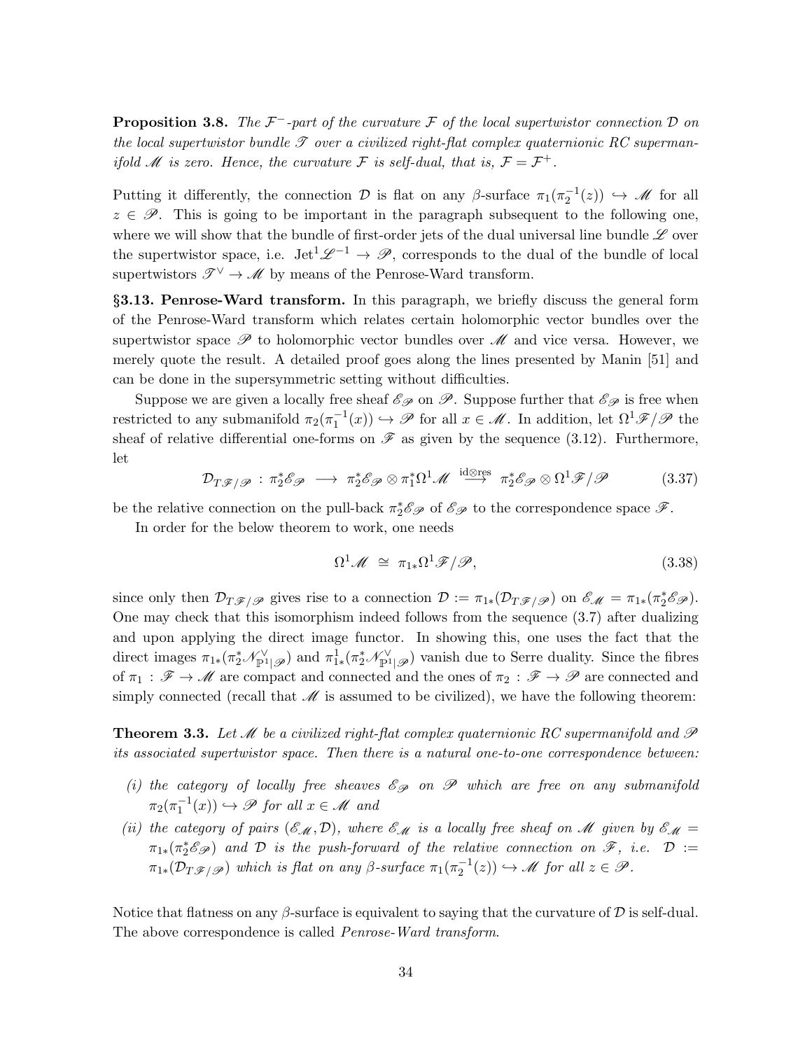**Proposition 3.8.** *The $\mathcal{F}^-$-part of the curvature $\mathcal{F}$ of the local supertwistor connection $\mathcal{D}$ on the local supertwistor bundle $\mathscr{T}$ over a civilized right-flat complex quaternionic RC supermanifold $\mathscr{M}$ is zero. Hence, the curvature $\mathcal{F}$ is self-dual, that is, $\mathcal{F} = \mathcal{F}^+$.*

Putting it differently, the connection $\mathcal{D}$ is flat on any $\beta$-surface $\pi_1(\pi_2^{-1}(z)) \hookrightarrow \mathscr{M}$ for all $z \in \mathscr{P}$. This is going to be important in the paragraph subsequent to the following one, where we will show that the bundle of first-order jets of the dual universal line bundle $\mathscr{L}$ over the supertwistor space, i.e. $\mathrm{Jet}^1\mathscr{L}^{-1} \to \mathscr{P}$, corresponds to the dual of the bundle of local supertwistors $\mathscr{T}^\vee \to \mathscr{M}$ by means of the Penrose-Ward transform.

**§3.13. Penrose-Ward transform.** In this paragraph, we briefly discuss the general form of the Penrose-Ward transform which relates certain holomorphic vector bundles over the supertwistor space $\mathscr{P}$ to holomorphic vector bundles over $\mathscr{M}$ and vice versa. However, we merely quote the result. A detailed proof goes along the lines presented by Manin [51] and can be done in the supersymmetric setting without difficulties.

Suppose we are given a locally free sheaf $\mathscr{E}_\mathscr{P}$ on $\mathscr{P}$. Suppose further that $\mathscr{E}_\mathscr{P}$ is free when restricted to any submanifold $\pi_2(\pi_1^{-1}(x)) \hookrightarrow \mathscr{P}$ for all $x \in \mathscr{M}$. In addition, let $\Omega^1\mathscr{F}/\mathscr{P}$ the sheaf of relative differential one-forms on $\mathscr{F}$ as given by the sequence (3.12). Furthermore, let

$$\mathcal{D}_{T\mathscr{F}/\mathscr{P}} \,:\, \pi_2^*\mathscr{E}_\mathscr{P} \;\longrightarrow\; \pi_2^*\mathscr{E}_\mathscr{P} \otimes \pi_1^*\Omega^1\mathscr{M} \;\overset{\mathrm{id}\otimes\mathrm{res}}{\longrightarrow}\; \pi_2^*\mathscr{E}_\mathscr{P} \otimes \Omega^1\mathscr{F}/\mathscr{P} \tag{3.37}$$

be the relative connection on the pull-back $\pi_2^*\mathscr{E}_\mathscr{P}$ of $\mathscr{E}_\mathscr{P}$ to the correspondence space $\mathscr{F}$.

In order for the below theorem to work, one needs

$$\Omega^1\mathscr{M} \;\cong\; \pi_{1*}\Omega^1\mathscr{F}/\mathscr{P}, \tag{3.38}$$

since only then $\mathcal{D}_{T\mathscr{F}/\mathscr{P}}$ gives rise to a connection $\mathcal{D} := \pi_{1*}(\mathcal{D}_{T\mathscr{F}/\mathscr{P}})$ on $\mathscr{E}_\mathscr{M} = \pi_{1*}(\pi_2^*\mathscr{E}_\mathscr{P})$. One may check that this isomorphism indeed follows from the sequence (3.7) after dualizing and upon applying the direct image functor. In showing this, one uses the fact that the direct images $\pi_{1*}(\pi_2^*\mathscr{N}^\vee_{\mathbb{P}^1|\mathscr{P}})$ and $\pi^1_{1*}(\pi_2^*\mathscr{N}^\vee_{\mathbb{P}^1|\mathscr{P}})$ vanish due to Serre duality. Since the fibres of $\pi_1 : \mathscr{F} \to \mathscr{M}$ are compact and connected and the ones of $\pi_2 : \mathscr{F} \to \mathscr{P}$ are connected and simply connected (recall that $\mathscr{M}$ is assumed to be civilized), we have the following theorem:

**Theorem 3.3.** *Let $\mathscr{M}$ be a civilized right-flat complex quaternionic RC supermanifold and $\mathscr{P}$ its associated supertwistor space. Then there is a natural one-to-one correspondence between:*

*(i) the category of locally free sheaves $\mathscr{E}_\mathscr{P}$ on $\mathscr{P}$ which are free on any submanifold $\pi_2(\pi_1^{-1}(x)) \hookrightarrow \mathscr{P}$ for all $x \in \mathscr{M}$ and*

*(ii) the category of pairs $(\mathscr{E}_\mathscr{M}, \mathcal{D})$, where $\mathscr{E}_\mathscr{M}$ is a locally free sheaf on $\mathscr{M}$ given by $\mathscr{E}_\mathscr{M} = \pi_{1*}(\pi_2^*\mathscr{E}_\mathscr{P})$ and $\mathcal{D}$ is the push-forward of the relative connection on $\mathscr{F}$, i.e. $\mathcal{D} := \pi_{1*}(\mathcal{D}_{T\mathscr{F}/\mathscr{P}})$ which is flat on any $\beta$-surface $\pi_1(\pi_2^{-1}(z)) \hookrightarrow \mathscr{M}$ for all $z \in \mathscr{P}$.*

Notice that flatness on any $\beta$-surface is equivalent to saying that the curvature of $\mathcal{D}$ is self-dual. The above correspondence is called *Penrose-Ward transform*.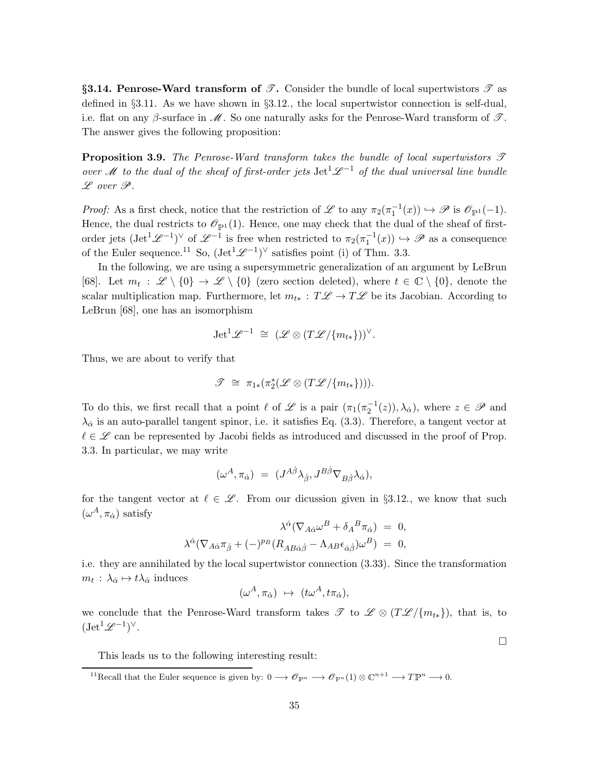**§3.14. Penrose-Ward transform of $\mathscr{T}$.** Consider the bundle of local supertwistors $\mathscr{T}$ as defined in §3.11. As we have shown in §3.12., the local supertwistor connection is self-dual, i.e. flat on any $\beta$-surface in $\mathscr{M}$. So one naturally asks for the Penrose-Ward transform of $\mathscr{T}$. The answer gives the following proposition:

**Proposition 3.9.** *The Penrose-Ward transform takes the bundle of local supertwistors $\mathscr{T}$ over $\mathscr{M}$ to the dual of the sheaf of first-order jets $\mathrm{Jet}^1\mathscr{L}^{-1}$ of the dual universal line bundle $\mathscr{L}$ over $\mathscr{P}$.*

*Proof:* As a first check, notice that the restriction of $\mathscr{L}$ to any $\pi_2(\pi_1^{-1}(x)) \hookrightarrow \mathscr{P}$ is $\mathscr{O}_{\mathbb{P}^1}(-1)$. Hence, the dual restricts to $\mathscr{O}_{\mathbb{P}^1}(1)$. Hence, one may check that the dual of the sheaf of first-order jets $(\mathrm{Jet}^1\mathscr{L}^{-1})^\vee$ of $\mathscr{L}^{-1}$ is free when restricted to $\pi_2(\pi_1^{-1}(x)) \hookrightarrow \mathscr{P}$ as a consequence of the Euler sequence.[11] So, $(\mathrm{Jet}^1\mathscr{L}^{-1})^\vee$ satisfies point (i) of Thm. 3.3.

In the following, we are using a supersymmetric generalization of an argument by LeBrun [68]. Let $m_t : \mathscr{L} \setminus \{0\} \to \mathscr{L} \setminus \{0\}$ (zero section deleted), where $t \in \mathbb{C} \setminus \{0\}$, denote the scalar multiplication map. Furthermore, let $m_{t*} : T\mathscr{L} \to T\mathscr{L}$ be its Jacobian. According to LeBrun [68], one has an isomorphism

$$\mathrm{Jet}^1\mathscr{L}^{-1} \;\cong\; (\mathscr{L} \otimes (T\mathscr{L}/\{m_{t*}\}))^\vee.$$

Thus, we are about to verify that

$$\mathscr{T} \;\cong\; \pi_{1*}(\pi_2^*(\mathscr{L} \otimes (T\mathscr{L}/\{m_{t*}\}))).$$

To do this, we first recall that a point $\ell$ of $\mathscr{L}$ is a pair $(\pi_1(\pi_2^{-1}(z)), \lambda_{\dot\alpha})$, where $z \in \mathscr{P}$ and $\lambda_{\dot\alpha}$ is an auto-parallel tangent spinor, i.e. it satisfies Eq. (3.3). Therefore, a tangent vector at $\ell \in \mathscr{L}$ can be represented by Jacobi fields as introduced and discussed in the proof of Prop. 3.3. In particular, we may write

$$(\omega^A, \pi_{\dot\alpha}) \;=\; (J^{A\dot\beta}\lambda_{\dot\beta}, J^{B\dot\beta}\nabla_{B\dot\beta}\lambda_{\dot\alpha}),$$

for the tangent vector at $\ell \in \mathscr{L}$. From our dicussion given in §3.12., we know that such $(\omega^A, \pi_{\dot\alpha})$ satisfy

$$\lambda^{\dot\alpha}(\nabla_{A\dot\alpha}\omega^B + \delta_A{}^B\pi_{\dot\alpha}) \;=\; 0,$$
$$\lambda^{\dot\alpha}(\nabla_{A\dot\alpha}\pi_{\dot\beta} + (-)^{p_B}(R_{AB\dot\alpha\dot\beta} - \Lambda_{AB}\epsilon_{\dot\alpha\dot\beta})\omega^B) \;=\; 0,$$

i.e. they are annihilated by the local supertwistor connection (3.33). Since the transformation $m_t : \lambda_{\dot\alpha} \mapsto t\lambda_{\dot\alpha}$ induces

$$(\omega^A, \pi_{\dot\alpha}) \;\mapsto\; (t\omega^A, t\pi_{\dot\alpha}),$$

we conclude that the Penrose-Ward transform takes $\mathscr{T}$ to $\mathscr{L} \otimes (T\mathscr{L}/\{m_{t*}\})$, that is, to $(\mathrm{Jet}^1\mathscr{L}^{-1})^\vee$.

$\square$

This leads us to the following interesting result:

[11] Recall that the Euler sequence is given by: $0 \longrightarrow \mathscr{O}_{\mathbb{P}^n} \longrightarrow \mathscr{O}_{\mathbb{P}^n}(1) \otimes \mathbb{C}^{n+1} \longrightarrow T\mathbb{P}^n \longrightarrow 0$.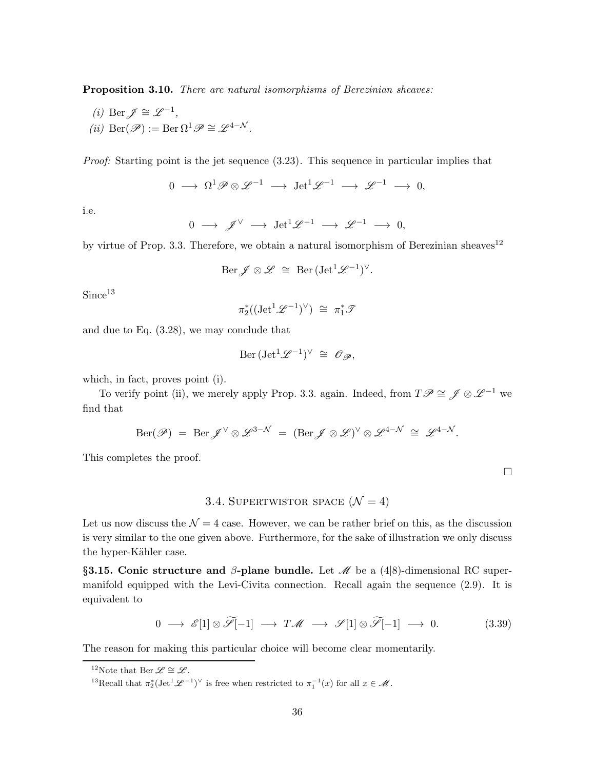**Proposition 3.10.** *There are natural isomorphisms of Berezinian sheaves:*

*(i)* $\mathrm{Ber}\,\mathscr{J} \cong \mathscr{L}^{-1}$,

*(ii)* $\mathrm{Ber}(\mathscr{P}) := \mathrm{Ber}\,\Omega^1\mathscr{P} \cong \mathscr{L}^{4-\mathcal{N}}$.

*Proof:* Starting point is the jet sequence (3.23). This sequence in particular implies that

$$0 \longrightarrow \Omega^1\mathscr{P} \otimes \mathscr{L}^{-1} \longrightarrow \mathrm{Jet}^1\mathscr{L}^{-1} \longrightarrow \mathscr{L}^{-1} \longrightarrow 0,$$

i.e.

$$0 \longrightarrow \mathscr{J}^\vee \longrightarrow \mathrm{Jet}^1\mathscr{L}^{-1} \longrightarrow \mathscr{L}^{-1} \longrightarrow 0,$$

by virtue of Prop. 3.3. Therefore, we obtain a natural isomorphism of Berezinian sheaves[12]

$$\mathrm{Ber}\,\mathscr{J} \otimes \mathscr{L} \;\cong\; \mathrm{Ber}\,(\mathrm{Jet}^1\mathscr{L}^{-1})^\vee.$$

Since[13]

$$\pi_2^*((\mathrm{Jet}^1\mathscr{L}^{-1})^\vee) \;\cong\; \pi_1^*\mathscr{T}$$

and due to Eq. (3.28), we may conclude that

$$\mathrm{Ber}\,(\mathrm{Jet}^1\mathscr{L}^{-1})^\vee \;\cong\; \mathscr{O}_\mathscr{P},$$

which, in fact, proves point (i).

To verify point (ii), we merely apply Prop. 3.3. again. Indeed, from $T\mathscr{P} \cong \mathscr{J} \otimes \mathscr{L}^{-1}$ we find that

$$\mathrm{Ber}(\mathscr{P}) \;=\; \mathrm{Ber}\,\mathscr{J}^\vee \otimes \mathscr{L}^{3-\mathcal{N}} \;=\; (\mathrm{Ber}\,\mathscr{J} \otimes \mathscr{L})^\vee \otimes \mathscr{L}^{4-\mathcal{N}} \;\cong\; \mathscr{L}^{4-\mathcal{N}}.$$

This completes the proof.

□

## 3.4. Supertwistor space ($\mathcal{N} = 4$)

Let us now discuss the $\mathcal{N} = 4$ case. However, we can be rather brief on this, as the discussion is very similar to the one given above. Furthermore, for the sake of illustration we only discuss the hyper-Kähler case.

**§3.15. Conic structure and $\beta$-plane bundle.** Let $\mathscr{M}$ be a $(4|8)$-dimensional RC supermanifold equipped with the Levi-Civita connection. Recall again the sequence (2.9). It is equivalent to

$$0 \longrightarrow \mathscr{E}[1] \otimes \widetilde{\mathscr{S}}[-1] \longrightarrow T\mathscr{M} \longrightarrow \mathscr{S}[1] \otimes \widetilde{\mathscr{S}}[-1] \longrightarrow 0. \tag{3.39}$$

The reason for making this particular choice will become clear momentarily.

---

[12] Note that $\mathrm{Ber}\,\mathscr{L} \cong \mathscr{L}$.

[13] Recall that $\pi_2^*(\mathrm{Jet}^1\mathscr{L}^{-1})^\vee$ is free when restricted to $\pi_1^{-1}(x)$ for all $x \in \mathscr{M}$.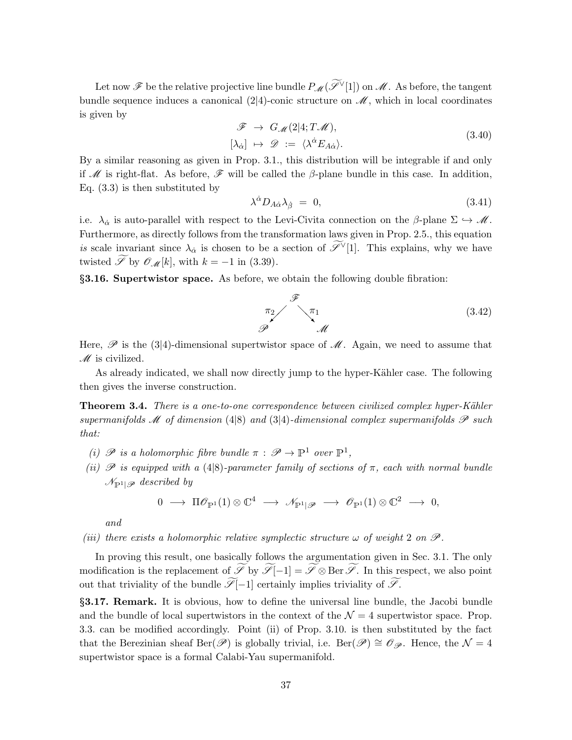Let now $\mathscr{F}$ be the relative projective line bundle $P_{\mathscr{M}}(\widetilde{\mathscr{S}}^\vee[1])$ on $\mathscr{M}$. As before, the tangent bundle sequence induces a canonical (2|4)-conic structure on $\mathscr{M}$, which in local coordinates is given by

$$
\begin{aligned}
\mathscr{F} \;&\to\; G_{\mathscr{M}}(2|4; T\mathscr{M}),\\
[\lambda_{\dot\alpha}] \;&\mapsto\; \mathscr{D} \;:=\; \langle \lambda^{\dot\alpha} E_{A\dot\alpha}\rangle.
\end{aligned}
\tag{3.40}
$$

By a similar reasoning as given in Prop. 3.1., this distribution will be integrable if and only if $\mathscr{M}$ is right-flat. As before, $\mathscr{F}$ will be called the $\beta$-plane bundle in this case. In addition, Eq. (3.3) is then substituted by

$$
\lambda^{\dot\alpha} D_{A\dot\alpha}\lambda_{\dot\beta} \;=\; 0, \tag{3.41}
$$

i.e. $\lambda_{\dot\alpha}$ is auto-parallel with respect to the Levi-Civita connection on the $\beta$-plane $\Sigma \hookrightarrow \mathscr{M}$. Furthermore, as directly follows from the transformation laws given in Prop. 2.5., this equation *is* scale invariant since $\lambda_{\dot\alpha}$ is chosen to be a section of $\widetilde{\mathscr{S}}^\vee[1]$. This explains, why we have twisted $\widetilde{\mathscr{S}}$ by $\mathscr{O}_{\mathscr{M}}[k]$, with $k=-1$ in (3.39).

**§3.16. Supertwistor space.** As before, we obtain the following double fibration:

$$
\begin{array}{ccc}
 & \mathscr{F} & \\
 \pi_2 \swarrow & & \searrow \pi_1 \\
\mathscr{P} & & \mathscr{M}
\end{array}
\tag{3.42}
$$

Here, $\mathscr{P}$ is the (3|4)-dimensional supertwistor space of $\mathscr{M}$. Again, we need to assume that $\mathscr{M}$ is civilized.

As already indicated, we shall now directly jump to the hyper-Kähler case. The following then gives the inverse construction.

**Theorem 3.4.** *There is a one-to-one correspondence between civilized complex hyper-Kähler supermanifolds $\mathscr{M}$ of dimension (4|8) and (3|4)-dimensional complex supermanifolds $\mathscr{P}$ such that:*

*(i) $\mathscr{P}$ is a holomorphic fibre bundle $\pi : \mathscr{P} \to \mathbb{P}^1$ over $\mathbb{P}^1$,*

*(ii) $\mathscr{P}$ is equipped with a (4|8)-parameter family of sections of $\pi$, each with normal bundle $\mathscr{N}_{\mathbb{P}^1|\mathscr{P}}$ described by*

$$
0 \;\longrightarrow\; \Pi\mathscr{O}_{\mathbb{P}^1}(1)\otimes\mathbb{C}^4 \;\longrightarrow\; \mathscr{N}_{\mathbb{P}^1|\mathscr{P}} \;\longrightarrow\; \mathscr{O}_{\mathbb{P}^1}(1)\otimes\mathbb{C}^2 \;\longrightarrow\; 0,
$$

*and*

*(iii) there exists a holomorphic relative symplectic structure $\omega$ of weight 2 on $\mathscr{P}$.*

In proving this result, one basically follows the argumentation given in Sec. 3.1. The only modification is the replacement of $\widetilde{\mathscr{S}}$ by $\widetilde{\mathscr{S}}[-1] = \widetilde{\mathscr{S}} \otimes \operatorname{Ber}\widetilde{\mathscr{S}}$. In this respect, we also point out that triviality of the bundle $\widetilde{\mathscr{S}}[-1]$ certainly implies triviality of $\widetilde{\mathscr{S}}$.

**§3.17. Remark.** It is obvious, how to define the universal line bundle, the Jacobi bundle and the bundle of local supertwistors in the context of the $\mathcal{N}=4$ supertwistor space. Prop. 3.3. can be modified accordingly. Point (ii) of Prop. 3.10. is then substituted by the fact that the Berezinian sheaf $\operatorname{Ber}(\mathscr{P})$ is globally trivial, i.e. $\operatorname{Ber}(\mathscr{P}) \cong \mathscr{O}_{\mathscr{P}}$. Hence, the $\mathcal{N}=4$ supertwistor space is a formal Calabi-Yau supermanifold.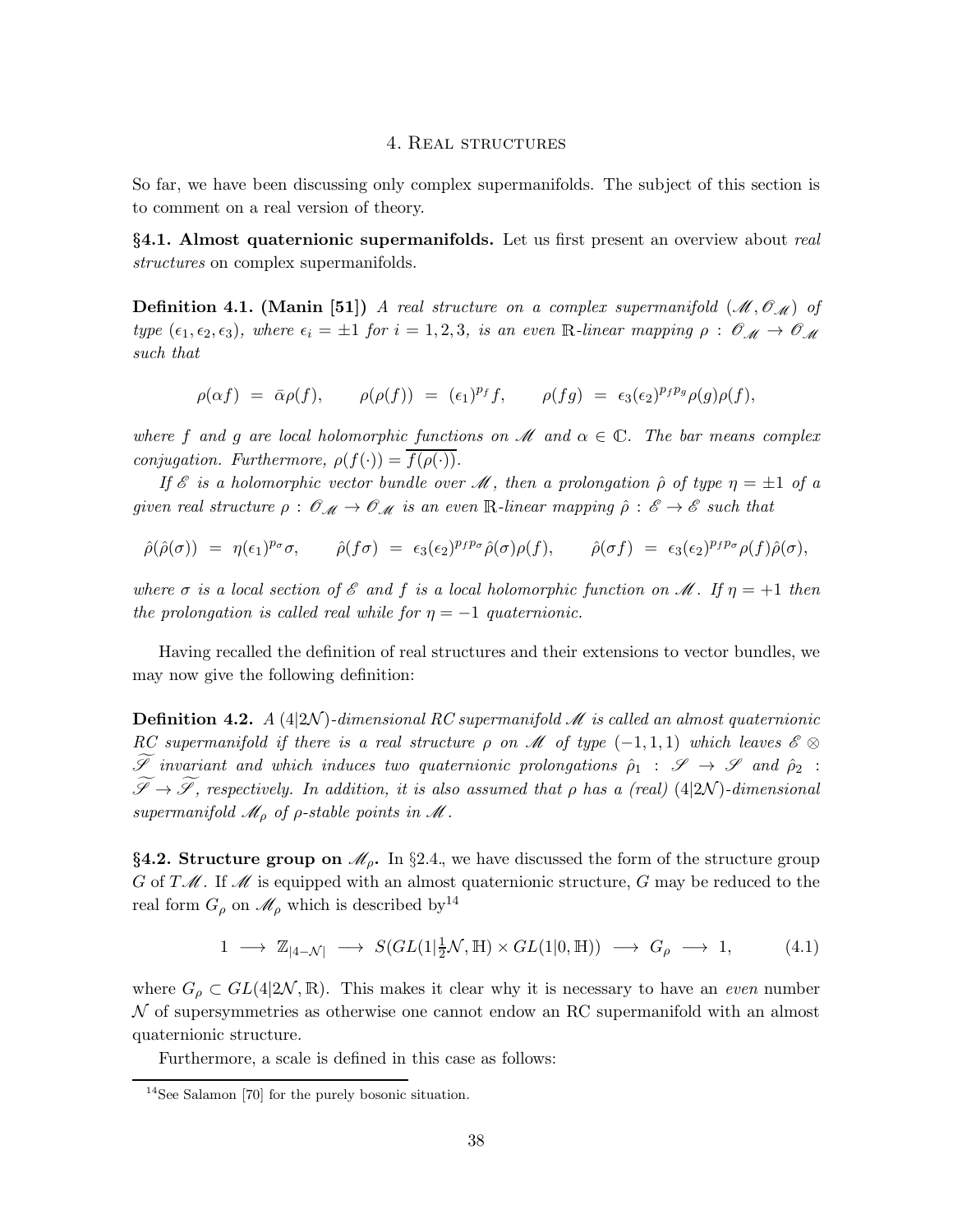# 4. Real structures

So far, we have been discussing only complex supermanifolds. The subject of this section is to comment on a real version of theory.

**§4.1. Almost quaternionic supermanifolds.** Let us first present an overview about *real structures* on complex supermanifolds.

**Definition 4.1. (Manin [51])** *A real structure on a complex supermanifold $(\mathscr{M}, \mathscr{O}_{\mathscr{M}})$ of type $(\epsilon_1, \epsilon_2, \epsilon_3)$, where $\epsilon_i = \pm 1$ for $i = 1, 2, 3$, is an even $\mathbb{R}$-linear mapping $\rho : \mathscr{O}_{\mathscr{M}} \to \mathscr{O}_{\mathscr{M}}$ such that*

$$\rho(\alpha f) \;=\; \bar{\alpha}\rho(f), \qquad \rho(\rho(f)) \;=\; (\epsilon_1)^{p_f} f, \qquad \rho(fg) \;=\; \epsilon_3(\epsilon_2)^{p_f p_g}\rho(g)\rho(f),$$

*where $f$ and $g$ are local holomorphic functions on $\mathscr{M}$ and $\alpha \in \mathbb{C}$. The bar means complex conjugation. Furthermore, $\rho(f(\cdot)) = \overline{f(\rho(\cdot))}$.*

*If $\mathscr{E}$ is a holomorphic vector bundle over $\mathscr{M}$, then a prolongation $\hat{\rho}$ of type $\eta = \pm 1$ of a given real structure $\rho : \mathscr{O}_{\mathscr{M}} \to \mathscr{O}_{\mathscr{M}}$ is an even $\mathbb{R}$-linear mapping $\hat{\rho} : \mathscr{E} \to \mathscr{E}$ such that*

$$\hat{\rho}(\hat{\rho}(\sigma)) \;=\; \eta(\epsilon_1)^{p_\sigma}\sigma, \qquad \hat{\rho}(f\sigma) \;=\; \epsilon_3(\epsilon_2)^{p_f p_\sigma}\hat{\rho}(\sigma)\rho(f), \qquad \hat{\rho}(\sigma f) \;=\; \epsilon_3(\epsilon_2)^{p_f p_\sigma}\rho(f)\hat{\rho}(\sigma),$$

*where $\sigma$ is a local section of $\mathscr{E}$ and $f$ is a local holomorphic function on $\mathscr{M}$. If $\eta = +1$ then the prolongation is called real while for $\eta = -1$ quaternionic.*

Having recalled the definition of real structures and their extensions to vector bundles, we may now give the following definition:

**Definition 4.2.** *A $(4|2\mathcal{N})$-dimensional RC supermanifold $\mathscr{M}$ is called an almost quaternionic RC supermanifold if there is a real structure $\rho$ on $\mathscr{M}$ of type $(-1, 1, 1)$ which leaves $\mathscr{E} \otimes \widetilde{\mathscr{S}}$ invariant and which induces two quaternionic prolongations $\hat{\rho}_1 : \mathscr{S} \to \mathscr{S}$ and $\hat{\rho}_2 : \widetilde{\mathscr{S}} \to \widetilde{\mathscr{S}}$, respectively. In addition, it is also assumed that $\rho$ has a (real) $(4|2\mathcal{N})$-dimensional supermanifold $\mathscr{M}_\rho$ of $\rho$-stable points in $\mathscr{M}$.*

**§4.2. Structure group on $\mathscr{M}_\rho$.** In §2.4., we have discussed the form of the structure group $G$ of $T\mathscr{M}$. If $\mathscr{M}$ is equipped with an almost quaternionic structure, $G$ may be reduced to the real form $G_\rho$ on $\mathscr{M}_\rho$ which is described by[14]

$$1 \;\longrightarrow\; \mathbb{Z}_{|4-\mathcal{N}|} \;\longrightarrow\; S(GL(1|\tfrac{1}{2}\mathcal{N}, \mathbb{H}) \times GL(1|0, \mathbb{H})) \;\longrightarrow\; G_\rho \;\longrightarrow\; 1, \tag{4.1}$$

where $G_\rho \subset GL(4|2\mathcal{N}, \mathbb{R})$. This makes it clear why it is necessary to have an *even* number $\mathcal{N}$ of supersymmetries as otherwise one cannot endow an RC supermanifold with an almost quaternionic structure.

Furthermore, a scale is defined in this case as follows:

---

[14] See Salamon [70] for the purely bosonic situation.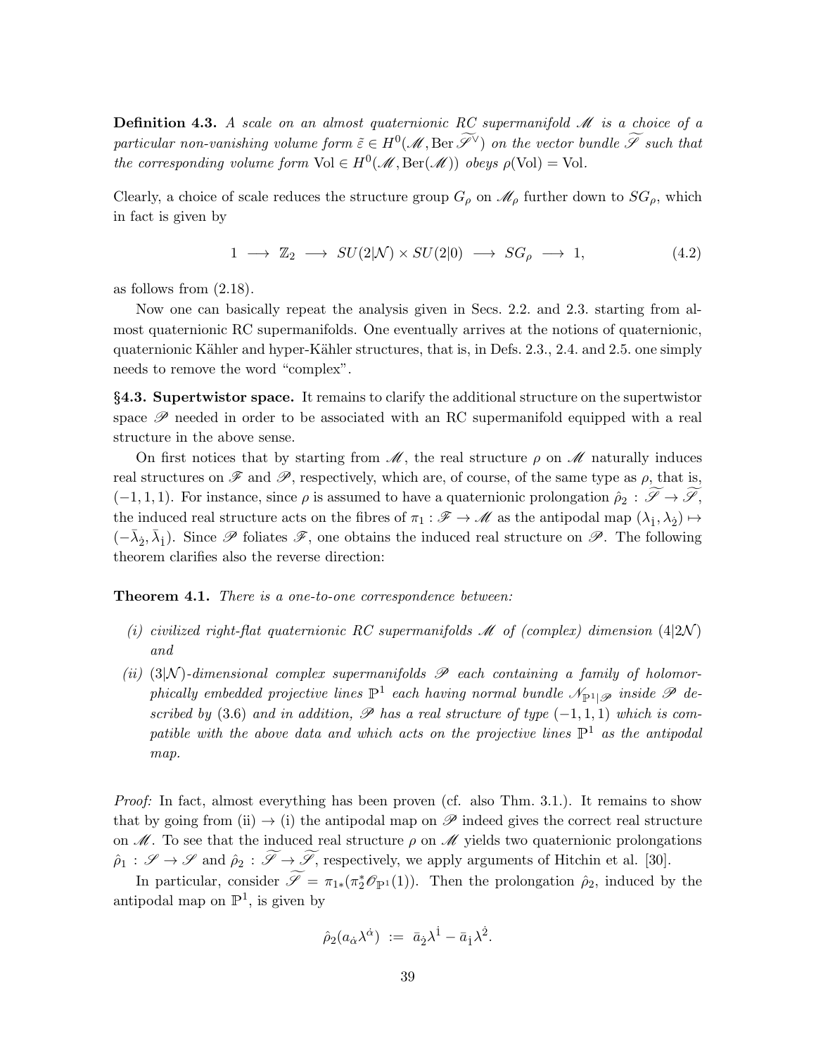**Definition 4.3.** *A scale on an almost quaternionic RC supermanifold $\mathscr{M}$ is a choice of a particular non-vanishing volume form $\tilde{\varepsilon} \in H^0(\mathscr{M}, \mathrm{Ber}\,\widetilde{\mathscr{S}}^\vee)$ on the vector bundle $\widetilde{\mathscr{S}}$ such that the corresponding volume form $\mathrm{Vol} \in H^0(\mathscr{M}, \mathrm{Ber}(\mathscr{M}))$ obeys $\rho(\mathrm{Vol}) = \mathrm{Vol}$.*

Clearly, a choice of scale reduces the structure group $G_\rho$ on $\mathscr{M}_\rho$ further down to $SG_\rho$, which in fact is given by

$$1 \;\longrightarrow\; \mathbb{Z}_2 \;\longrightarrow\; SU(2|\mathcal{N}) \times SU(2|0) \;\longrightarrow\; SG_\rho \;\longrightarrow\; 1, \tag{4.2}$$

as follows from (2.18).

Now one can basically repeat the analysis given in Secs. 2.2. and 2.3. starting from almost quaternionic RC supermanifolds. One eventually arrives at the notions of quaternionic, quaternionic Kähler and hyper-Kähler structures, that is, in Defs. 2.3., 2.4. and 2.5. one simply needs to remove the word "complex".

**§4.3. Supertwistor space.** It remains to clarify the additional structure on the supertwistor space $\mathscr{P}$ needed in order to be associated with an RC supermanifold equipped with a real structure in the above sense.

On first notices that by starting from $\mathscr{M}$, the real structure $\rho$ on $\mathscr{M}$ naturally induces real structures on $\mathscr{F}$ and $\mathscr{P}$, respectively, which are, of course, of the same type as $\rho$, that is, $(-1, 1, 1)$. For instance, since $\rho$ is assumed to have a quaternionic prolongation $\hat{\rho}_2 : \widetilde{\mathscr{S}} \to \widetilde{\mathscr{S}}$, the induced real structure acts on the fibres of $\pi_1 : \mathscr{F} \to \mathscr{M}$ as the antipodal map $(\lambda_{\dot{1}}, \lambda_{\dot{2}}) \mapsto (-\bar{\lambda}_{\dot{2}}, \bar{\lambda}_{\dot{1}})$. Since $\mathscr{P}$ foliates $\mathscr{F}$, one obtains the induced real structure on $\mathscr{P}$. The following theorem clarifies also the reverse direction:

**Theorem 4.1.** *There is a one-to-one correspondence between:*

*(i) civilized right-flat quaternionic RC supermanifolds $\mathscr{M}$ of (complex) dimension $(4|2\mathcal{N})$ and*

*(ii) $(3|\mathcal{N})$-dimensional complex supermanifolds $\mathscr{P}$ each containing a family of holomorphically embedded projective lines $\mathbb{P}^1$ each having normal bundle $\mathscr{N}_{\mathbb{P}^1|\mathscr{P}}$ inside $\mathscr{P}$ described by (3.6) and in addition, $\mathscr{P}$ has a real structure of type $(-1, 1, 1)$ which is compatible with the above data and which acts on the projective lines $\mathbb{P}^1$ as the antipodal map.*

*Proof:* In fact, almost everything has been proven (cf. also Thm. 3.1.). It remains to show that by going from (ii) $\to$ (i) the antipodal map on $\mathscr{P}$ indeed gives the correct real structure on $\mathscr{M}$. To see that the induced real structure $\rho$ on $\mathscr{M}$ yields two quaternionic prolongations $\hat{\rho}_1 : \mathscr{S} \to \mathscr{S}$ and $\hat{\rho}_2 : \widetilde{\mathscr{S}} \to \widetilde{\mathscr{S}}$, respectively, we apply arguments of Hitchin et al. [30].

In particular, consider $\widetilde{\mathscr{S}} = \pi_{1*}(\pi_2^* \mathscr{O}_{\mathbb{P}^1}(1))$. Then the prolongation $\hat{\rho}_2$, induced by the antipodal map on $\mathbb{P}^1$, is given by

$$\hat{\rho}_2(a_{\dot{\alpha}} \lambda^{\dot{\alpha}}) \;:=\; \bar{a}_{\dot{2}} \lambda^{\dot{1}} - \bar{a}_{\dot{1}} \lambda^{\dot{2}}.$$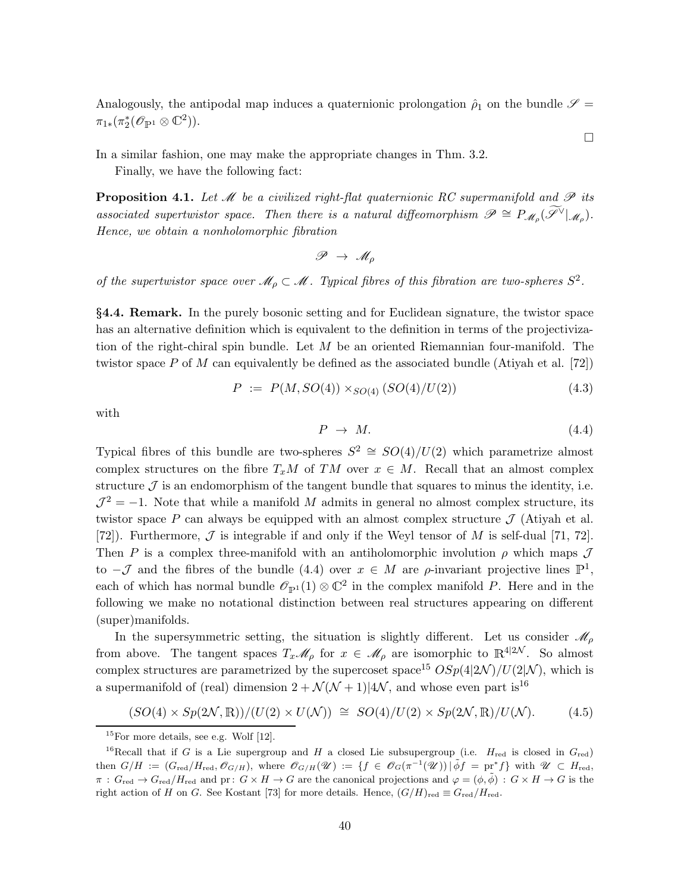Analogously, the antipodal map induces a quaternionic prolongation $\hat{\rho}_1$ on the bundle $\mathscr{S} = \pi_{1*}(\pi_2^*(\mathscr{O}_{\mathbb{P}^1} \otimes \mathbb{C}^2))$.

□

In a similar fashion, one may make the appropriate changes in Thm. 3.2.

Finally, we have the following fact:

**Proposition 4.1.** *Let $\mathscr{M}$ be a civilized right-flat quaternionic RC supermanifold and $\mathscr{P}$ its associated supertwistor space. Then there is a natural diffeomorphism $\mathscr{P} \cong P_{\mathscr{M}_\rho}(\widetilde{\mathscr{S}^\vee}|_{\mathscr{M}_\rho})$. Hence, we obtain a nonholomorphic fibration*

$$\mathscr{P} \;\to\; \mathscr{M}_\rho$$

*of the supertwistor space over $\mathscr{M}_\rho \subset \mathscr{M}$. Typical fibres of this fibration are two-spheres $S^2$.*

**§4.4. Remark.** In the purely bosonic setting and for Euclidean signature, the twistor space has an alternative definition which is equivalent to the definition in terms of the projectivization of the right-chiral spin bundle. Let $M$ be an oriented Riemannian four-manifold. The twistor space $P$ of $M$ can equivalently be defined as the associated bundle (Atiyah et al. [72])

$$P \;:=\; P(M, SO(4)) \times_{SO(4)} (SO(4)/U(2)) \tag{4.3}$$

with

$$P \;\to\; M. \tag{4.4}$$

Typical fibres of this bundle are two-spheres $S^2 \cong SO(4)/U(2)$ which parametrize almost complex structures on the fibre $T_xM$ of $TM$ over $x \in M$. Recall that an almost complex structure $\mathcal{J}$ is an endomorphism of the tangent bundle that squares to minus the identity, i.e. $\mathcal{J}^2 = -1$. Note that while a manifold $M$ admits in general no almost complex structure, its twistor space $P$ can always be equipped with an almost complex structure $\mathcal{J}$ (Atiyah et al. [72]). Furthermore, $\mathcal{J}$ is integrable if and only if the Weyl tensor of $M$ is self-dual [71, 72]. Then $P$ is a complex three-manifold with an antiholomorphic involution $\rho$ which maps $\mathcal{J}$ to $-\mathcal{J}$ and the fibres of the bundle (4.4) over $x \in M$ are $\rho$-invariant projective lines $\mathbb{P}^1$, each of which has normal bundle $\mathscr{O}_{\mathbb{P}^1}(1) \otimes \mathbb{C}^2$ in the complex manifold $P$. Here and in the following we make no notational distinction between real structures appearing on different (super)manifolds.

In the supersymmetric setting, the situation is slightly different. Let us consider $\mathscr{M}_\rho$ from above. The tangent spaces $T_x\mathscr{M}_\rho$ for $x \in \mathscr{M}_\rho$ are isomorphic to $\mathbb{R}^{4|2\mathcal{N}}$. So almost complex structures are parametrized by the supercoset space[15] $OSp(4|2\mathcal{N})/U(2|\mathcal{N})$, which is a supermanifold of (real) dimension $2 + \mathcal{N}(\mathcal{N}+1)|4\mathcal{N}$, and whose even part is[16]

$$(SO(4) \times Sp(2\mathcal{N}, \mathbb{R}))/(U(2) \times U(\mathcal{N})) \;\cong\; SO(4)/U(2) \times Sp(2\mathcal{N}, \mathbb{R})/U(\mathcal{N}). \tag{4.5}$$

[15] For more details, see e.g. Wolf [12].

[16] Recall that if $G$ is a Lie supergroup and $H$ a closed Lie subsupergroup (i.e. $H_{\rm red}$ is closed in $G_{\rm red}$) then $G/H := (G_{\rm red}/H_{\rm red}, \mathscr{O}_{G/H})$, where $\mathscr{O}_{G/H}(\mathscr{U}) := \{f \in \mathscr{O}_G(\pi^{-1}(\mathscr{U}))\,|\,\tilde{\phi}f = {\rm pr}^*f\}$ with $\mathscr{U} \subset H_{\rm red}$, $\pi : G_{\rm red} \to G_{\rm red}/H_{\rm red}$ and ${\rm pr}\colon G \times H \to G$ are the canonical projections and $\varphi = (\phi, \tilde{\phi}) : G \times H \to G$ is the right action of $H$ on $G$. See Kostant [73] for more details. Hence, $(G/H)_{\rm red} \equiv G_{\rm red}/H_{\rm red}$.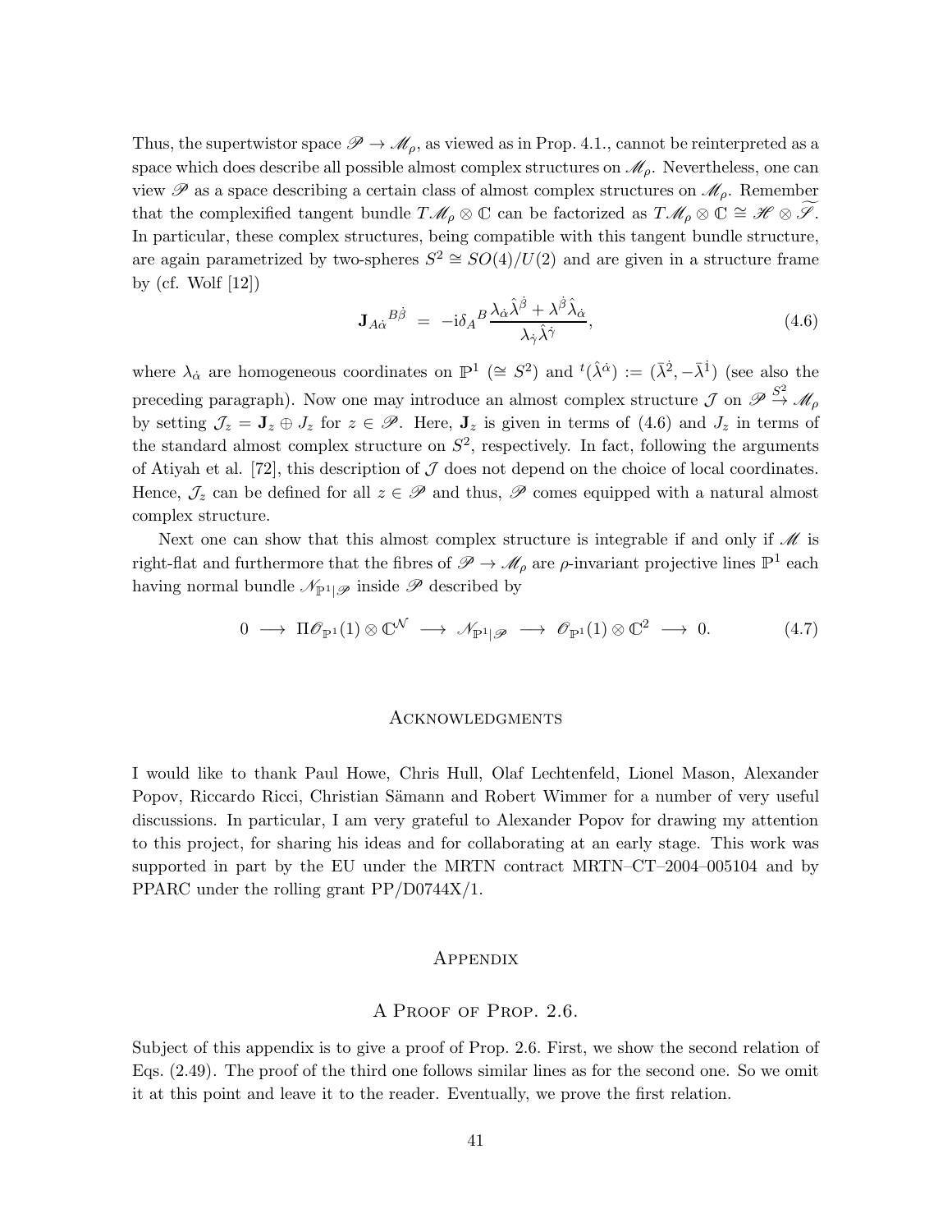Thus, the supertwistor space $\mathscr{P} \to \mathscr{M}_\rho$, as viewed as in Prop. 4.1., cannot be reinterpreted as a space which does describe all possible almost complex structures on $\mathscr{M}_\rho$. Nevertheless, one can view $\mathscr{P}$ as a space describing a certain class of almost complex structures on $\mathscr{M}_\rho$. Remember that the complexified tangent bundle $T\mathscr{M}_\rho \otimes \mathbb{C}$ can be factorized as $T\mathscr{M}_\rho \otimes \mathbb{C} \cong \mathscr{H} \otimes \widetilde{\mathscr{S}}$. In particular, these complex structures, being compatible with this tangent bundle structure, are again parametrized by two-spheres $S^2 \cong SO(4)/U(2)$ and are given in a structure frame by (cf. Wolf [12])

$$\mathbf{J}_{A\dot{\alpha}}{}^{B\dot{\beta}} \;=\; -\mathrm{i}\delta_A{}^B \frac{\lambda_{\dot{\alpha}}\hat{\lambda}^{\dot{\beta}} + \lambda^{\dot{\beta}}\hat{\lambda}_{\dot{\alpha}}}{\lambda_{\dot{\gamma}}\hat{\lambda}^{\dot{\gamma}}}, \tag{4.6}$$

where $\lambda_{\dot{\alpha}}$ are homogeneous coordinates on $\mathbb{P}^1$ ($\cong S^2$) and ${}^t(\hat{\lambda}^{\dot{\alpha}}) := (\bar{\lambda}^{\dot{2}}, -\bar{\lambda}^{\dot{1}})$ (see also the preceding paragraph). Now one may introduce an almost complex structure $\mathcal{J}$ on $\mathscr{P} \stackrel{S^2}{\to} \mathscr{M}_\rho$ by setting $\mathcal{J}_z = \mathbf{J}_z \oplus J_z$ for $z \in \mathscr{P}$. Here, $\mathbf{J}_z$ is given in terms of (4.6) and $J_z$ in terms of the standard almost complex structure on $S^2$, respectively. In fact, following the arguments of Atiyah et al. [72], this description of $\mathcal{J}$ does not depend on the choice of local coordinates. Hence, $\mathcal{J}_z$ can be defined for all $z \in \mathscr{P}$ and thus, $\mathscr{P}$ comes equipped with a natural almost complex structure.

Next one can show that this almost complex structure is integrable if and only if $\mathscr{M}$ is right-flat and furthermore that the fibres of $\mathscr{P} \to \mathscr{M}_\rho$ are $\rho$-invariant projective lines $\mathbb{P}^1$ each having normal bundle $\mathscr{N}_{\mathbb{P}^1|\mathscr{P}}$ inside $\mathscr{P}$ described by

$$0 \;\longrightarrow\; \Pi\mathscr{O}_{\mathbb{P}^1}(1) \otimes \mathbb{C}^{\mathcal{N}} \;\longrightarrow\; \mathscr{N}_{\mathbb{P}^1|\mathscr{P}} \;\longrightarrow\; \mathscr{O}_{\mathbb{P}^1}(1) \otimes \mathbb{C}^2 \;\longrightarrow\; 0. \tag{4.7}$$

## Acknowledgments

I would like to thank Paul Howe, Chris Hull, Olaf Lechtenfeld, Lionel Mason, Alexander Popov, Riccardo Ricci, Christian Sämann and Robert Wimmer for a number of very useful discussions. In particular, I am very grateful to Alexander Popov for drawing my attention to this project, for sharing his ideas and for collaborating at an early stage. This work was supported in part by the EU under the MRTN contract MRTN–CT–2004–005104 and by PPARC under the rolling grant PP/D0744X/1.

# Appendix

## A Proof of Prop. 2.6.

Subject of this appendix is to give a proof of Prop. 2.6. First, we show the second relation of Eqs. (2.49). The proof of the third one follows similar lines as for the second one. So we omit it at this point and leave it to the reader. Eventually, we prove the first relation.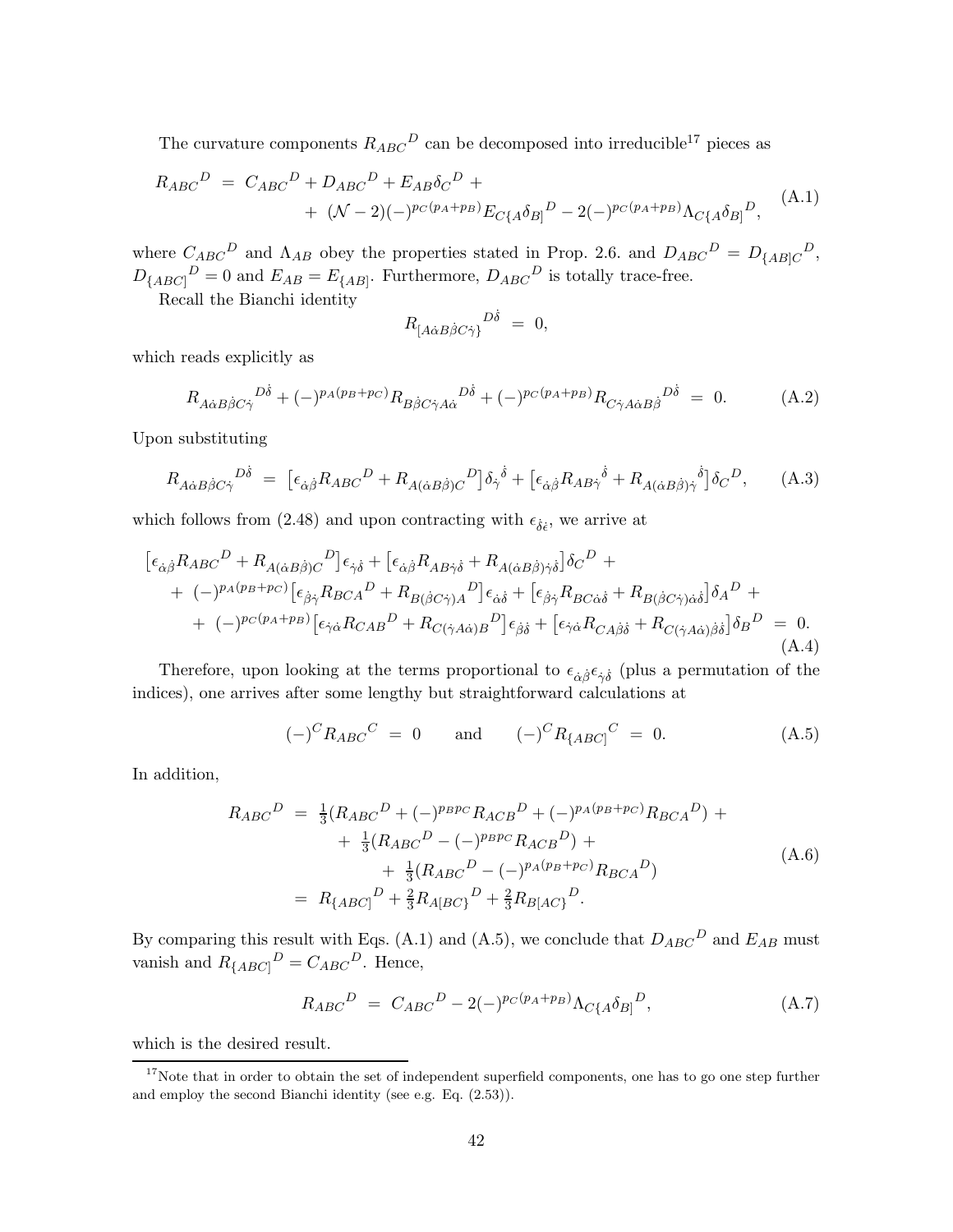The curvature components $R_{ABC}{}^D$ can be decomposed into irreducible[17] pieces as

$$
\begin{aligned}
R_{ABC}{}^D \;&=\; C_{ABC}{}^D + D_{ABC}{}^D + E_{AB}\delta_C{}^D + \\
&\quad +\; (\mathcal{N}-2)(-)^{p_C(p_A+p_B)} E_{C\{A}\delta_{B]}{}^D - 2(-)^{p_C(p_A+p_B)}\Lambda_{C\{A}\delta_{B]}{}^D,
\end{aligned}
\tag{A.1}
$$

where $C_{ABC}{}^D$ and $\Lambda_{AB}$ obey the properties stated in Prop. 2.6. and $D_{ABC}{}^D = D_{\{AB]C}{}^D$, $D_{\{ABC]}{}^D = 0$ and $E_{AB} = E_{\{AB]}$. Furthermore, $D_{ABC}{}^D$ is totally trace-free.

Recall the Bianchi identity

$$
R_{[A\dot\alpha B\dot\beta C\dot\gamma\}}{}^{D\dot\delta} \;=\; 0,
$$

which reads explicitly as

$$
R_{A\dot\alpha B\dot\beta C\dot\gamma}{}^{D\dot\delta} + (-)^{p_A(p_B+p_C)} R_{B\dot\beta C\dot\gamma A\dot\alpha}{}^{D\dot\delta} + (-)^{p_C(p_A+p_B)} R_{C\dot\gamma A\dot\alpha B\dot\beta}{}^{D\dot\delta} \;=\; 0.
\tag{A.2}
$$

Upon substituting

$$
R_{A\dot\alpha B\dot\beta C\dot\gamma}{}^{D\dot\delta} \;=\; \big[\epsilon_{\dot\alpha\dot\beta} R_{ABC}{}^D + R_{A(\dot\alpha B\dot\beta)C}{}^D\big]\delta_{\dot\gamma}{}^{\dot\delta} + \big[\epsilon_{\dot\alpha\dot\beta} R_{AB\dot\gamma}{}^{\dot\delta} + R_{A(\dot\alpha B\dot\beta)\dot\gamma}{}^{\dot\delta}\big]\delta_C{}^D,
\tag{A.3}
$$

which follows from (2.48) and upon contracting with $\epsilon_{\dot\delta\dot\epsilon}$, we arrive at

$$
\begin{aligned}
&\big[\epsilon_{\dot\alpha\dot\beta} R_{ABC}{}^D + R_{A(\dot\alpha B\dot\beta)C}{}^D\big]\epsilon_{\dot\gamma\dot\delta} + \big[\epsilon_{\dot\alpha\dot\beta} R_{AB\dot\gamma\dot\delta} + R_{A(\dot\alpha B\dot\beta)\dot\gamma\dot\delta}\big]\delta_C{}^D + \\
&\quad +\; (-)^{p_A(p_B+p_C)}\big[\epsilon_{\dot\beta\dot\gamma} R_{BCA}{}^D + R_{B(\dot\beta C\dot\gamma)A}{}^D\big]\epsilon_{\dot\alpha\dot\delta} + \big[\epsilon_{\dot\beta\dot\gamma} R_{BC\dot\alpha\dot\delta} + R_{B(\dot\beta C\dot\gamma)\dot\alpha\dot\delta}\big]\delta_A{}^D + \\
&\quad +\; (-)^{p_C(p_A+p_B)}\big[\epsilon_{\dot\gamma\dot\alpha} R_{CAB}{}^D + R_{C(\dot\gamma A\dot\alpha)B}{}^D\big]\epsilon_{\dot\beta\dot\delta} + \big[\epsilon_{\dot\gamma\dot\alpha} R_{CA\dot\beta\dot\delta} + R_{C(\dot\gamma A\dot\alpha)\dot\beta\dot\delta}\big]\delta_B{}^D \;=\; 0.
\end{aligned}
\tag{A.4}
$$

Therefore, upon looking at the terms proportional to $\epsilon_{\dot\alpha\dot\beta}\epsilon_{\dot\gamma\dot\delta}$ (plus a permutation of the indices), one arrives after some lengthy but straightforward calculations at

$$
(-)^C R_{ABC}{}^C \;=\; 0 \qquad\text{and}\qquad (-)^C R_{\{ABC]}{}^C \;=\; 0.
\tag{A.5}
$$

In addition,

$$
\begin{aligned}
R_{ABC}{}^D \;&=\; \tfrac{1}{3}(R_{ABC}{}^D + (-)^{p_Bp_C} R_{ACB}{}^D + (-)^{p_A(p_B+p_C)} R_{BCA}{}^D) + \\
&\quad +\; \tfrac{1}{3}(R_{ABC}{}^D - (-)^{p_Bp_C} R_{ACB}{}^D) + \\
&\quad +\; \tfrac{1}{3}(R_{ABC}{}^D - (-)^{p_A(p_B+p_C)} R_{BCA}{}^D) \\
&=\; R_{\{ABC]}{}^D + \tfrac{2}{3} R_{A[BC\}}{}^D + \tfrac{2}{3} R_{B[AC\}}{}^D.
\end{aligned}
\tag{A.6}
$$

By comparing this result with Eqs. (A.1) and (A.5), we conclude that $D_{ABC}{}^D$ and $E_{AB}$ must vanish and $R_{\{ABC]}{}^D = C_{ABC}{}^D$. Hence,

$$
R_{ABC}{}^D \;=\; C_{ABC}{}^D - 2(-)^{p_C(p_A+p_B)}\Lambda_{C\{A}\delta_{B]}{}^D,
\tag{A.7}
$$

which is the desired result.

---

[17] Note that in order to obtain the set of independent superfield components, one has to go one step further and employ the second Bianchi identity (see e.g. Eq. (2.53)).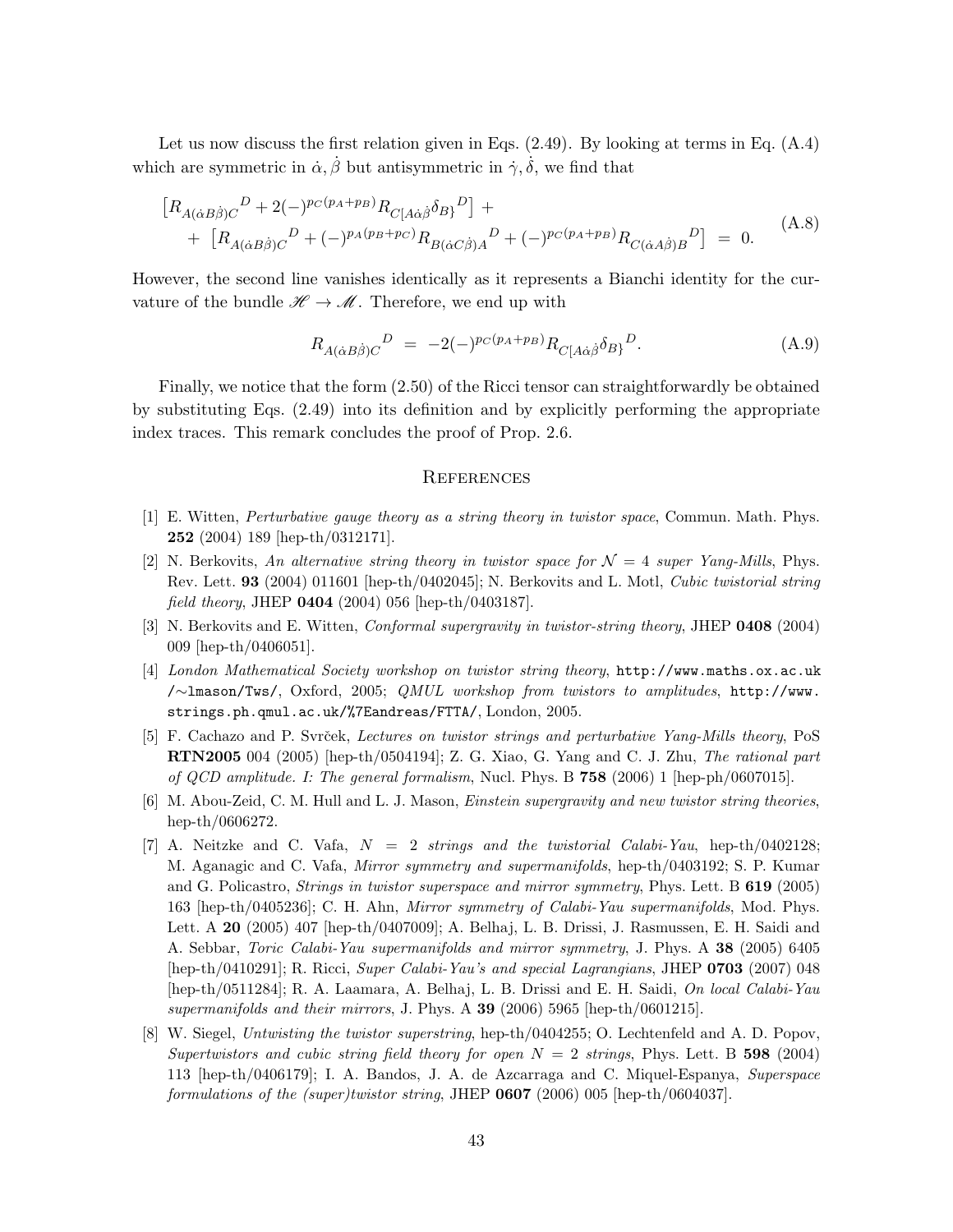Let us now discuss the first relation given in Eqs. (2.49). By looking at terms in Eq. (A.4) which are symmetric in $\dot\alpha, \dot\beta$ but antisymmetric in $\dot\gamma, \dot\delta$, we find that

$$
\begin{aligned}
&\left[R_{A(\dot\alpha B\dot\beta)C}{}^D + 2(-)^{p_C(p_A+p_B)}R_{C[A\dot\alpha\dot\beta}\delta_{B\}}{}^D\right] + \\
&\quad + \left[R_{A(\dot\alpha B\dot\beta)C}{}^D + (-)^{p_A(p_B+p_C)}R_{B(\dot\alpha C\dot\beta)A}{}^D + (-)^{p_C(p_A+p_B)}R_{C(\dot\alpha A\dot\beta)B}{}^D\right] \;=\; 0.
\end{aligned}
\tag{A.8}
$$

However, the second line vanishes identically as it represents a Bianchi identity for the curvature of the bundle $\mathscr{H} \to \mathscr{M}$. Therefore, we end up with

$$
R_{A(\dot\alpha B\dot\beta)C}{}^D \;=\; -2(-)^{p_C(p_A+p_B)}R_{C[A\dot\alpha\dot\beta}\delta_{B\}}{}^D. \tag{A.9}
$$

Finally, we notice that the form (2.50) of the Ricci tensor can straightforwardly be obtained by substituting Eqs. (2.49) into its definition and by explicitly performing the appropriate index traces. This remark concludes the proof of Prop. 2.6.

## References

[1] E. Witten, *Perturbative gauge theory as a string theory in twistor space*, Commun. Math. Phys. **252** (2004) 189 [hep-th/0312171].

[2] N. Berkovits, *An alternative string theory in twistor space for $\mathcal{N} = 4$ super Yang-Mills*, Phys. Rev. Lett. **93** (2004) 011601 [hep-th/0402045]; N. Berkovits and L. Motl, *Cubic twistorial string field theory*, JHEP **0404** (2004) 056 [hep-th/0403187].

[3] N. Berkovits and E. Witten, *Conformal supergravity in twistor-string theory*, JHEP **0408** (2004) 009 [hep-th/0406051].

[4] *London Mathematical Society workshop on twistor string theory*, `http://www.maths.ox.ac.uk/~lmason/Tws/`, Oxford, 2005; *QMUL workshop from twistors to amplitudes*, `http://www.strings.ph.qmul.ac.uk/%7Eandreas/FTTA/`, London, 2005.

[5] F. Cachazo and P. Svrček, *Lectures on twistor strings and perturbative Yang-Mills theory*, PoS **RTN2005** 004 (2005) [hep-th/0504194]; Z. G. Xiao, G. Yang and C. J. Zhu, *The rational part of QCD amplitude. I: The general formalism*, Nucl. Phys. B **758** (2006) 1 [hep-ph/0607015].

[6] M. Abou-Zeid, C. M. Hull and L. J. Mason, *Einstein supergravity and new twistor string theories*, hep-th/0606272.

[7] A. Neitzke and C. Vafa, *$N = 2$ strings and the twistorial Calabi-Yau*, hep-th/0402128; M. Aganagic and C. Vafa, *Mirror symmetry and supermanifolds*, hep-th/0403192; S. P. Kumar and G. Policastro, *Strings in twistor superspace and mirror symmetry*, Phys. Lett. B **619** (2005) 163 [hep-th/0405236]; C. H. Ahn, *Mirror symmetry of Calabi-Yau supermanifolds*, Mod. Phys. Lett. A **20** (2005) 407 [hep-th/0407009]; A. Belhaj, L. B. Drissi, J. Rasmussen, E. H. Saidi and A. Sebbar, *Toric Calabi-Yau supermanifolds and mirror symmetry*, J. Phys. A **38** (2005) 6405 [hep-th/0410291]; R. Ricci, *Super Calabi-Yau's and special Lagrangians*, JHEP **0703** (2007) 048 [hep-th/0511284]; R. A. Laamara, A. Belhaj, L. B. Drissi and E. H. Saidi, *On local Calabi-Yau supermanifolds and their mirrors*, J. Phys. A **39** (2006) 5965 [hep-th/0601215].

[8] W. Siegel, *Untwisting the twistor superstring*, hep-th/0404255; O. Lechtenfeld and A. D. Popov, *Supertwistors and cubic string field theory for open $N = 2$ strings*, Phys. Lett. B **598** (2004) 113 [hep-th/0406179]; I. A. Bandos, J. A. de Azcarraga and C. Miquel-Espanya, *Superspace formulations of the (super)twistor string*, JHEP **0607** (2006) 005 [hep-th/0604037].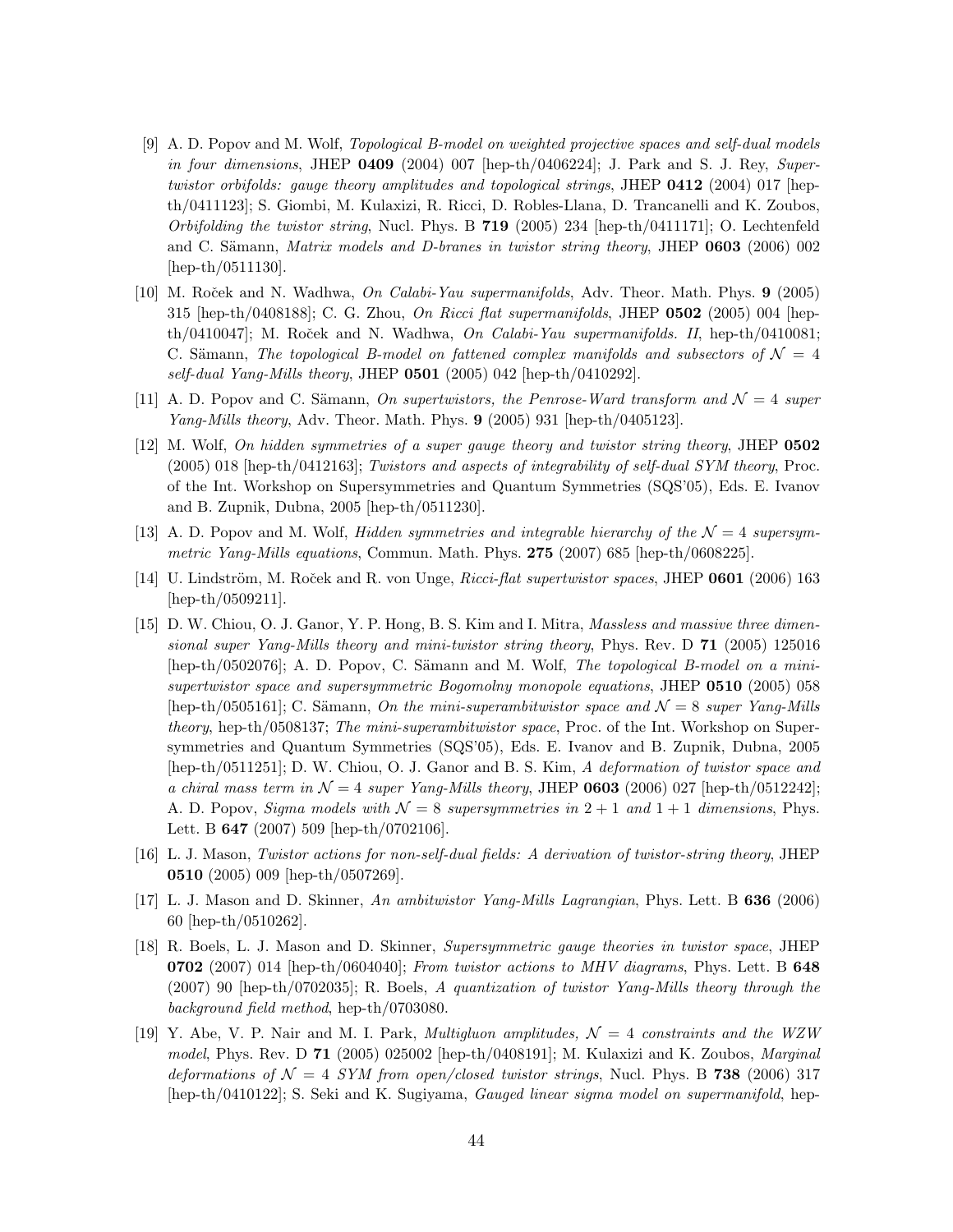[9] A. D. Popov and M. Wolf, *Topological B-model on weighted projective spaces and self-dual models in four dimensions*, JHEP **0409** (2004) 007 [hep-th/0406224]; J. Park and S. J. Rey, *Supertwistor orbifolds: gauge theory amplitudes and topological strings*, JHEP **0412** (2004) 017 [hep-th/0411123]; S. Giombi, M. Kulaxizi, R. Ricci, D. Robles-Llana, D. Trancanelli and K. Zoubos, *Orbifolding the twistor string*, Nucl. Phys. B **719** (2005) 234 [hep-th/0411171]; O. Lechtenfeld and C. Sämann, *Matrix models and D-branes in twistor string theory*, JHEP **0603** (2006) 002 [hep-th/0511130].

[10] M. Roček and N. Wadhwa, *On Calabi-Yau supermanifolds*, Adv. Theor. Math. Phys. **9** (2005) 315 [hep-th/0408188]; C. G. Zhou, *On Ricci flat supermanifolds*, JHEP **0502** (2005) 004 [hep-th/0410047]; M. Roček and N. Wadhwa, *On Calabi-Yau supermanifolds. II*, hep-th/0410081; C. Sämann, *The topological B-model on fattened complex manifolds and subsectors of $\mathcal{N} = 4$ self-dual Yang-Mills theory*, JHEP **0501** (2005) 042 [hep-th/0410292].

[11] A. D. Popov and C. Sämann, *On supertwistors, the Penrose-Ward transform and $\mathcal{N} = 4$ super Yang-Mills theory*, Adv. Theor. Math. Phys. **9** (2005) 931 [hep-th/0405123].

[12] M. Wolf, *On hidden symmetries of a super gauge theory and twistor string theory*, JHEP **0502** (2005) 018 [hep-th/0412163]; *Twistors and aspects of integrability of self-dual SYM theory*, Proc. of the Int. Workshop on Supersymmetries and Quantum Symmetries (SQS'05), Eds. E. Ivanov and B. Zupnik, Dubna, 2005 [hep-th/0511230].

[13] A. D. Popov and M. Wolf, *Hidden symmetries and integrable hierarchy of the $\mathcal{N} = 4$ supersymmetric Yang-Mills equations*, Commun. Math. Phys. **275** (2007) 685 [hep-th/0608225].

[14] U. Lindström, M. Roček and R. von Unge, *Ricci-flat supertwistor spaces*, JHEP **0601** (2006) 163 [hep-th/0509211].

[15] D. W. Chiou, O. J. Ganor, Y. P. Hong, B. S. Kim and I. Mitra, *Massless and massive three dimensional super Yang-Mills theory and mini-twistor string theory*, Phys. Rev. D **71** (2005) 125016 [hep-th/0502076]; A. D. Popov, C. Sämann and M. Wolf, *The topological B-model on a mini-supertwistor space and supersymmetric Bogomolny monopole equations*, JHEP **0510** (2005) 058 [hep-th/0505161]; C. Sämann, *On the mini-superambitwistor space and $\mathcal{N} = 8$ super Yang-Mills theory*, hep-th/0508137; *The mini-superambitwistor space*, Proc. of the Int. Workshop on Supersymmetries and Quantum Symmetries (SQS'05), Eds. E. Ivanov and B. Zupnik, Dubna, 2005 [hep-th/0511251]; D. W. Chiou, O. J. Ganor and B. S. Kim, *A deformation of twistor space and a chiral mass term in $\mathcal{N} = 4$ super Yang-Mills theory*, JHEP **0603** (2006) 027 [hep-th/0512242]; A. D. Popov, *Sigma models with $\mathcal{N} = 8$ supersymmetries in $2 + 1$ and $1 + 1$ dimensions*, Phys. Lett. B **647** (2007) 509 [hep-th/0702106].

[16] L. J. Mason, *Twistor actions for non-self-dual fields: A derivation of twistor-string theory*, JHEP **0510** (2005) 009 [hep-th/0507269].

[17] L. J. Mason and D. Skinner, *An ambitwistor Yang-Mills Lagrangian*, Phys. Lett. B **636** (2006) 60 [hep-th/0510262].

[18] R. Boels, L. J. Mason and D. Skinner, *Supersymmetric gauge theories in twistor space*, JHEP **0702** (2007) 014 [hep-th/0604040]; *From twistor actions to MHV diagrams*, Phys. Lett. B **648** (2007) 90 [hep-th/0702035]; R. Boels, *A quantization of twistor Yang-Mills theory through the background field method*, hep-th/0703080.

[19] Y. Abe, V. P. Nair and M. I. Park, *Multigluon amplitudes, $\mathcal{N} = 4$ constraints and the WZW model*, Phys. Rev. D **71** (2005) 025002 [hep-th/0408191]; M. Kulaxizi and K. Zoubos, *Marginal deformations of $\mathcal{N} = 4$ SYM from open/closed twistor strings*, Nucl. Phys. B **738** (2006) 317 [hep-th/0410122]; S. Seki and K. Sugiyama, *Gauged linear sigma model on supermanifold*, hep-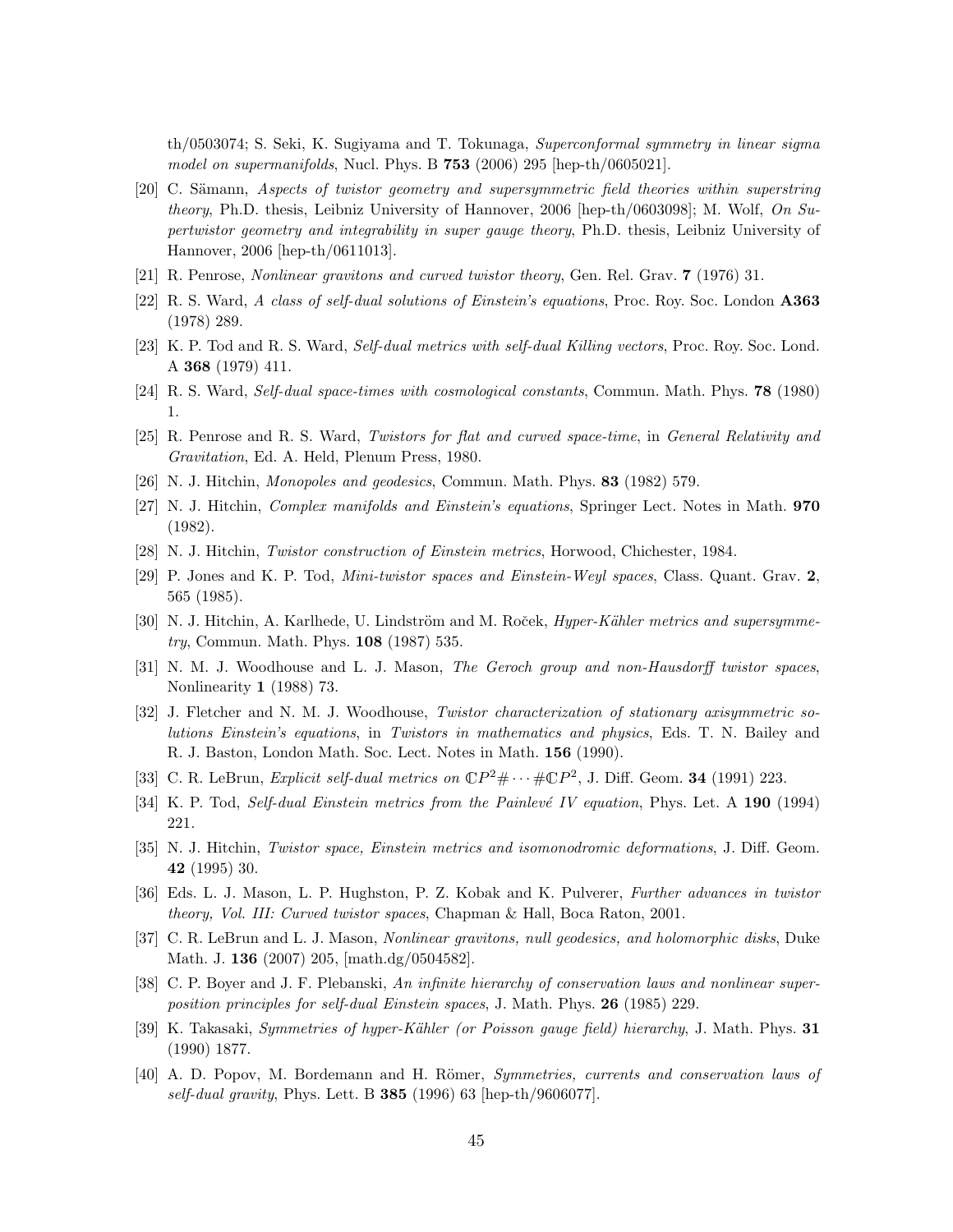th/0503074; S. Seki, K. Sugiyama and T. Tokunaga, *Superconformal symmetry in linear sigma model on supermanifolds*, Nucl. Phys. B **753** (2006) 295 [hep-th/0605021].

[20] C. Sämann, *Aspects of twistor geometry and supersymmetric field theories within superstring theory*, Ph.D. thesis, Leibniz University of Hannover, 2006 [hep-th/0603098]; M. Wolf, *On Supertwistor geometry and integrability in super gauge theory*, Ph.D. thesis, Leibniz University of Hannover, 2006 [hep-th/0611013].

[21] R. Penrose, *Nonlinear gravitons and curved twistor theory*, Gen. Rel. Grav. **7** (1976) 31.

[22] R. S. Ward, *A class of self-dual solutions of Einstein's equations*, Proc. Roy. Soc. London **A363** (1978) 289.

[23] K. P. Tod and R. S. Ward, *Self-dual metrics with self-dual Killing vectors*, Proc. Roy. Soc. Lond. A **368** (1979) 411.

[24] R. S. Ward, *Self-dual space-times with cosmological constants*, Commun. Math. Phys. **78** (1980) 1.

[25] R. Penrose and R. S. Ward, *Twistors for flat and curved space-time*, in *General Relativity and Gravitation*, Ed. A. Held, Plenum Press, 1980.

[26] N. J. Hitchin, *Monopoles and geodesics*, Commun. Math. Phys. **83** (1982) 579.

[27] N. J. Hitchin, *Complex manifolds and Einstein's equations*, Springer Lect. Notes in Math. **970** (1982).

[28] N. J. Hitchin, *Twistor construction of Einstein metrics*, Horwood, Chichester, 1984.

[29] P. Jones and K. P. Tod, *Mini-twistor spaces and Einstein-Weyl spaces*, Class. Quant. Grav. **2**, 565 (1985).

[30] N. J. Hitchin, A. Karlhede, U. Lindström and M. Roček, *Hyper-Kähler metrics and supersymmetry*, Commun. Math. Phys. **108** (1987) 535.

[31] N. M. J. Woodhouse and L. J. Mason, *The Geroch group and non-Hausdorff twistor spaces*, Nonlinearity **1** (1988) 73.

[32] J. Fletcher and N. M. J. Woodhouse, *Twistor characterization of stationary axisymmetric solutions Einstein's equations*, in *Twistors in mathematics and physics*, Eds. T. N. Bailey and R. J. Baston, London Math. Soc. Lect. Notes in Math. **156** (1990).

[33] C. R. LeBrun, *Explicit self-dual metrics on $\mathbb{C}P^2\#\cdots\#\mathbb{C}P^2$*, J. Diff. Geom. **34** (1991) 223.

[34] K. P. Tod, *Self-dual Einstein metrics from the Painlevé IV equation*, Phys. Let. A **190** (1994) 221.

[35] N. J. Hitchin, *Twistor space, Einstein metrics and isomonodromic deformations*, J. Diff. Geom. **42** (1995) 30.

[36] Eds. L. J. Mason, L. P. Hughston, P. Z. Kobak and K. Pulverer, *Further advances in twistor theory, Vol. III: Curved twistor spaces*, Chapman & Hall, Boca Raton, 2001.

[37] C. R. LeBrun and L. J. Mason, *Nonlinear gravitons, null geodesics, and holomorphic disks*, Duke Math. J. **136** (2007) 205, [math.dg/0504582].

[38] C. P. Boyer and J. F. Plebanski, *An infinite hierarchy of conservation laws and nonlinear superposition principles for self-dual Einstein spaces*, J. Math. Phys. **26** (1985) 229.

[39] K. Takasaki, *Symmetries of hyper-Kähler (or Poisson gauge field) hierarchy*, J. Math. Phys. **31** (1990) 1877.

[40] A. D. Popov, M. Bordemann and H. Römer, *Symmetries, currents and conservation laws of self-dual gravity*, Phys. Lett. B **385** (1996) 63 [hep-th/9606077].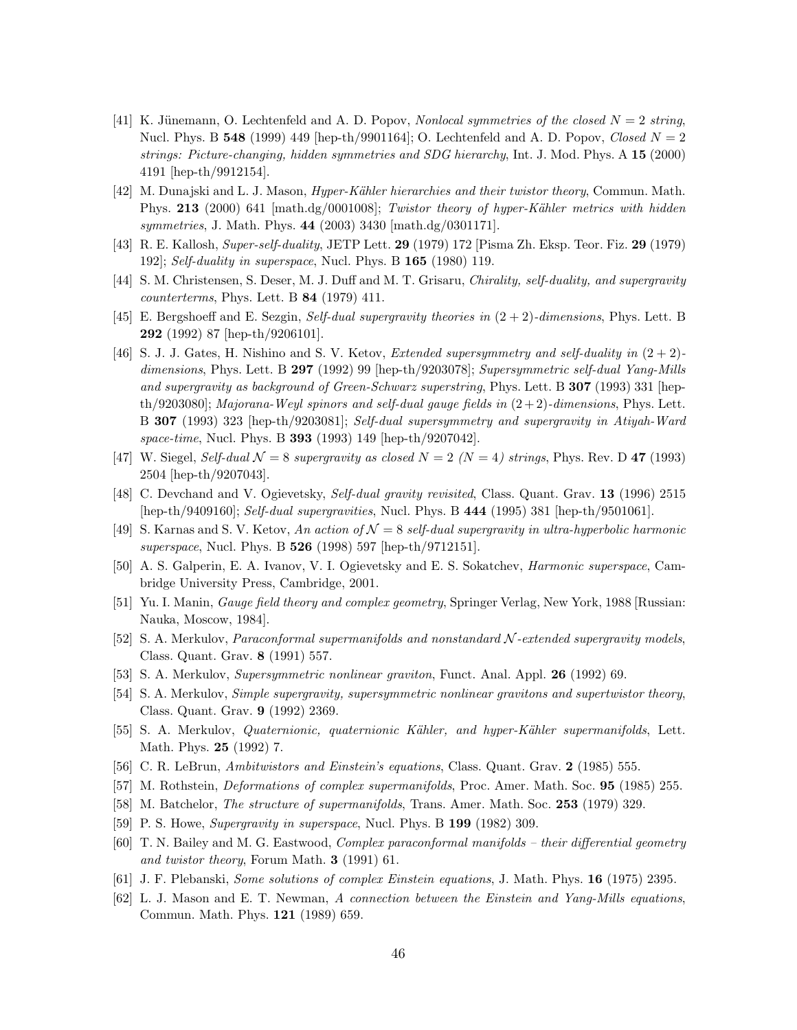- [41] K. Jünemann, O. Lechtenfeld and A. D. Popov, *Nonlocal symmetries of the closed $N = 2$ string*, Nucl. Phys. B **548** (1999) 449 [hep-th/9901164]; O. Lechtenfeld and A. D. Popov, *Closed $N = 2$ strings: Picture-changing, hidden symmetries and SDG hierarchy*, Int. J. Mod. Phys. A **15** (2000) 4191 [hep-th/9912154].
- [42] M. Dunajski and L. J. Mason, *Hyper-Kähler hierarchies and their twistor theory*, Commun. Math. Phys. **213** (2000) 641 [math.dg/0001008]; *Twistor theory of hyper-Kähler metrics with hidden symmetries*, J. Math. Phys. **44** (2003) 3430 [math.dg/0301171].
- [43] R. E. Kallosh, *Super-self-duality*, JETP Lett. **29** (1979) 172 [Pisma Zh. Eksp. Teor. Fiz. **29** (1979) 192]; *Self-duality in superspace*, Nucl. Phys. B **165** (1980) 119.
- [44] S. M. Christensen, S. Deser, M. J. Duff and M. T. Grisaru, *Chirality, self-duality, and supergravity counterterms*, Phys. Lett. B **84** (1979) 411.
- [45] E. Bergshoeff and E. Sezgin, *Self-dual supergravity theories in $(2+2)$-dimensions*, Phys. Lett. B **292** (1992) 87 [hep-th/9206101].
- [46] S. J. J. Gates, H. Nishino and S. V. Ketov, *Extended supersymmetry and self-duality in $(2+2)$-dimensions*, Phys. Lett. B **297** (1992) 99 [hep-th/9203078]; *Supersymmetric self-dual Yang-Mills and supergravity as background of Green-Schwarz superstring*, Phys. Lett. B **307** (1993) 331 [hep-th/9203080]; *Majorana-Weyl spinors and self-dual gauge fields in $(2+2)$-dimensions*, Phys. Lett. B **307** (1993) 323 [hep-th/9203081]; *Self-dual supersymmetry and supergravity in Atiyah-Ward space-time*, Nucl. Phys. B **393** (1993) 149 [hep-th/9207042].
- [47] W. Siegel, *Self-dual $\mathcal{N} = 8$ supergravity as closed $N = 2$ ($N = 4$) strings*, Phys. Rev. D **47** (1993) 2504 [hep-th/9207043].
- [48] C. Devchand and V. Ogievetsky, *Self-dual gravity revisited*, Class. Quant. Grav. **13** (1996) 2515 [hep-th/9409160]; *Self-dual supergravities*, Nucl. Phys. B **444** (1995) 381 [hep-th/9501061].
- [49] S. Karnas and S. V. Ketov, *An action of $\mathcal{N} = 8$ self-dual supergravity in ultra-hyperbolic harmonic superspace*, Nucl. Phys. B **526** (1998) 597 [hep-th/9712151].
- [50] A. S. Galperin, E. A. Ivanov, V. I. Ogievetsky and E. S. Sokatchev, *Harmonic superspace*, Cambridge University Press, Cambridge, 2001.
- [51] Yu. I. Manin, *Gauge field theory and complex geometry*, Springer Verlag, New York, 1988 [Russian: Nauka, Moscow, 1984].
- [52] S. A. Merkulov, *Paraconformal supermanifolds and nonstandard $\mathcal{N}$-extended supergravity models*, Class. Quant. Grav. **8** (1991) 557.
- [53] S. A. Merkulov, *Supersymmetric nonlinear graviton*, Funct. Anal. Appl. **26** (1992) 69.
- [54] S. A. Merkulov, *Simple supergravity, supersymmetric nonlinear gravitons and supertwistor theory*, Class. Quant. Grav. **9** (1992) 2369.
- [55] S. A. Merkulov, *Quaternionic, quaternionic Kähler, and hyper-Kähler supermanifolds*, Lett. Math. Phys. **25** (1992) 7.
- [56] C. R. LeBrun, *Ambitwistors and Einstein's equations*, Class. Quant. Grav. **2** (1985) 555.
- [57] M. Rothstein, *Deformations of complex supermanifolds*, Proc. Amer. Math. Soc. **95** (1985) 255.
- [58] M. Batchelor, *The structure of supermanifolds*, Trans. Amer. Math. Soc. **253** (1979) 329.
- [59] P. S. Howe, *Supergravity in superspace*, Nucl. Phys. B **199** (1982) 309.
- [60] T. N. Bailey and M. G. Eastwood, *Complex paraconformal manifolds – their differential geometry and twistor theory*, Forum Math. **3** (1991) 61.
- [61] J. F. Plebanski, *Some solutions of complex Einstein equations*, J. Math. Phys. **16** (1975) 2395.
- [62] L. J. Mason and E. T. Newman, *A connection between the Einstein and Yang-Mills equations*, Commun. Math. Phys. **121** (1989) 659.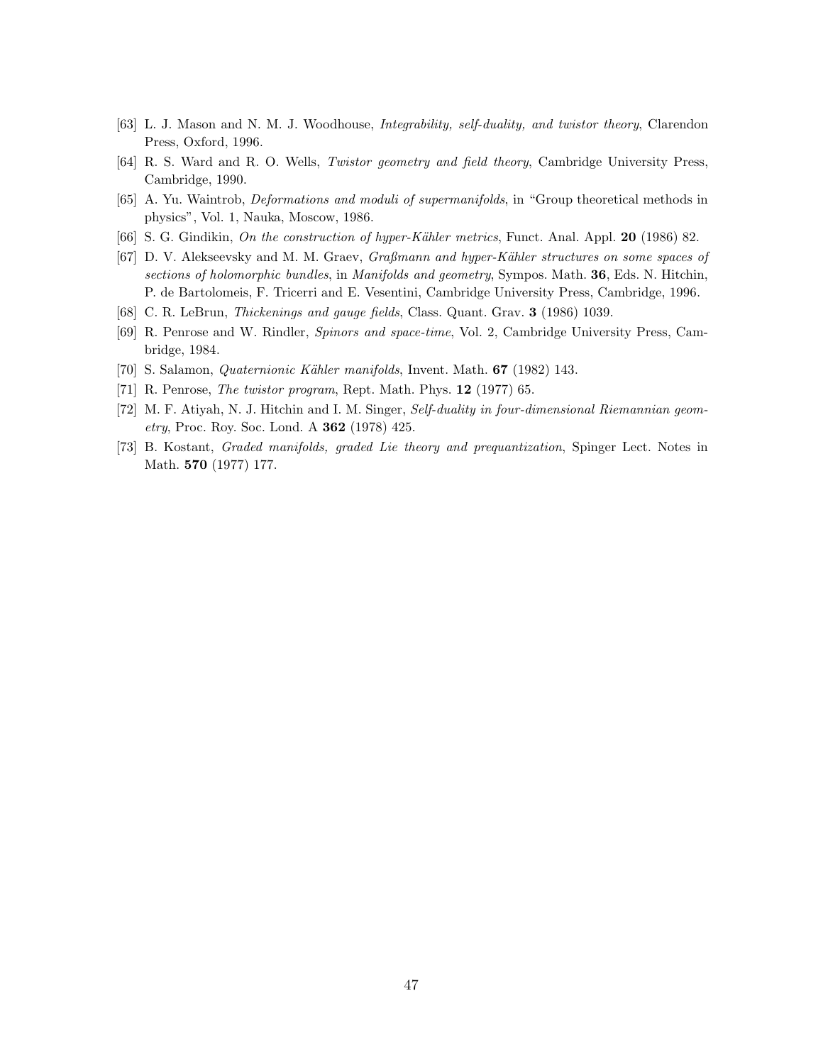[63] L. J. Mason and N. M. J. Woodhouse, *Integrability, self-duality, and twistor theory*, Clarendon Press, Oxford, 1996.

[64] R. S. Ward and R. O. Wells, *Twistor geometry and field theory*, Cambridge University Press, Cambridge, 1990.

[65] A. Yu. Waintrob, *Deformations and moduli of supermanifolds*, in "Group theoretical methods in physics", Vol. 1, Nauka, Moscow, 1986.

[66] S. G. Gindikin, *On the construction of hyper-Kähler metrics*, Funct. Anal. Appl. **20** (1986) 82.

[67] D. V. Alekseevsky and M. M. Graev, *Graßmann and hyper-Kähler structures on some spaces of sections of holomorphic bundles*, in *Manifolds and geometry*, Sympos. Math. **36**, Eds. N. Hitchin, P. de Bartolomeis, F. Tricerri and E. Vesentini, Cambridge University Press, Cambridge, 1996.

[68] C. R. LeBrun, *Thickenings and gauge fields*, Class. Quant. Grav. **3** (1986) 1039.

[69] R. Penrose and W. Rindler, *Spinors and space-time*, Vol. 2, Cambridge University Press, Cambridge, 1984.

[70] S. Salamon, *Quaternionic Kähler manifolds*, Invent. Math. **67** (1982) 143.

[71] R. Penrose, *The twistor program*, Rept. Math. Phys. **12** (1977) 65.

[72] M. F. Atiyah, N. J. Hitchin and I. M. Singer, *Self-duality in four-dimensional Riemannian geometry*, Proc. Roy. Soc. Lond. A **362** (1978) 425.

[73] B. Kostant, *Graded manifolds, graded Lie theory and prequantization*, Spinger Lect. Notes in Math. **570** (1977) 177.